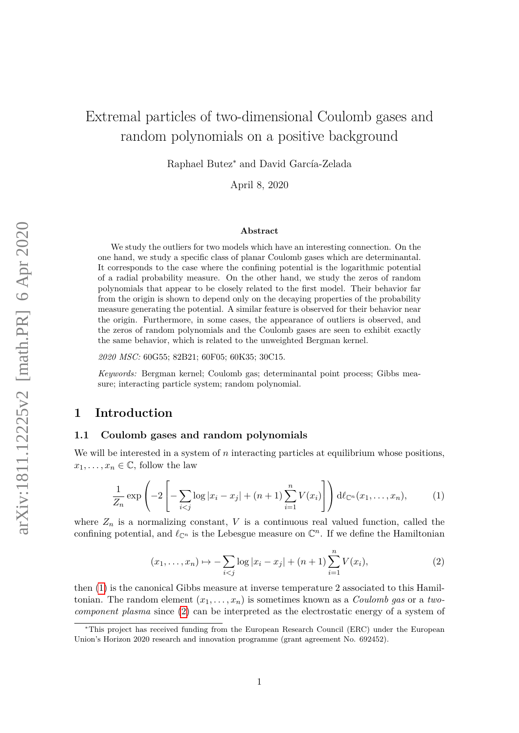# Extremal particles of two-dimensional Coulomb gases and random polynomials on a positive background

Raphael Butez[*] and David García-Zelada

April 8, 2020

### Abstract

We study the outliers for two models which have an interesting connection. On the one hand, we study a specific class of planar Coulomb gases which are determinantal. It corresponds to the case where the confining potential is the logarithmic potential of a radial probability measure. On the other hand, we study the zeros of random polynomials that appear to be closely related to the first model. Their behavior far from the origin is shown to depend only on the decaying properties of the probability measure generating the potential. A similar feature is observed for their behavior near the origin. Furthermore, in some cases, the appearance of outliers is observed, and the zeros of random polynomials and the Coulomb gases are seen to exhibit exactly the same behavior, which is related to the unweighted Bergman kernel.

*2020 MSC:* 60G55; 82B21; 60F05; 60K35; 30C15.

*Keywords:* Bergman kernel; Coulomb gas; determinantal point process; Gibbs measure; interacting particle system; random polynomial.

## 1 Introduction

### 1.1 Coulomb gases and random polynomials

We will be interested in a system of $n$ interacting particles at equilibrium whose positions, $x_1, \ldots, x_n \in \mathbb{C}$, follow the law

$$\frac{1}{Z_n} \exp\left(-2\left[-\sum_{i<j} \log|x_i - x_j| + (n+1)\sum_{i=1}^{n} V(x_i)\right]\right) \mathrm{d}\ell_{\mathbb{C}^n}(x_1, \ldots, x_n), \tag{1}$$

where $Z_n$ is a normalizing constant, $V$ is a continuous real valued function, called the confining potential, and $\ell_{\mathbb{C}^n}$ is the Lebesgue measure on $\mathbb{C}^n$. If we define the Hamiltonian

$$(x_1, \ldots, x_n) \mapsto -\sum_{i<j} \log|x_i - x_j| + (n+1)\sum_{i=1}^{n} V(x_i), \tag{2}$$

then (1) is the canonical Gibbs measure at inverse temperature 2 associated to this Hamiltonian. The random element $(x_1, \ldots, x_n)$ is sometimes known as a *Coulomb gas* or a *two-component plasma* since (2) can be interpreted as the electrostatic energy of a system of

[*]This project has received funding from the European Research Council (ERC) under the European Union's Horizon 2020 research and innovation programme (grant agreement No. 692452).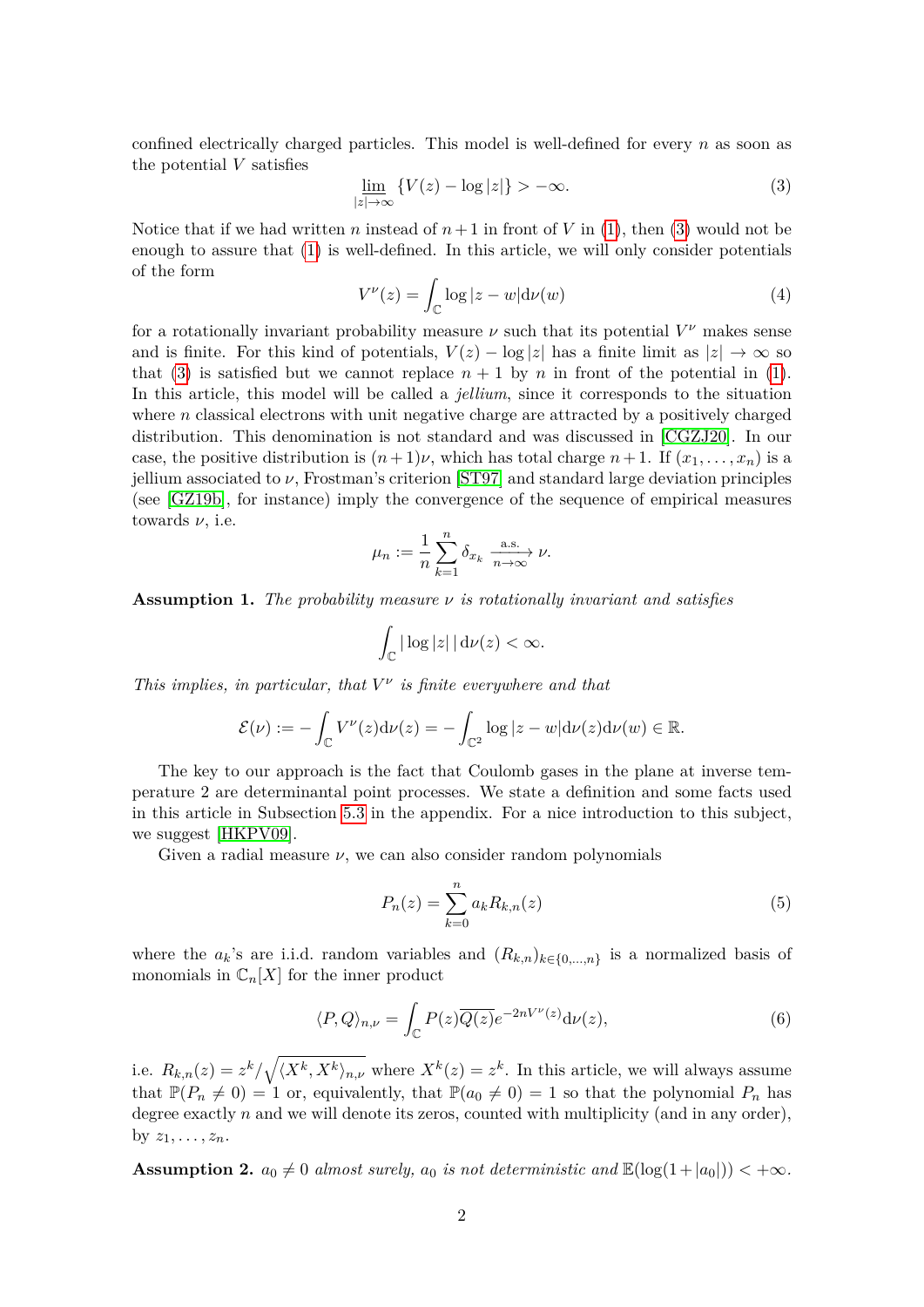confined electrically charged particles. This model is well-defined for every $n$ as soon as the potential $V$ satisfies

$$\varliminf_{|z|\to\infty} \{V(z) - \log|z|\} > -\infty. \tag{3}$$

Notice that if we had written $n$ instead of $n+1$ in front of $V$ in (1), then (3) would not be enough to assure that (1) is well-defined. In this article, we will only consider potentials of the form

$$V^\nu(z) = \int_{\mathbb{C}} \log|z-w| \mathrm{d}\nu(w) \tag{4}$$

for a rotationally invariant probability measure $\nu$ such that its potential $V^\nu$ makes sense and is finite. For this kind of potentials, $V(z) - \log|z|$ has a finite limit as $|z| \to \infty$ so that (3) is satisfied but we cannot replace $n+1$ by $n$ in front of the potential in (1). In this article, this model will be called a *jellium*, since it corresponds to the situation where $n$ classical electrons with unit negative charge are attracted by a positively charged distribution. This denomination is not standard and was discussed in [CGZJ20]. In our case, the positive distribution is $(n+1)\nu$, which has total charge $n+1$. If $(x_1, \ldots, x_n)$ is a jellium associated to $\nu$, Frostman's criterion [ST97] and standard large deviation principles (see [GZ19b], for instance) imply the convergence of the sequence of empirical measures towards $\nu$, i.e.

$$\mu_n := \frac{1}{n}\sum_{k=1}^{n} \delta_{x_k} \xrightarrow[n\to\infty]{\text{a.s.}} \nu.$$

**Assumption 1.** *The probability measure $\nu$ is rotationally invariant and satisfies*

$$\int_{\mathbb{C}} |\log|z|| \, \mathrm{d}\nu(z) < \infty.$$

*This implies, in particular, that $V^\nu$ is finite everywhere and that*

$$\mathcal{E}(\nu) := -\int_{\mathbb{C}} V^\nu(z)\mathrm{d}\nu(z) = -\int_{\mathbb{C}^2} \log|z-w|\mathrm{d}\nu(z)\mathrm{d}\nu(w) \in \mathbb{R}.$$

The key to our approach is the fact that Coulomb gases in the plane at inverse temperature 2 are determinantal point processes. We state a definition and some facts used in this article in Subsection 5.3 in the appendix. For a nice introduction to this subject, we suggest [HKPV09].

Given a radial measure $\nu$, we can also consider random polynomials

$$P_n(z) = \sum_{k=0}^{n} a_k R_{k,n}(z) \tag{5}$$

where the $a_k$'s are i.i.d. random variables and $(R_{k,n})_{k\in\{0,\ldots,n\}}$ is a normalized basis of monomials in $\mathbb{C}_n[X]$ for the inner product

$$\langle P, Q\rangle_{n,\nu} = \int_{\mathbb{C}} P(z)\overline{Q(z)}e^{-2nV^\nu(z)}\mathrm{d}\nu(z), \tag{6}$$

i.e. $R_{k,n}(z) = z^k/\sqrt{\langle X^k, X^k\rangle_{n,\nu}}$ where $X^k(z) = z^k$. In this article, we will always assume that $\mathbb{P}(P_n \neq 0) = 1$ or, equivalently, that $\mathbb{P}(a_0 \neq 0) = 1$ so that the polynomial $P_n$ has degree exactly $n$ and we will denote its zeros, counted with multiplicity (and in any order), by $z_1, \ldots, z_n$.

**Assumption 2.** *$a_0 \neq 0$ almost surely, $a_0$ is not deterministic and $\mathbb{E}(\log(1+|a_0|)) < +\infty$.*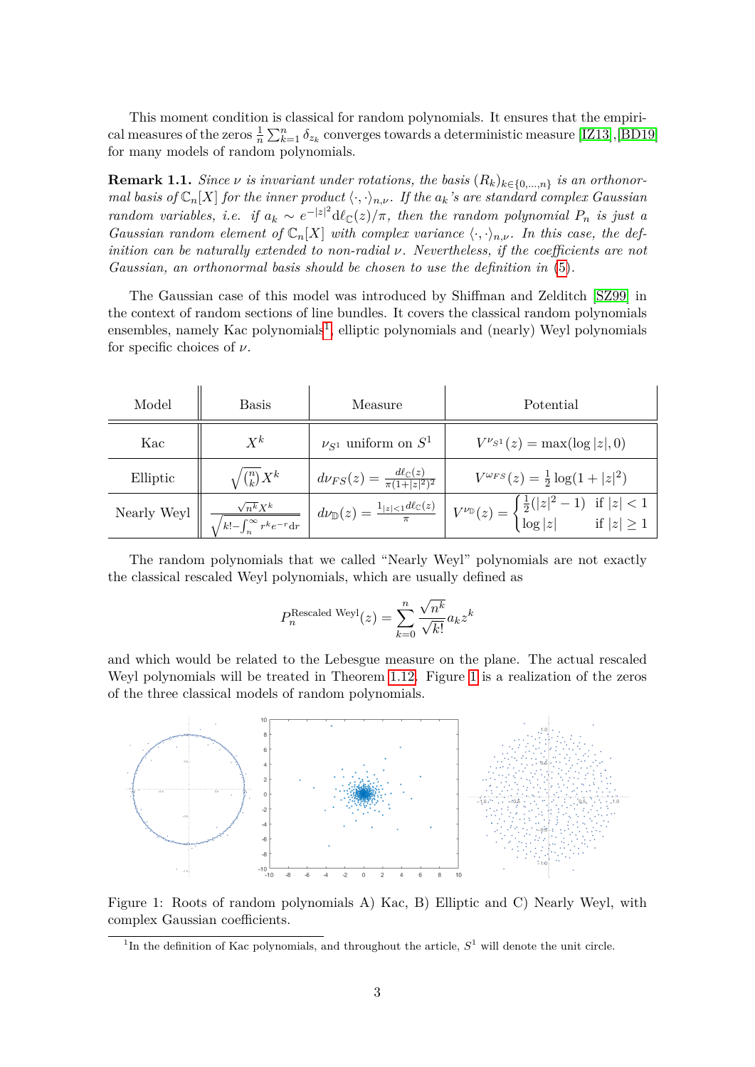This moment condition is classical for random polynomials. It ensures that the empirical measures of the zeros $\frac{1}{n}\sum_{k=1}^{n}\delta_{z_k}$ converges towards a deterministic measure [IZ13], [BD19] for many models of random polynomials.

**Remark 1.1.** *Since $\nu$ is invariant under rotations, the basis $(R_k)_{k\in\{0,\ldots,n\}}$ is an orthonormal basis of $\mathbb{C}_n[X]$ for the inner product $\langle\cdot,\cdot\rangle_{n,\nu}$. If the $a_k$'s are standard complex Gaussian random variables, i.e. if $a_k \sim e^{-|z|^2}\mathrm{d}\ell_{\mathbb{C}}(z)/\pi$, then the random polynomial $P_n$ is just a Gaussian random element of $\mathbb{C}_n[X]$ with complex variance $\langle\cdot,\cdot\rangle_{n,\nu}$. In this case, the definition can be naturally extended to non-radial $\nu$. Nevertheless, if the coefficients are not Gaussian, an orthonormal basis should be chosen to use the definition in (5).*

The Gaussian case of this model was introduced by Shiffman and Zelditch [SZ99] in the context of random sections of line bundles. It covers the classical random polynomials ensembles, namely Kac polynomials[1], elliptic polynomials and (nearly) Weyl polynomials for specific choices of $\nu$.

| Model | Basis | Measure | Potential |
|---|---|---|---|
| Kac | $X^k$ | $\nu_{S^1}$ uniform on $S^1$ | $V^{\nu_{S^1}}(z) = \max(\log\lvert z\rvert, 0)$ |
| Elliptic | $\sqrt{\binom{n}{k}}X^k$ | $d\nu_{FS}(z) = \frac{d\ell_{\mathbb{C}}(z)}{\pi(1+\lvert z\rvert^2)^2}$ | $V^{\omega_{FS}}(z) = \frac{1}{2}\log(1+\lvert z\rvert^2)$ |
| Nearly Weyl | $\frac{\sqrt{n^k}X^k}{\sqrt{k! - \int_n^\infty r^k e^{-r}\mathrm{d}r}}$ | $d\nu_{\mathbb{D}}(z) = \frac{1_{\lvert z\rvert<1}d\ell_{\mathbb{C}}(z)}{\pi}$ | $V^{\nu_{\mathbb{D}}}(z) = \begin{cases}\frac{1}{2}(\lvert z\rvert^2-1) & \text{if } \lvert z\rvert<1\\ \log\lvert z\rvert & \text{if } \lvert z\rvert\geq 1\end{cases}$ |

The random polynomials that we called "Nearly Weyl" polynomials are not exactly the classical rescaled Weyl polynomials, which are usually defined as

$$P_n^{\text{Rescaled Weyl}}(z) = \sum_{k=0}^{n}\frac{\sqrt{n^k}}{\sqrt{k!}}a_k z^k$$

and which would be related to the Lebesgue measure on the plane. The actual rescaled Weyl polynomials will be treated in Theorem 1.12. Figure 1 is a realization of the zeros of the three classical models of random polynomials.

Figure 1: Roots of random polynomials A) Kac, B) Elliptic and C) Nearly Weyl, with complex Gaussian coefficients.

[1] In the definition of Kac polynomials, and throughout the article, $S^1$ will denote the unit circle.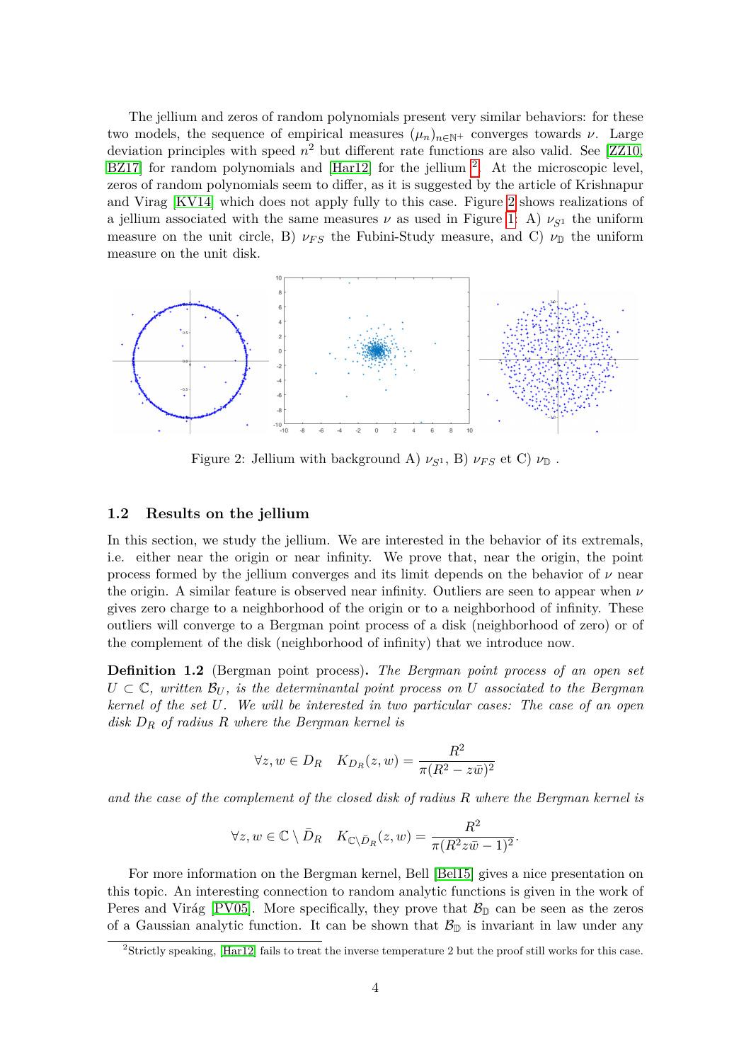The jellium and zeros of random polynomials present very similar behaviors: for these two models, the sequence of empirical measures $(\mu_n)_{n\in\mathbb{N}^+}$ converges towards $\nu$. Large deviation principles with speed $n^2$ but different rate functions are also valid. See [ZZ10, BZ17] for random polynomials and [Har12] for the jellium [2]. At the microscopic level, zeros of random polynomials seem to differ, as it is suggested by the article of Krishnapur and Virag [KV14] which does not apply fully to this case. Figure 2 shows realizations of a jellium associated with the same measures $\nu$ as used in Figure 1: A) $\nu_{S^1}$ the uniform measure on the unit circle, B) $\nu_{FS}$ the Fubini-Study measure, and C) $\nu_{\mathbb{D}}$ the uniform measure on the unit disk.

Figure 2: Jellium with background A) $\nu_{S^1}$, B) $\nu_{FS}$ et C) $\nu_{\mathbb{D}}$ .

## 1.2 Results on the jellium

In this section, we study the jellium. We are interested in the behavior of its extremals, i.e. either near the origin or near infinity. We prove that, near the origin, the point process formed by the jellium converges and its limit depends on the behavior of $\nu$ near the origin. A similar feature is observed near infinity. Outliers are seen to appear when $\nu$ gives zero charge to a neighborhood of the origin or to a neighborhood of infinity. These outliers will converge to a Bergman point process of a disk (neighborhood of zero) or of the complement of the disk (neighborhood of infinity) that we introduce now.

**Definition 1.2** (Bergman point process)**.** *The Bergman point process of an open set $U \subset \mathbb{C}$, written $\mathcal{B}_U$, is the determinantal point process on $U$ associated to the Bergman kernel of the set $U$. We will be interested in two particular cases: The case of an open disk $D_R$ of radius $R$ where the Bergman kernel is*

$$\forall z, w \in D_R \quad K_{D_R}(z, w) = \frac{R^2}{\pi(R^2 - z\bar{w})^2}$$

*and the case of the complement of the closed disk of radius $R$ where the Bergman kernel is*

$$\forall z, w \in \mathbb{C} \setminus \bar{D}_R \quad K_{\mathbb{C}\setminus\bar{D}_R}(z, w) = \frac{R^2}{\pi(R^2 z\bar{w} - 1)^2}.$$

For more information on the Bergman kernel, Bell [Bel15] gives a nice presentation on this topic. An interesting connection to random analytic functions is given in the work of Peres and Virág [PV05]. More specifically, they prove that $\mathcal{B}_{\mathbb{D}}$ can be seen as the zeros of a Gaussian analytic function. It can be shown that $\mathcal{B}_{\mathbb{D}}$ is invariant in law under any

[2] Strictly speaking, [Har12] fails to treat the inverse temperature 2 but the proof still works for this case.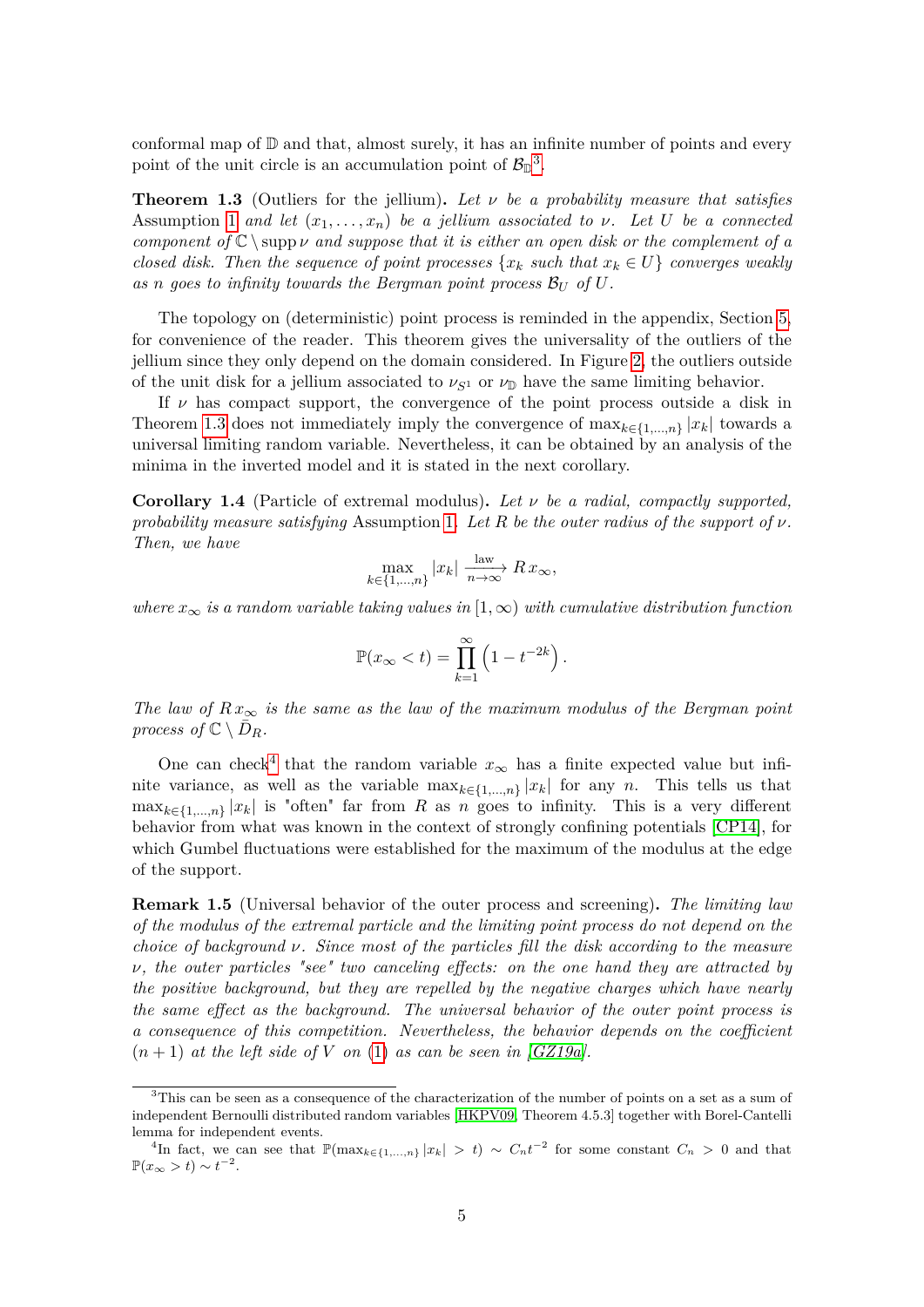conformal map of $\mathbb{D}$ and that, almost surely, it has an infinite number of points and every point of the unit circle is an accumulation point of $\mathcal{B}_{\mathbb{D}}$[3].

**Theorem 1.3** (Outliers for the jellium)**.** *Let $\nu$ be a probability measure that satisfies* Assumption 1 *and let $(x_1, \dots, x_n)$ be a jellium associated to $\nu$. Let $U$ be a connected component of $\mathbb{C} \setminus \operatorname{supp} \nu$ and suppose that it is either an open disk or the complement of a closed disk. Then the sequence of point processes $\{x_k$ such that $x_k \in U\}$ converges weakly as $n$ goes to infinity towards the Bergman point process $\mathcal{B}_U$ of $U$.*

The topology on (deterministic) point process is reminded in the appendix, Section 5, for convenience of the reader. This theorem gives the universality of the outliers of the jellium since they only depend on the domain considered. In Figure 2, the outliers outside of the unit disk for a jellium associated to $\nu_{S^1}$ or $\nu_{\mathbb{D}}$ have the same limiting behavior.

If $\nu$ has compact support, the convergence of the point process outside a disk in Theorem 1.3 does not immediately imply the convergence of $\max_{k\in\{1,\dots,n\}} |x_k|$ towards a universal limiting random variable. Nevertheless, it can be obtained by an analysis of the minima in the inverted model and it is stated in the next corollary.

**Corollary 1.4** (Particle of extremal modulus)**.** *Let $\nu$ be a radial, compactly supported, probability measure satisfying* Assumption 1*. Let $R$ be the outer radius of the support of $\nu$. Then, we have*

$$\max_{k\in\{1,\dots,n\}} |x_k| \xrightarrow[n\to\infty]{\text{law}} R\, x_\infty,$$

*where $x_\infty$ is a random variable taking values in $[1,\infty)$ with cumulative distribution function*

$$\mathbb{P}(x_\infty < t) = \prod_{k=1}^{\infty} \left(1 - t^{-2k}\right).$$

*The law of $R\, x_\infty$ is the same as the law of the maximum modulus of the Bergman point process of $\mathbb{C} \setminus \bar{D}_R$.*

One can check[4] that the random variable $x_\infty$ has a finite expected value but infinite variance, as well as the variable $\max_{k\in\{1,\dots,n\}} |x_k|$ for any $n$. This tells us that $\max_{k\in\{1,\dots,n\}} |x_k|$ is "often" far from $R$ as $n$ goes to infinity. This is a very different behavior from what was known in the context of strongly confining potentials [CP14], for which Gumbel fluctuations were established for the maximum of the modulus at the edge of the support.

**Remark 1.5** (Universal behavior of the outer process and screening)**.** *The limiting law of the modulus of the extremal particle and the limiting point process do not depend on the choice of background $\nu$. Since most of the particles fill the disk according to the measure $\nu$, the outer particles "see" two canceling effects: on the one hand they are attracted by the positive background, but they are repelled by the negative charges which have nearly the same effect as the background. The universal behavior of the outer point process is a consequence of this competition. Nevertheless, the behavior depends on the coefficient $(n + 1)$ at the left side of $V$ on (1) as can be seen in [GZ19a].*

[3] This can be seen as a consequence of the characterization of the number of points on a set as a sum of independent Bernoulli distributed random variables [HKPV09, Theorem 4.5.3] together with Borel-Cantelli lemma for independent events.

[4] In fact, we can see that $\mathbb{P}(\max_{k\in\{1,\dots,n\}} |x_k| > t) \sim C_n t^{-2}$ for some constant $C_n > 0$ and that $\mathbb{P}(x_\infty > t) \sim t^{-2}$.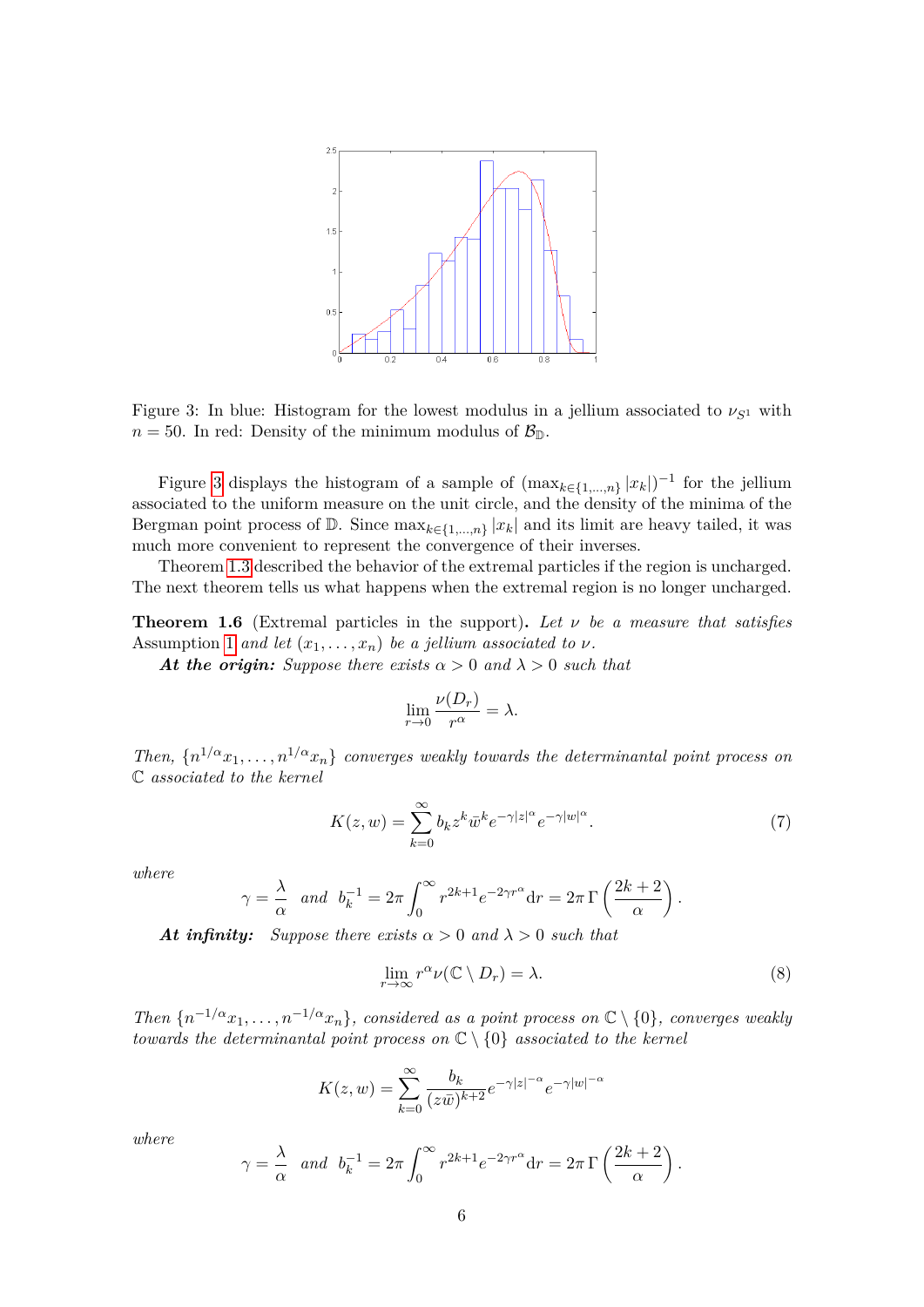Figure 3: In blue: Histogram for the lowest modulus in a jellium associated to $\nu_{S^1}$ with $n = 50$. In red: Density of the minimum modulus of $\mathcal{B}_{\mathbb{D}}$.

Figure 3 displays the histogram of a sample of $(\max_{k\in\{1,\dots,n\}} |x_k|)^{-1}$ for the jellium associated to the uniform measure on the unit circle, and the density of the minima of the Bergman point process of $\mathbb{D}$. Since $\max_{k\in\{1,\dots,n\}} |x_k|$ and its limit are heavy tailed, it was much more convenient to represent the convergence of their inverses.

Theorem 1.3 described the behavior of the extremal particles if the region is uncharged. The next theorem tells us what happens when the extremal region is no longer uncharged.

**Theorem 1.6** (Extremal particles in the support)**.** *Let $\nu$ be a measure that satisfies* Assumption 1 *and let $(x_1,\dots,x_n)$ be a jellium associated to $\nu$.*

***At the origin:*** *Suppose there exists $\alpha > 0$ and $\lambda > 0$ such that*

$$\lim_{r\to 0} \frac{\nu(D_r)}{r^\alpha} = \lambda.$$

*Then, $\{n^{1/\alpha}x_1,\dots,n^{1/\alpha}x_n\}$ converges weakly towards the determinantal point process on $\mathbb{C}$ associated to the kernel*

$$K(z,w) = \sum_{k=0}^{\infty} b_k z^k \bar{w}^k e^{-\gamma|z|^\alpha} e^{-\gamma|w|^\alpha}. \tag{7}$$

*where*

$$\gamma = \frac{\lambda}{\alpha} \quad \textit{and} \quad b_k^{-1} = 2\pi \int_0^\infty r^{2k+1} e^{-2\gamma r^\alpha} \mathrm{d}r = 2\pi\, \Gamma\left(\frac{2k+2}{\alpha}\right).$$

***At infinity:*** *Suppose there exists $\alpha > 0$ and $\lambda > 0$ such that*

$$\lim_{r\to\infty} r^\alpha \nu(\mathbb{C}\setminus D_r) = \lambda. \tag{8}$$

*Then $\{n^{-1/\alpha}x_1,\dots,n^{-1/\alpha}x_n\}$, considered as a point process on $\mathbb{C}\setminus\{0\}$, converges weakly towards the determinantal point process on $\mathbb{C}\setminus\{0\}$ associated to the kernel*

$$K(z,w) = \sum_{k=0}^{\infty} \frac{b_k}{(z\bar{w})^{k+2}} e^{-\gamma|z|^{-\alpha}} e^{-\gamma|w|^{-\alpha}}$$

*where*

$$\gamma = \frac{\lambda}{\alpha} \quad \textit{and} \quad b_k^{-1} = 2\pi \int_0^\infty r^{2k+1} e^{-2\gamma r^\alpha} \mathrm{d}r = 2\pi\, \Gamma\left(\frac{2k+2}{\alpha}\right).$$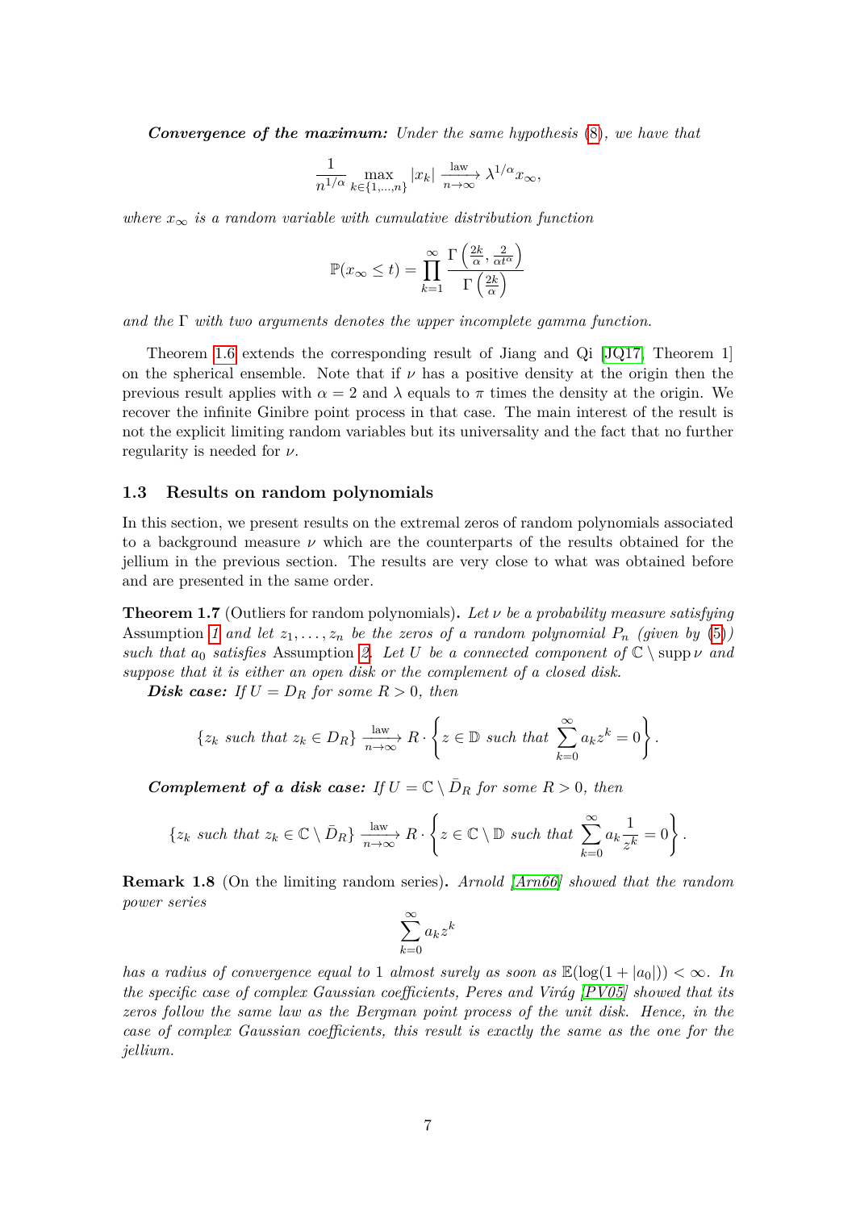***Convergence of the maximum:*** *Under the same hypothesis* (8)*, we have that*

$$\frac{1}{n^{1/\alpha}} \max_{k\in\{1,\ldots,n\}} |x_k| \xrightarrow[n\to\infty]{\text{law}} \lambda^{1/\alpha} x_\infty,$$

*where $x_\infty$ is a random variable with cumulative distribution function*

$$\mathbb{P}(x_\infty \leq t) = \prod_{k=1}^{\infty} \frac{\Gamma\left(\frac{2k}{\alpha}, \frac{2}{\alpha t^\alpha}\right)}{\Gamma\left(\frac{2k}{\alpha}\right)}$$

*and the $\Gamma$ with two arguments denotes the upper incomplete gamma function.*

Theorem 1.6 extends the corresponding result of Jiang and Qi [JQ17, Theorem 1] on the spherical ensemble. Note that if $\nu$ has a positive density at the origin then the previous result applies with $\alpha = 2$ and $\lambda$ equals to $\pi$ times the density at the origin. We recover the infinite Ginibre point process in that case. The main interest of the result is not the explicit limiting random variables but its universality and the fact that no further regularity is needed for $\nu$.

### 1.3 Results on random polynomials

In this section, we present results on the extremal zeros of random polynomials associated to a background measure $\nu$ which are the counterparts of the results obtained for the jellium in the previous section. The results are very close to what was obtained before and are presented in the same order.

**Theorem 1.7** (Outliers for random polynomials)**.** *Let $\nu$ be a probability measure satisfying* Assumption 1 *and let $z_1, \ldots, z_n$ be the zeros of a random polynomial $P_n$ (given by* (5)*) such that $a_0$ satisfies* Assumption 2*. Let $U$ be a connected component of $\mathbb{C} \setminus \operatorname{supp} \nu$ and suppose that it is either an open disk or the complement of a closed disk.*

***Disk case:*** *If $U = D_R$ for some $R > 0$, then*

$$\{z_k \text{ such that } z_k \in D_R\} \xrightarrow[n\to\infty]{\text{law}} R \cdot \left\{ z \in \mathbb{D} \text{ such that } \sum_{k=0}^{\infty} a_k z^k = 0 \right\}.$$

***Complement of a disk case:*** *If $U = \mathbb{C} \setminus \bar{D}_R$ for some $R > 0$, then*

$$\{z_k \text{ such that } z_k \in \mathbb{C} \setminus \bar{D}_R\} \xrightarrow[n\to\infty]{\text{law}} R \cdot \left\{ z \in \mathbb{C} \setminus \mathbb{D} \text{ such that } \sum_{k=0}^{\infty} a_k \frac{1}{z^k} = 0 \right\}.$$

**Remark 1.8** (On the limiting random series)**.** *Arnold [Arn66] showed that the random power series*

$$\sum_{k=0}^{\infty} a_k z^k$$

*has a radius of convergence equal to 1 almost surely as soon as $\mathbb{E}(\log(1 + |a_0|)) < \infty$. In the specific case of complex Gaussian coefficients, Peres and Virág [PV05] showed that its zeros follow the same law as the Bergman point process of the unit disk. Hence, in the case of complex Gaussian coefficients, this result is exactly the same as the one for the jellium.*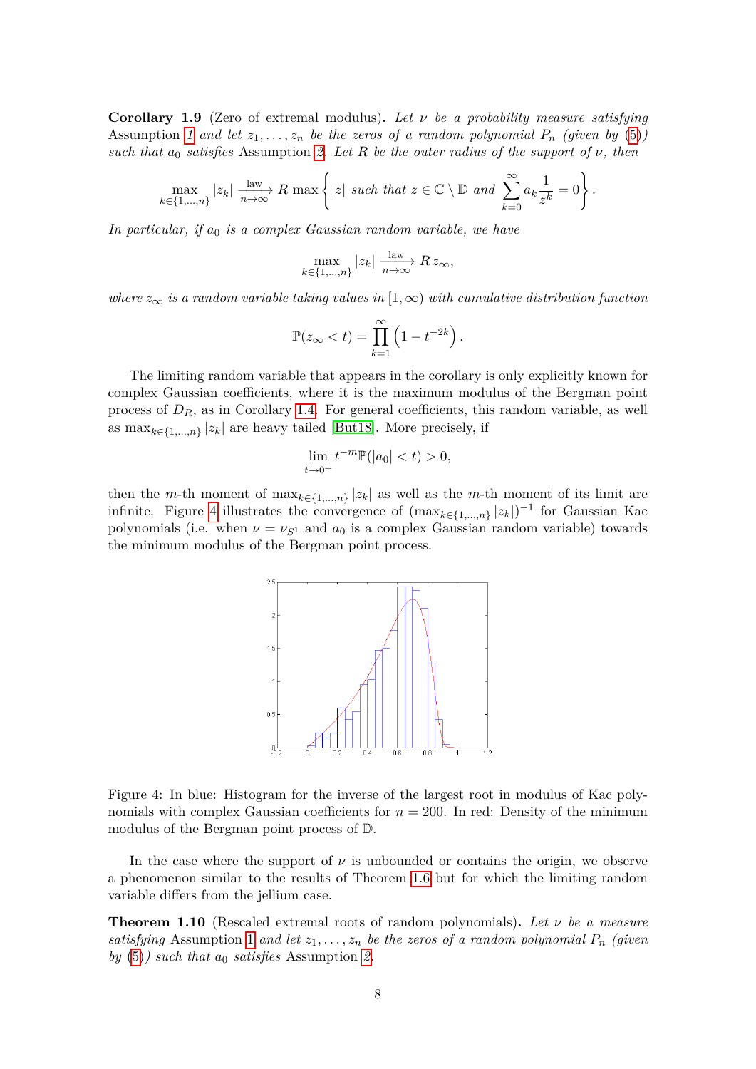**Corollary 1.9** (Zero of extremal modulus)**.** *Let $\nu$ be a probability measure satisfying* Assumption 1 *and let $z_1, \ldots, z_n$ be the zeros of a random polynomial $P_n$ (given by* (5)*) such that $a_0$ satisfies* Assumption 2*. Let $R$ be the outer radius of the support of $\nu$, then*

$$\max_{k \in \{1,\ldots,n\}} |z_k| \xrightarrow[n\to\infty]{\text{law}} R \max \left\{ |z| \text{ such that } z \in \mathbb{C} \setminus \mathbb{D} \text{ and } \sum_{k=0}^{\infty} a_k \frac{1}{z^k} = 0 \right\}.$$

*In particular, if $a_0$ is a complex Gaussian random variable, we have*

$$\max_{k \in \{1,\ldots,n\}} |z_k| \xrightarrow[n\to\infty]{\text{law}} R\, z_\infty,$$

*where $z_\infty$ is a random variable taking values in $[1, \infty)$ with cumulative distribution function*

$$\mathbb{P}(z_\infty < t) = \prod_{k=1}^{\infty} \left(1 - t^{-2k}\right).$$

The limiting random variable that appears in the corollary is only explicitly known for complex Gaussian coefficients, where it is the maximum modulus of the Bergman point process of $D_R$, as in Corollary 1.4. For general coefficients, this random variable, as well as $\max_{k \in \{1,\ldots,n\}} |z_k|$ are heavy tailed [But18]. More precisely, if

$$\varliminf_{t \to 0^+} t^{-m} \mathbb{P}(|a_0| < t) > 0,$$

then the $m$-th moment of $\max_{k \in \{1,\ldots,n\}} |z_k|$ as well as the $m$-th moment of its limit are infinite. Figure 4 illustrates the convergence of $(\max_{k \in \{1,\ldots,n\}} |z_k|)^{-1}$ for Gaussian Kac polynomials (i.e. when $\nu = \nu_{S^1}$ and $a_0$ is a complex Gaussian random variable) towards the minimum modulus of the Bergman point process.

Figure 4: In blue: Histogram for the inverse of the largest root in modulus of Kac polynomials with complex Gaussian coefficients for $n = 200$. In red: Density of the minimum modulus of the Bergman point process of $\mathbb{D}$.

In the case where the support of $\nu$ is unbounded or contains the origin, we observe a phenomenon similar to the results of Theorem 1.6 but for which the limiting random variable differs from the jellium case.

**Theorem 1.10** (Rescaled extremal roots of random polynomials)**.** *Let $\nu$ be a measure satisfying* Assumption 1 *and let $z_1, \ldots, z_n$ be the zeros of a random polynomial $P_n$ (given by* (5)*) such that $a_0$ satisfies* Assumption 2*.*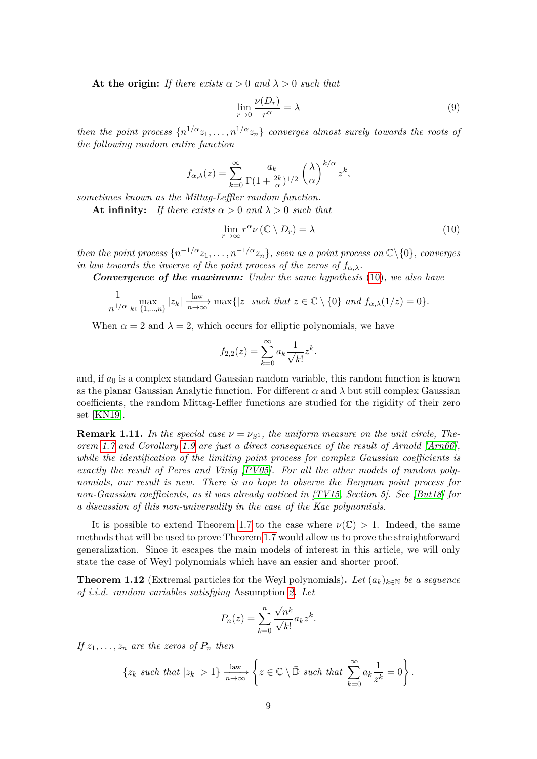**At the origin:** *If there exists $\alpha > 0$ and $\lambda > 0$ such that*

$$\lim_{r\to 0} \frac{\nu(D_r)}{r^\alpha} = \lambda \tag{9}$$

*then the point process $\{n^{1/\alpha}z_1, \ldots, n^{1/\alpha}z_n\}$ converges almost surely towards the roots of the following random entire function*

$$f_{\alpha,\lambda}(z) = \sum_{k=0}^{\infty} \frac{a_k}{\Gamma(1+\frac{2k}{\alpha})^{1/2}} \left(\frac{\lambda}{\alpha}\right)^{k/\alpha} z^k,$$

*sometimes known as the Mittag-Leffler random function.*

**At infinity:** *If there exists $\alpha > 0$ and $\lambda > 0$ such that*

$$\lim_{r\to\infty} r^\alpha \nu\left(\mathbb{C} \setminus D_r\right) = \lambda \tag{10}$$

*then the point process $\{n^{-1/\alpha}z_1, \ldots, n^{-1/\alpha}z_n\}$, seen as a point process on $\mathbb{C}\setminus\{0\}$, converges in law towards the inverse of the point process of the zeros of $f_{\alpha,\lambda}$.*

***Convergence of the maximum:*** *Under the same hypothesis (10), we also have*

$$\frac{1}{n^{1/\alpha}} \max_{k\in\{1,\ldots,n\}} |z_k| \xrightarrow[n\to\infty]{\text{law}} \max\{|z| \text{ such that } z \in \mathbb{C}\setminus\{0\} \text{ and } f_{\alpha,\lambda}(1/z) = 0\}.$$

When $\alpha = 2$ and $\lambda = 2$, which occurs for elliptic polynomials, we have

$$f_{2,2}(z) = \sum_{k=0}^{\infty} a_k \frac{1}{\sqrt{k!}} z^k.$$

and, if $a_0$ is a complex standard Gaussian random variable, this random function is known as the planar Gaussian Analytic function. For different $\alpha$ and $\lambda$ but still complex Gaussian coefficients, the random Mittag-Leffler functions are studied for the rigidity of their zero set [KN19].

**Remark 1.11.** *In the special case $\nu = \nu_{S^1}$, the uniform measure on the unit circle, Theorem 1.7 and Corollary 1.9 are just a direct consequence of the result of Arnold [Arn66], while the identification of the limiting point process for complex Gaussian coefficients is exactly the result of Peres and Virág [PV05]. For all the other models of random polynomials, our result is new. There is no hope to observe the Bergman point process for non-Gaussian coefficients, as it was already noticed in [TV15, Section 5]. See [But18] for a discussion of this non-universality in the case of the Kac polynomials.*

It is possible to extend Theorem 1.7 to the case where $\nu(\mathbb{C}) > 1$. Indeed, the same methods that will be used to prove Theorem 1.7 would allow us to prove the straightforward generalization. Since it escapes the main models of interest in this article, we will only state the case of Weyl polynomials which have an easier and shorter proof.

**Theorem 1.12** (Extremal particles for the Weyl polynomials)**.** *Let $(a_k)_{k\in\mathbb{N}}$ be a sequence of i.i.d. random variables satisfying* Assumption 2*. Let*

$$P_n(z) = \sum_{k=0}^{n} \frac{\sqrt{n^k}}{\sqrt{k!}} a_k z^k.$$

*If $z_1, \ldots, z_n$ are the zeros of $P_n$ then*

$$\{z_k \text{ such that } |z_k| > 1\} \xrightarrow[n\to\infty]{\text{law}} \left\{ z \in \mathbb{C}\setminus\bar{\mathbb{D}} \text{ such that } \sum_{k=0}^{\infty} a_k \frac{1}{z^k} = 0 \right\}.$$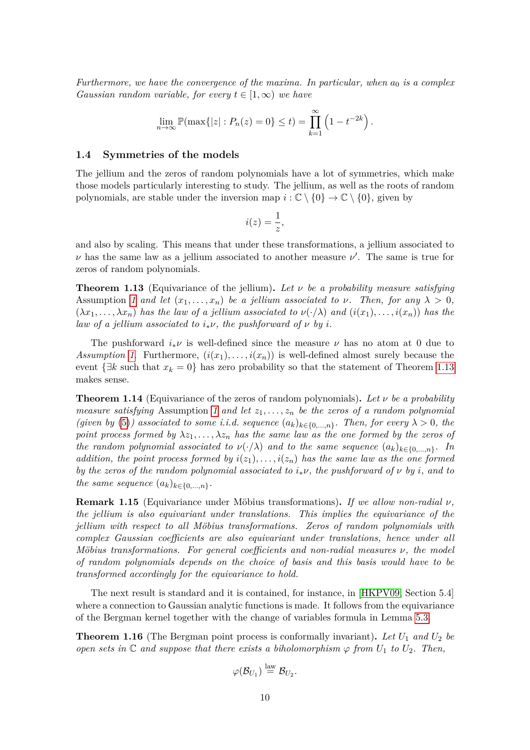*Furthermore, we have the convergence of the maxima. In particular, when $a_0$ is a complex Gaussian random variable, for every $t \in [1, \infty)$ we have*

$$\lim_{n\to\infty} \mathbb{P}(\max\{|z| : P_n(z) = 0\} \le t) = \prod_{k=1}^{\infty} \left(1 - t^{-2k}\right).$$

### 1.4 Symmetries of the models

The jellium and the zeros of random polynomials have a lot of symmetries, which make those models particularly interesting to study. The jellium, as well as the roots of random polynomials, are stable under the inversion map $i : \mathbb{C} \setminus \{0\} \to \mathbb{C} \setminus \{0\}$, given by

$$i(z) = \frac{1}{z},$$

and also by scaling. This means that under these transformations, a jellium associated to $\nu$ has the same law as a jellium associated to another measure $\nu'$. The same is true for zeros of random polynomials.

**Theorem 1.13** (Equivariance of the jellium)**.** *Let $\nu$ be a probability measure satisfying* Assumption 1 *and let $(x_1, \dots, x_n)$ be a jellium associated to $\nu$. Then, for any $\lambda > 0$, $(\lambda x_1, \dots, \lambda x_n)$ has the law of a jellium associated to $\nu(\cdot/\lambda)$ and $(i(x_1), \dots, i(x_n))$ has the law of a jellium associated to $i_*\nu$, the pushforward of $\nu$ by $i$.*

The pushforward $i_*\nu$ is well-defined since the measure $\nu$ has no atom at 0 due to *Assumption 1*. Furthermore, $(i(x_1), \dots, i(x_n))$ is well-defined almost surely because the event $\{\exists k \text{ such that } x_k = 0\}$ has zero probability so that the statement of Theorem 1.13 makes sense.

**Theorem 1.14** (Equivariance of the zeros of random polynomials)**.** *Let $\nu$ be a probability measure satisfying* Assumption 1 *and let $z_1, \dots, z_n$ be the zeros of a random polynomial (given by (5)) associated to some i.i.d. sequence $(a_k)_{k\in\{0,\dots,n\}}$. Then, for every $\lambda > 0$, the point process formed by $\lambda z_1, \dots, \lambda z_n$ has the same law as the one formed by the zeros of the random polynomial associated to $\nu(\cdot/\lambda)$ and to the same sequence $(a_k)_{k\in\{0,\dots,n\}}$. In addition, the point process formed by $i(z_1), \dots, i(z_n)$ has the same law as the one formed by the zeros of the random polynomial associated to $i_*\nu$, the pushforward of $\nu$ by $i$, and to the same sequence $(a_k)_{k\in\{0,\dots,n\}}$.*

**Remark 1.15** (Equivariance under Möbius transformations)**.** *If we allow non-radial $\nu$, the jellium is also equivariant under translations. This implies the equivariance of the jellium with respect to all Möbius transformations. Zeros of random polynomials with complex Gaussian coefficients are also equivariant under translations, hence under all Möbius transformations. For general coefficients and non-radial measures $\nu$, the model of random polynomials depends on the choice of basis and this basis would have to be transformed accordingly for the equivariance to hold.*

The next result is standard and it is contained, for instance, in [HKPV09, Section 5.4] where a connection to Gaussian analytic functions is made. It follows from the equivariance of the Bergman kernel together with the change of variables formula in Lemma 5.3.

**Theorem 1.16** (The Bergman point process is conformally invariant)**.** *Let $U_1$ and $U_2$ be open sets in $\mathbb{C}$ and suppose that there exists a biholomorphism $\varphi$ from $U_1$ to $U_2$. Then,*

$$\varphi(\mathcal{B}_{U_1}) \overset{\text{law}}{=} \mathcal{B}_{U_2}.$$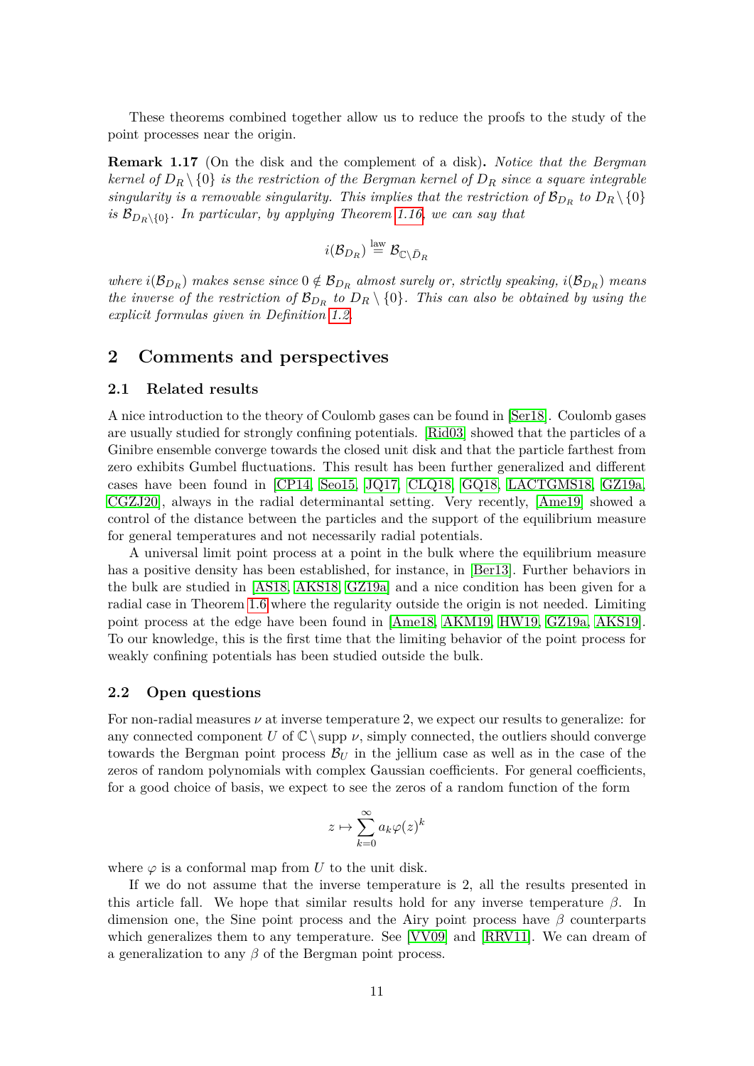These theorems combined together allow us to reduce the proofs to the study of the point processes near the origin.

**Remark 1.17** (On the disk and the complement of a disk)**.** *Notice that the Bergman kernel of $D_R \setminus \{0\}$ is the restriction of the Bergman kernel of $D_R$ since a square integrable singularity is a removable singularity. This implies that the restriction of $\mathcal{B}_{D_R}$ to $D_R \setminus \{0\}$ is $\mathcal{B}_{D_R \setminus \{0\}}$. In particular, by applying Theorem 1.16, we can say that*

$$i(\mathcal{B}_{D_R}) \overset{\text{law}}{=} \mathcal{B}_{\mathbb{C}\setminus \bar{D}_R}$$

*where $i(\mathcal{B}_{D_R})$ makes sense since $0 \notin \mathcal{B}_{D_R}$ almost surely or, strictly speaking, $i(\mathcal{B}_{D_R})$ means the inverse of the restriction of $\mathcal{B}_{D_R}$ to $D_R \setminus \{0\}$. This can also be obtained by using the explicit formulas given in Definition 1.2.*

## 2 Comments and perspectives

### 2.1 Related results

A nice introduction to the theory of Coulomb gases can be found in [Ser18]. Coulomb gases are usually studied for strongly confining potentials. [Rid03] showed that the particles of a Ginibre ensemble converge towards the closed unit disk and that the particle farthest from zero exhibits Gumbel fluctuations. This result has been further generalized and different cases have been found in [CP14, Seo15, JQ17, CLQ18, GQ18, LACTGMS18, GZ19a, CGZJ20], always in the radial determinantal setting. Very recently, [Ame19] showed a control of the distance between the particles and the support of the equilibrium measure for general temperatures and not necessarily radial potentials.

A universal limit point process at a point in the bulk where the equilibrium measure has a positive density has been established, for instance, in [Ber13]. Further behaviors in the bulk are studied in [AS18, AKS18, GZ19a] and a nice condition has been given for a radial case in Theorem 1.6 where the regularity outside the origin is not needed. Limiting point process at the edge have been found in [Ame18, AKM19, HW19, GZ19a, AKS19]. To our knowledge, this is the first time that the limiting behavior of the point process for weakly confining potentials has been studied outside the bulk.

### 2.2 Open questions

For non-radial measures $\nu$ at inverse temperature 2, we expect our results to generalize: for any connected component $U$ of $\mathbb{C} \setminus \operatorname{supp} \nu$, simply connected, the outliers should converge towards the Bergman point process $\mathcal{B}_U$ in the jellium case as well as in the case of the zeros of random polynomials with complex Gaussian coefficients. For general coefficients, for a good choice of basis, we expect to see the zeros of a random function of the form

$$z \mapsto \sum_{k=0}^{\infty} a_k \varphi(z)^k$$

where $\varphi$ is a conformal map from $U$ to the unit disk.

If we do not assume that the inverse temperature is 2, all the results presented in this article fall. We hope that similar results hold for any inverse temperature $\beta$. In dimension one, the Sine point process and the Airy point process have $\beta$ counterparts which generalizes them to any temperature. See [VV09] and [RRV11]. We can dream of a generalization to any $\beta$ of the Bergman point process.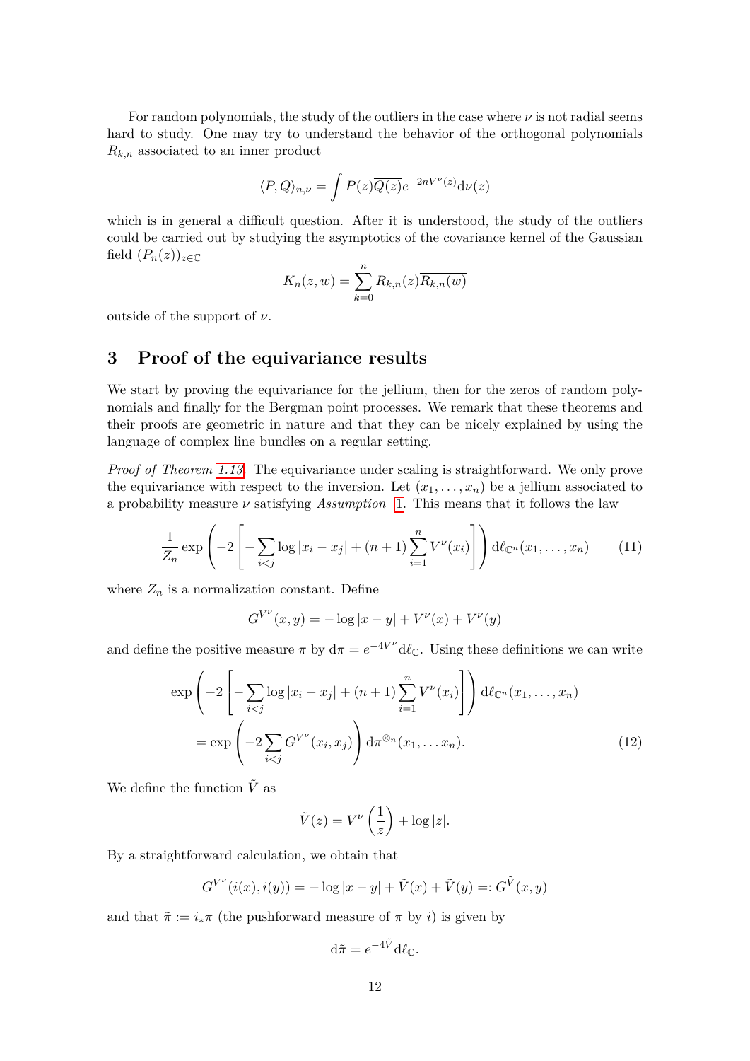For random polynomials, the study of the outliers in the case where $\nu$ is not radial seems hard to study. One may try to understand the behavior of the orthogonal polynomials $R_{k,n}$ associated to an inner product

$$\langle P, Q\rangle_{n,\nu} = \int P(z)\overline{Q(z)}e^{-2nV^{\nu}(z)}\mathrm{d}\nu(z)$$

which is in general a difficult question. After it is understood, the study of the outliers could be carried out by studying the asymptotics of the covariance kernel of the Gaussian field $(P_n(z))_{z\in\mathbb{C}}$

$$K_n(z,w) = \sum_{k=0}^{n} R_{k,n}(z)\overline{R_{k,n}(w)}$$

outside of the support of $\nu$.

# 3 Proof of the equivariance results

We start by proving the equivariance for the jellium, then for the zeros of random polynomials and finally for the Bergman point processes. We remark that these theorems and their proofs are geometric in nature and that they can be nicely explained by using the language of complex line bundles on a regular setting.

*Proof of Theorem 1.13.* The equivariance under scaling is straightforward. We only prove the equivariance with respect to the inversion. Let $(x_1,\ldots,x_n)$ be a jellium associated to a probability measure $\nu$ satisfying *Assumption* 1. This means that it follows the law

$$\frac{1}{Z_n}\exp\left(-2\left[-\sum_{i<j}\log|x_i-x_j| + (n+1)\sum_{i=1}^{n}V^{\nu}(x_i)\right]\right)\mathrm{d}\ell_{\mathbb{C}^n}(x_1,\ldots,x_n) \tag{11}$$

where $Z_n$ is a normalization constant. Define

$$G^{V^{\nu}}(x,y) = -\log|x-y| + V^{\nu}(x) + V^{\nu}(y)$$

and define the positive measure $\pi$ by $\mathrm{d}\pi = e^{-4V^{\nu}}\mathrm{d}\ell_{\mathbb{C}}$. Using these definitions we can write

$$\begin{aligned}
&\exp\left(-2\left[-\sum_{i<j}\log|x_i-x_j| + (n+1)\sum_{i=1}^{n}V^{\nu}(x_i)\right]\right)\mathrm{d}\ell_{\mathbb{C}^n}(x_1,\ldots,x_n)\\
&\quad= \exp\left(-2\sum_{i<j}G^{V^{\nu}}(x_i,x_j)\right)\mathrm{d}\pi^{\otimes n}(x_1,\ldots x_n).
\end{aligned} \tag{12}$$

We define the function $\tilde{V}$ as

$$\tilde{V}(z) = V^{\nu}\left(\frac{1}{z}\right) + \log|z|.$$

By a straightforward calculation, we obtain that

$$G^{V^{\nu}}(i(x),i(y)) = -\log|x-y| + \tilde{V}(x) + \tilde{V}(y) =: G^{\tilde{V}}(x,y)$$

and that $\tilde{\pi} := i_*\pi$ (the pushforward measure of $\pi$ by $i$) is given by

$$\mathrm{d}\tilde{\pi} = e^{-4\tilde{V}}\mathrm{d}\ell_{\mathbb{C}}.$$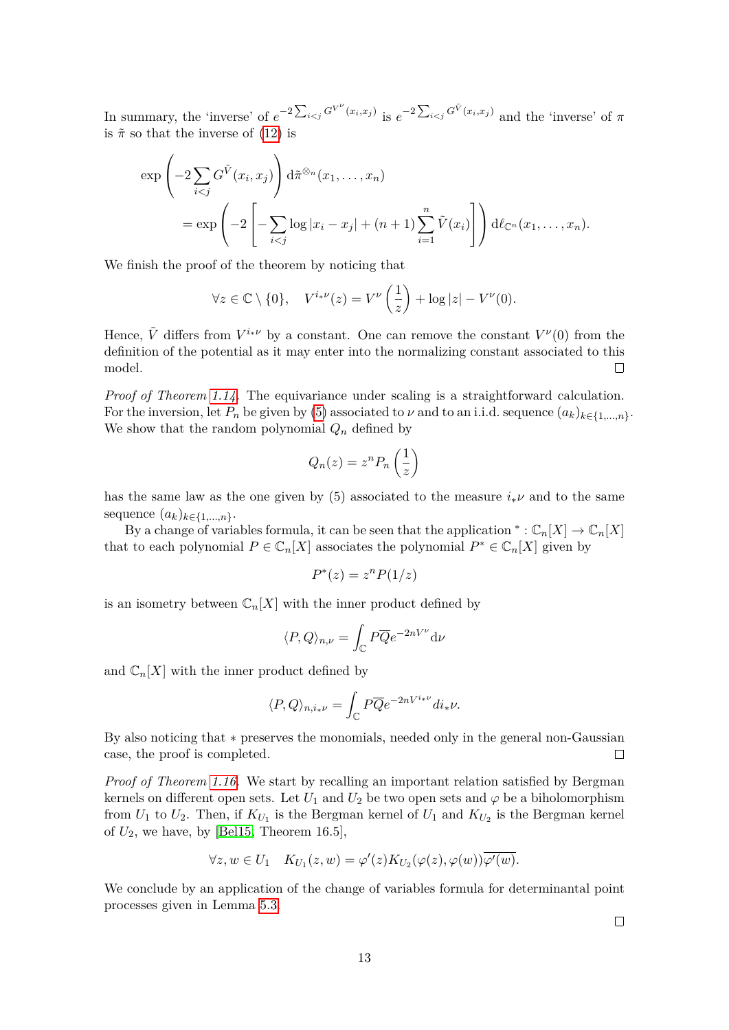In summary, the 'inverse' of $e^{-2\sum_{i<j} G^{V^\nu}(x_i,x_j)}$ is $e^{-2\sum_{i<j} G^{\tilde{V}}(x_i,x_j)}$ and the 'inverse' of $\pi$ is $\tilde{\pi}$ so that the inverse of (12) is

$$\exp\left(-2\sum_{i<j} G^{\tilde{V}}(x_i,x_j)\right) \mathrm{d}\tilde{\pi}^{\otimes n}(x_1,\ldots,x_n)$$
$$= \exp\left(-2\left[-\sum_{i<j}\log|x_i-x_j| + (n+1)\sum_{i=1}^n \tilde{V}(x_i)\right]\right) \mathrm{d}\ell_{\mathbb{C}^n}(x_1,\ldots,x_n).$$

We finish the proof of the theorem by noticing that

$$\forall z \in \mathbb{C}\setminus\{0\}, \quad V^{i_*\nu}(z) = V^\nu\left(\frac{1}{z}\right) + \log|z| - V^\nu(0).$$

Hence, $\tilde{V}$ differs from $V^{i_*\nu}$ by a constant. One can remove the constant $V^\nu(0)$ from the definition of the potential as it may enter into the normalizing constant associated to this model. □

*Proof of Theorem 1.14.* The equivariance under scaling is a straightforward calculation. For the inversion, let $P_n$ be given by (5) associated to $\nu$ and to an i.i.d. sequence $(a_k)_{k\in\{1,\ldots,n\}}$. We show that the random polynomial $Q_n$ defined by

$$Q_n(z) = z^n P_n\left(\frac{1}{z}\right)$$

has the same law as the one given by (5) associated to the measure $i_*\nu$ and to the same sequence $(a_k)_{k\in\{1,\ldots,n\}}$.

By a change of variables formula, it can be seen that the application ${}^* : \mathbb{C}_n[X] \to \mathbb{C}_n[X]$ that to each polynomial $P \in \mathbb{C}_n[X]$ associates the polynomial $P^* \in \mathbb{C}_n[X]$ given by

$$P^*(z) = z^n P(1/z)$$

is an isometry between $\mathbb{C}_n[X]$ with the inner product defined by

$$\langle P, Q\rangle_{n,\nu} = \int_{\mathbb{C}} P\overline{Q} e^{-2nV^\nu}\mathrm{d}\nu$$

and $\mathbb{C}_n[X]$ with the inner product defined by

$$\langle P, Q\rangle_{n,i_*\nu} = \int_{\mathbb{C}} P\overline{Q} e^{-2nV^{i_*\nu}} di_*\nu.$$

By also noticing that $*$ preserves the monomials, needed only in the general non-Gaussian case, the proof is completed. □

*Proof of Theorem 1.16.* We start by recalling an important relation satisfied by Bergman kernels on different open sets. Let $U_1$ and $U_2$ be two open sets and $\varphi$ be a biholomorphism from $U_1$ to $U_2$. Then, if $K_{U_1}$ is the Bergman kernel of $U_1$ and $K_{U_2}$ is the Bergman kernel of $U_2$, we have, by [Bel15, Theorem 16.5],

$$\forall z, w \in U_1 \quad K_{U_1}(z,w) = \varphi'(z) K_{U_2}(\varphi(z),\varphi(w))\overline{\varphi'(w)}.$$

We conclude by an application of the change of variables formula for determinantal point processes given in Lemma 5.3.

□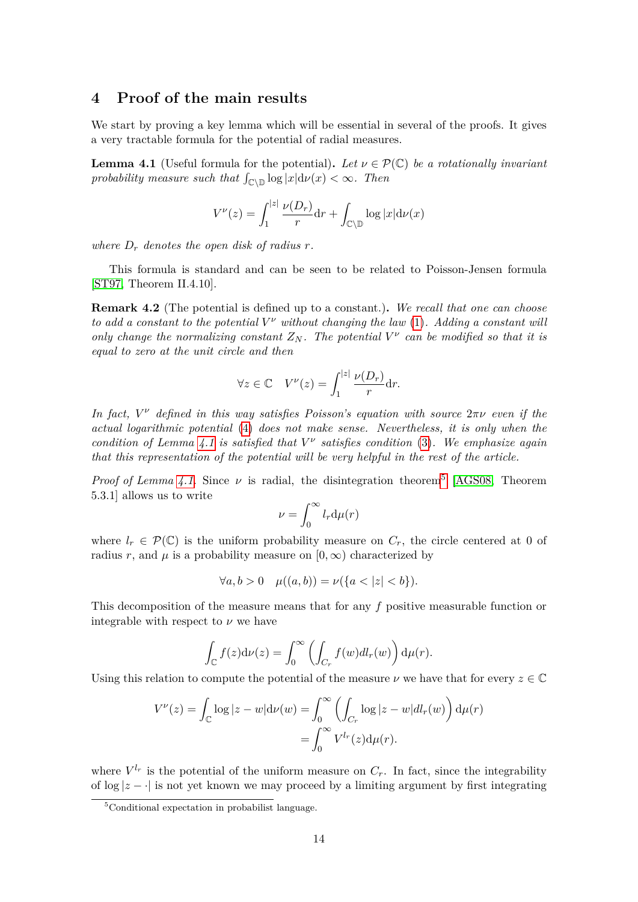## 4 Proof of the main results

We start by proving a key lemma which will be essential in several of the proofs. It gives a very tractable formula for the potential of radial measures.

**Lemma 4.1** (Useful formula for the potential)**.** *Let $\nu \in \mathcal{P}(\mathbb{C})$ be a rotationally invariant probability measure such that $\int_{\mathbb{C}\setminus\mathbb{D}} \log|x| \mathrm{d}\nu(x) < \infty$. Then*

$$V^\nu(z) = \int_1^{|z|} \frac{\nu(D_r)}{r} \mathrm{d}r + \int_{\mathbb{C}\setminus\mathbb{D}} \log|x| \mathrm{d}\nu(x)$$

*where $D_r$ denotes the open disk of radius $r$.*

This formula is standard and can be seen to be related to Poisson-Jensen formula [ST97, Theorem II.4.10].

**Remark 4.2** (The potential is defined up to a constant.)**.** *We recall that one can choose to add a constant to the potential $V^\nu$ without changing the law (1). Adding a constant will only change the normalizing constant $Z_N$. The potential $V^\nu$ can be modified so that it is equal to zero at the unit circle and then*

$$\forall z \in \mathbb{C} \quad V^\nu(z) = \int_1^{|z|} \frac{\nu(D_r)}{r} \mathrm{d}r.$$

*In fact, $V^\nu$ defined in this way satisfies Poisson's equation with source $2\pi\nu$ even if the actual logarithmic potential (4) does not make sense. Nevertheless, it is only when the condition of Lemma 4.1 is satisfied that $V^\nu$ satisfies condition (3). We emphasize again that this representation of the potential will be very helpful in the rest of the article.*

*Proof of Lemma 4.1.* Since $\nu$ is radial, the disintegration theorem[5] [AGS08, Theorem 5.3.1] allows us to write

$$\nu = \int_0^\infty l_r \mathrm{d}\mu(r)$$

where $l_r \in \mathcal{P}(\mathbb{C})$ is the uniform probability measure on $C_r$, the circle centered at 0 of radius $r$, and $\mu$ is a probability measure on $[0, \infty)$ characterized by

$$\forall a, b > 0 \quad \mu((a, b)) = \nu(\{a < |z| < b\}).$$

This decomposition of the measure means that for any $f$ positive measurable function or integrable with respect to $\nu$ we have

$$\int_{\mathbb{C}} f(z) \mathrm{d}\nu(z) = \int_0^\infty \left( \int_{C_r} f(w) dl_r(w) \right) \mathrm{d}\mu(r).$$

Using this relation to compute the potential of the measure $\nu$ we have that for every $z \in \mathbb{C}$

$$\begin{aligned} V^\nu(z) = \int_{\mathbb{C}} \log|z - w| \mathrm{d}\nu(w) &= \int_0^\infty \left( \int_{C_r} \log|z - w| dl_r(w) \right) \mathrm{d}\mu(r) \\ &= \int_0^\infty V^{l_r}(z) \mathrm{d}\mu(r). \end{aligned}$$

where $V^{l_r}$ is the potential of the uniform measure on $C_r$. In fact, since the integrability of $\log|z - \cdot|$ is not yet known we may proceed by a limiting argument by first integrating

[5] Conditional expectation in probabilist language.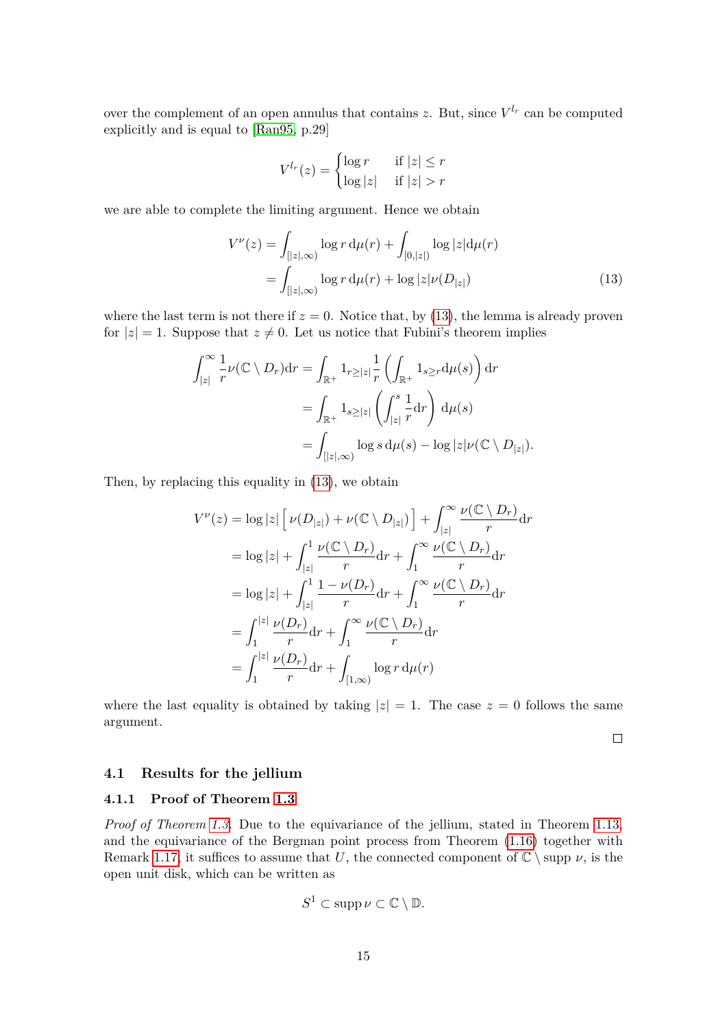over the complement of an open annulus that contains $z$. But, since $V^{l_r}$ can be computed explicitly and is equal to [Ran95, p.29]

$$V^{l_r}(z) = \begin{cases} \log r & \text{if } |z| \le r \\ \log |z| & \text{if } |z| > r \end{cases}$$

we are able to complete the limiting argument. Hence we obtain

$$\begin{aligned} V^{\nu}(z) &= \int_{[|z|,\infty)} \log r \, \mathrm{d}\mu(r) + \int_{[0,|z|)} \log |z| \mathrm{d}\mu(r) \\ &= \int_{[|z|,\infty)} \log r \, \mathrm{d}\mu(r) + \log |z| \nu(D_{|z|}) \end{aligned} \tag{13}$$

where the last term is not there if $z = 0$. Notice that, by (13), the lemma is already proven for $|z| = 1$. Suppose that $z \neq 0$. Let us notice that Fubini's theorem implies

$$\begin{aligned} \int_{|z|}^{\infty} \frac{1}{r} \nu(\mathbb{C} \setminus D_r) \mathrm{d}r &= \int_{\mathbb{R}^+} 1_{r \ge |z|} \frac{1}{r} \left( \int_{\mathbb{R}^+} 1_{s \ge r} \mathrm{d}\mu(s) \right) \mathrm{d}r \\ &= \int_{\mathbb{R}^+} 1_{s \ge |z|} \left( \int_{|z|}^{s} \frac{1}{r} \mathrm{d}r \right) \mathrm{d}\mu(s) \\ &= \int_{[|z|,\infty)} \log s \, \mathrm{d}\mu(s) - \log |z| \nu(\mathbb{C} \setminus D_{|z|}). \end{aligned}$$

Then, by replacing this equality in (13), we obtain

$$\begin{aligned} V^{\nu}(z) &= \log |z| \left[ \nu(D_{|z|}) + \nu(\mathbb{C} \setminus D_{|z|}) \right] + \int_{|z|}^{\infty} \frac{\nu(\mathbb{C} \setminus D_r)}{r} \mathrm{d}r \\ &= \log |z| + \int_{|z|}^{1} \frac{\nu(\mathbb{C} \setminus D_r)}{r} \mathrm{d}r + \int_{1}^{\infty} \frac{\nu(\mathbb{C} \setminus D_r)}{r} \mathrm{d}r \\ &= \log |z| + \int_{|z|}^{1} \frac{1 - \nu(D_r)}{r} \mathrm{d}r + \int_{1}^{\infty} \frac{\nu(\mathbb{C} \setminus D_r)}{r} \mathrm{d}r \\ &= \int_{1}^{|z|} \frac{\nu(D_r)}{r} \mathrm{d}r + \int_{1}^{\infty} \frac{\nu(\mathbb{C} \setminus D_r)}{r} \mathrm{d}r \\ &= \int_{1}^{|z|} \frac{\nu(D_r)}{r} \mathrm{d}r + \int_{[1,\infty)} \log r \, \mathrm{d}\mu(r) \end{aligned}$$

where the last equality is obtained by taking $|z| = 1$. The case $z = 0$ follows the same argument.

□

## 4.1 Results for the jellium

### 4.1.1 Proof of Theorem 1.3

*Proof of Theorem 1.3.* Due to the equivariance of the jellium, stated in Theorem 1.13, and the equivariance of the Bergman point process from Theorem (1.16) together with Remark 1.17, it suffices to assume that $U$, the connected component of $\mathbb{C} \setminus \operatorname{supp} \nu$, is the open unit disk, which can be written as

$$S^1 \subset \operatorname{supp} \nu \subset \mathbb{C} \setminus \mathbb{D}.$$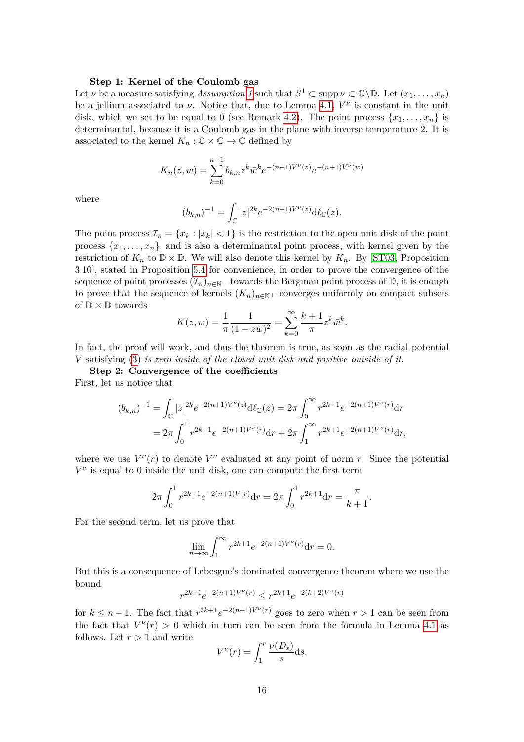**Step 1: Kernel of the Coulomb gas**
Let $\nu$ be a measure satisfying *Assumption 1* such that $S^1 \subset \operatorname{supp}\nu \subset \mathbb{C}\backslash\mathbb{D}$. Let $(x_1, \dots, x_n)$ be a jellium associated to $\nu$. Notice that, due to Lemma 4.1, $V^\nu$ is constant in the unit disk, which we set to be equal to 0 (see Remark 4.2). The point process $\{x_1, \dots, x_n\}$ is determinantal, because it is a Coulomb gas in the plane with inverse temperature 2. It is associated to the kernel $K_n : \mathbb{C} \times \mathbb{C} \to \mathbb{C}$ defined by

$$K_n(z, w) = \sum_{k=0}^{n-1} b_{k,n} z^k \bar{w}^k e^{-(n+1)V^\nu(z)} e^{-(n+1)V^\nu(w)}$$

where

$$(b_{k,n})^{-1} = \int_{\mathbb{C}} |z|^{2k} e^{-2(n+1)V^\nu(z)} \mathrm{d}\ell_{\mathbb{C}}(z).$$

The point process $\mathcal{I}_n = \{x_k : |x_k| < 1\}$ is the restriction to the open unit disk of the point process $\{x_1, \dots, x_n\}$, and is also a determinantal point process, with kernel given by the restriction of $K_n$ to $\mathbb{D} \times \mathbb{D}$. We will also denote this kernel by $K_n$. By [ST03, Proposition 3.10], stated in Proposition 5.4 for convenience, in order to prove the convergence of the sequence of point processes $(\mathcal{I}_n)_{n\in\mathbb{N}^+}$ towards the Bergman point process of $\mathbb{D}$, it is enough to prove that the sequence of kernels $(K_n)_{n\in\mathbb{N}^+}$ converges uniformly on compact subsets of $\mathbb{D} \times \mathbb{D}$ towards

$$K(z, w) = \frac{1}{\pi} \frac{1}{(1 - z\bar{w})^2} = \sum_{k=0}^{\infty} \frac{k+1}{\pi} z^k \bar{w}^k.$$

In fact, the proof will work, and thus the theorem is true, as soon as the radial potential $V$ satisfying (3) *is zero inside of the closed unit disk and positive outside of it.*

**Step 2: Convergence of the coefficients**
First, let us notice that

$$\begin{aligned}
(b_{k,n})^{-1} &= \int_{\mathbb{C}} |z|^{2k} e^{-2(n+1)V^\nu(z)} \mathrm{d}\ell_{\mathbb{C}}(z) = 2\pi \int_0^\infty r^{2k+1} e^{-2(n+1)V^\nu(r)} \mathrm{d}r \\
&= 2\pi \int_0^1 r^{2k+1} e^{-2(n+1)V^\nu(r)} \mathrm{d}r + 2\pi \int_1^\infty r^{2k+1} e^{-2(n+1)V^\nu(r)} \mathrm{d}r,
\end{aligned}$$

where we use $V^\nu(r)$ to denote $V^\nu$ evaluated at any point of norm $r$. Since the potential $V^\nu$ is equal to 0 inside the unit disk, one can compute the first term

$$2\pi \int_0^1 r^{2k+1} e^{-2(n+1)V(r)} \mathrm{d}r = 2\pi \int_0^1 r^{2k+1} \mathrm{d}r = \frac{\pi}{k+1}.$$

For the second term, let us prove that

$$\lim_{n\to\infty} \int_1^\infty r^{2k+1} e^{-2(n+1)V^\nu(r)} \mathrm{d}r = 0.$$

But this is a consequence of Lebesgue's dominated convergence theorem where we use the bound

$$r^{2k+1} e^{-2(n+1)V^\nu(r)} \leq r^{2k+1} e^{-2(k+2)V^\nu(r)}$$

for $k \leq n-1$. The fact that $r^{2k+1} e^{-2(n+1)V^\nu(r)}$ goes to zero when $r > 1$ can be seen from the fact that $V^\nu(r) > 0$ which in turn can be seen from the formula in Lemma 4.1 as follows. Let $r > 1$ and write

$$V^\nu(r) = \int_1^r \frac{\nu(D_s)}{s} \mathrm{d}s.$$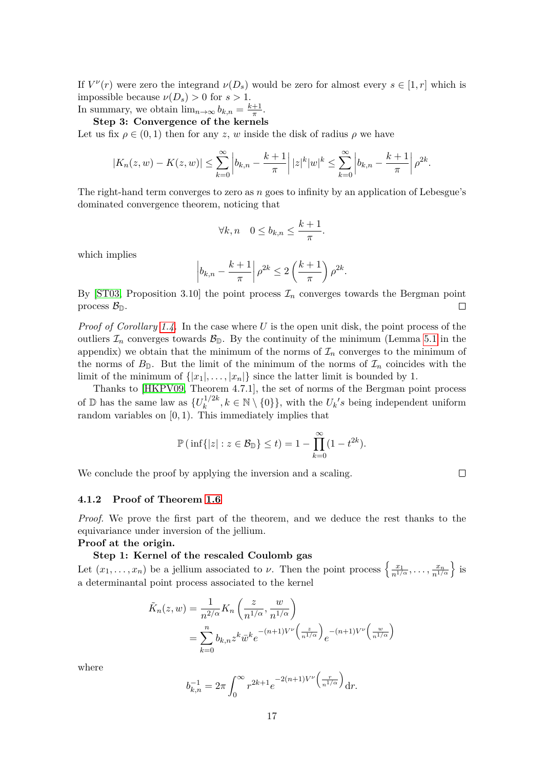If $V^\nu(r)$ were zero the integrand $\nu(D_s)$ would be zero for almost every $s \in [1, r]$ which is impossible because $\nu(D_s) > 0$ for $s > 1$.
In summary, we obtain $\lim_{n\to\infty} b_{k,n} = \frac{k+1}{\pi}$.

**Step 3: Convergence of the kernels**

Let us fix $\rho \in (0, 1)$ then for any $z$, $w$ inside the disk of radius $\rho$ we have

$$|K_n(z, w) - K(z, w)| \leq \sum_{k=0}^{\infty} \left| b_{k,n} - \frac{k+1}{\pi} \right| |z|^k |w|^k \leq \sum_{k=0}^{\infty} \left| b_{k,n} - \frac{k+1}{\pi} \right| \rho^{2k}.$$

The right-hand term converges to zero as $n$ goes to infinity by an application of Lebesgue's dominated convergence theorem, noticing that

$$\forall k, n \quad 0 \leq b_{k,n} \leq \frac{k+1}{\pi}.$$

which implies

$$\left| b_{k,n} - \frac{k+1}{\pi} \right| \rho^{2k} \leq 2 \left( \frac{k+1}{\pi} \right) \rho^{2k}.$$

By [ST03, Proposition 3.10] the point process $\mathcal{I}_n$ converges towards the Bergman point process $\mathcal{B}_{\mathbb{D}}$. □

*Proof of Corollary 1.4.* In the case where $U$ is the open unit disk, the point process of the outliers $\mathcal{I}_n$ converges towards $\mathcal{B}_{\mathbb{D}}$. By the continuity of the minimum (Lemma 5.1 in the appendix) we obtain that the minimum of the norms of $\mathcal{I}_n$ converges to the minimum of the norms of $B_{\mathbb{D}}$. But the limit of the minimum of the norms of $\mathcal{I}_n$ coincides with the limit of the minimum of $\{|x_1|, \ldots, |x_n|\}$ since the latter limit is bounded by 1.

Thanks to [HKPV09, Theorem 4.7.1], the set of norms of the Bergman point process of $\mathbb{D}$ has the same law as $\{U_k^{1/2k}, k \in \mathbb{N} \setminus \{0\}\}$, with the $U_k's$ being independent uniform random variables on $[0, 1)$. This immediately implies that

$$\mathbb{P}\left(\inf\{|z| : z \in \mathcal{B}_{\mathbb{D}}\} \leq t\right) = 1 - \prod_{k=0}^{\infty} (1 - t^{2k}).$$

We conclude the proof by applying the inversion and a scaling. □

### 4.1.2 Proof of Theorem 1.6

*Proof.* We prove the first part of the theorem, and we deduce the rest thanks to the equivariance under inversion of the jellium.

**Proof at the origin.**

**Step 1: Kernel of the rescaled Coulomb gas**

Let $(x_1, \ldots, x_n)$ be a jellium associated to $\nu$. Then the point process $\left\{ \frac{x_1}{n^{1/\alpha}}, \ldots, \frac{x_n}{n^{1/\alpha}} \right\}$ is a determinantal point process associated to the kernel

$$\begin{aligned}
\tilde{K}_n(z, w) &= \frac{1}{n^{2/\alpha}} K_n \left( \frac{z}{n^{1/\alpha}}, \frac{w}{n^{1/\alpha}} \right) \\
&= \sum_{k=0}^{n} b_{k,n} z^k \bar{w}^k e^{-(n+1)V^\nu\left(\frac{z}{n^{1/\alpha}}\right)} e^{-(n+1)V^\nu\left(\frac{w}{n^{1/\alpha}}\right)}
\end{aligned}$$

where

$$b_{k,n}^{-1} = 2\pi \int_0^\infty r^{2k+1} e^{-2(n+1)V^\nu\left(\frac{r}{n^{1/\alpha}}\right)} \mathrm{d}r.$$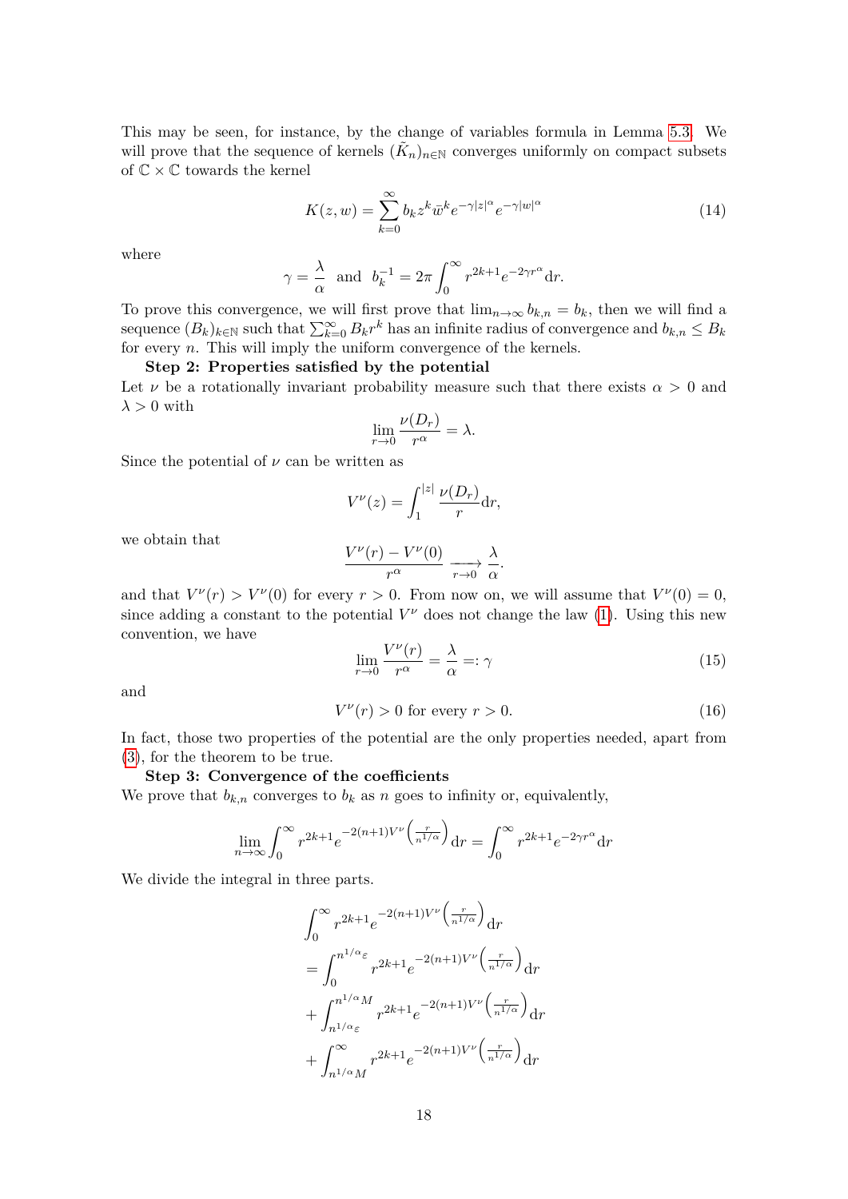This may be seen, for instance, by the change of variables formula in Lemma 5.3. We will prove that the sequence of kernels $(\tilde{K}_n)_{n\in\mathbb{N}}$ converges uniformly on compact subsets of $\mathbb{C}\times\mathbb{C}$ towards the kernel

$$K(z,w)=\sum_{k=0}^{\infty} b_k z^k \bar{w}^k e^{-\gamma|z|^\alpha} e^{-\gamma|w|^\alpha} \tag{14}$$

where

$$\gamma=\frac{\lambda}{\alpha} \quad \text{and} \quad b_k^{-1}=2\pi\int_0^\infty r^{2k+1}e^{-2\gamma r^\alpha}\mathrm{d}r.$$

To prove this convergence, we will first prove that $\lim_{n\to\infty} b_{k,n}=b_k$, then we will find a sequence $(B_k)_{k\in\mathbb{N}}$ such that $\sum_{k=0}^\infty B_k r^k$ has an infinite radius of convergence and $b_{k,n}\le B_k$ for every $n$. This will imply the uniform convergence of the kernels.

**Step 2: Properties satisfied by the potential**

Let $\nu$ be a rotationally invariant probability measure such that there exists $\alpha>0$ and $\lambda>0$ with

$$\lim_{r\to 0}\frac{\nu(D_r)}{r^\alpha}=\lambda.$$

Since the potential of $\nu$ can be written as

$$V^\nu(z)=\int_1^{|z|}\frac{\nu(D_r)}{r}\mathrm{d}r,$$

we obtain that

$$\frac{V^\nu(r)-V^\nu(0)}{r^\alpha}\xrightarrow[r\to 0]{}\frac{\lambda}{\alpha}.$$

and that $V^\nu(r)>V^\nu(0)$ for every $r>0$. From now on, we will assume that $V^\nu(0)=0$, since adding a constant to the potential $V^\nu$ does not change the law (1). Using this new convention, we have

$$\lim_{r\to 0}\frac{V^\nu(r)}{r^\alpha}=\frac{\lambda}{\alpha}=:\gamma \tag{15}$$

and

$$V^\nu(r)>0 \text{ for every } r>0. \tag{16}$$

In fact, those two properties of the potential are the only properties needed, apart from (3), for the theorem to be true.

**Step 3: Convergence of the coefficients**

We prove that $b_{k,n}$ converges to $b_k$ as $n$ goes to infinity or, equivalently,

$$\lim_{n\to\infty}\int_0^\infty r^{2k+1}e^{-2(n+1)V^\nu\left(\frac{r}{n^{1/\alpha}}\right)}\mathrm{d}r=\int_0^\infty r^{2k+1}e^{-2\gamma r^\alpha}\mathrm{d}r$$

We divide the integral in three parts.

$$\begin{aligned}
&\int_0^\infty r^{2k+1}e^{-2(n+1)V^\nu\left(\frac{r}{n^{1/\alpha}}\right)}\mathrm{d}r\\
&=\int_0^{n^{1/\alpha}\varepsilon} r^{2k+1}e^{-2(n+1)V^\nu\left(\frac{r}{n^{1/\alpha}}\right)}\mathrm{d}r\\
&+\int_{n^{1/\alpha}\varepsilon}^{n^{1/\alpha}M} r^{2k+1}e^{-2(n+1)V^\nu\left(\frac{r}{n^{1/\alpha}}\right)}\mathrm{d}r\\
&+\int_{n^{1/\alpha}M}^{\infty} r^{2k+1}e^{-2(n+1)V^\nu\left(\frac{r}{n^{1/\alpha}}\right)}\mathrm{d}r
\end{aligned}$$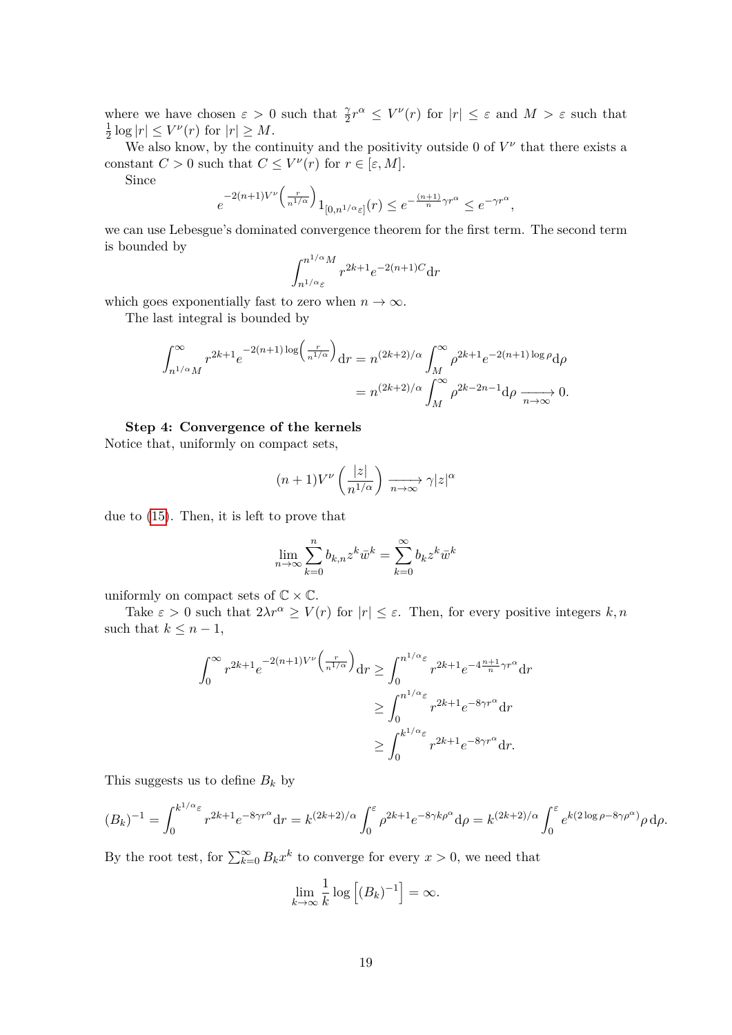where we have chosen $\varepsilon > 0$ such that $\frac{\gamma}{2}r^\alpha \leq V^\nu(r)$ for $|r| \leq \varepsilon$ and $M > \varepsilon$ such that $\frac{1}{2}\log|r| \leq V^\nu(r)$ for $|r| \geq M$.

We also know, by the continuity and the positivity outside 0 of $V^\nu$ that there exists a constant $C > 0$ such that $C \leq V^\nu(r)$ for $r \in [\varepsilon, M]$.

Since

$$e^{-2(n+1)V^\nu\left(\frac{r}{n^{1/\alpha}}\right)} 1_{[0,n^{1/\alpha}\varepsilon]}(r) \leq e^{-\frac{(n+1)}{n}\gamma r^\alpha} \leq e^{-\gamma r^\alpha},$$

we can use Lebesgue's dominated convergence theorem for the first term. The second term is bounded by

$$\int_{n^{1/\alpha}\varepsilon}^{n^{1/\alpha}M} r^{2k+1} e^{-2(n+1)C} \mathrm{d}r$$

which goes exponentially fast to zero when $n \to \infty$.

The last integral is bounded by

$$\begin{aligned}
\int_{n^{1/\alpha}M}^{\infty} r^{2k+1} e^{-2(n+1)\log\left(\frac{r}{n^{1/\alpha}}\right)} \mathrm{d}r &= n^{(2k+2)/\alpha} \int_M^\infty \rho^{2k+1} e^{-2(n+1)\log\rho} \mathrm{d}\rho \\
&= n^{(2k+2)/\alpha} \int_M^\infty \rho^{2k-2n-1} \mathrm{d}\rho \xrightarrow[n\to\infty]{} 0.
\end{aligned}$$

**Step 4: Convergence of the kernels**

Notice that, uniformly on compact sets,

$$(n+1)V^\nu\left(\frac{|z|}{n^{1/\alpha}}\right) \xrightarrow[n\to\infty]{} \gamma|z|^\alpha$$

due to (15). Then, it is left to prove that

$$\lim_{n\to\infty} \sum_{k=0}^n b_{k,n} z^k \bar{w}^k = \sum_{k=0}^\infty b_k z^k \bar{w}^k$$

uniformly on compact sets of $\mathbb{C} \times \mathbb{C}$.

Take $\varepsilon > 0$ such that $2\lambda r^\alpha \geq V(r)$ for $|r| \leq \varepsilon$. Then, for every positive integers $k, n$ such that $k \leq n-1$,

$$\begin{aligned}
\int_0^\infty r^{2k+1} e^{-2(n+1)V^\nu\left(\frac{r}{n^{1/\alpha}}\right)} \mathrm{d}r &\geq \int_0^{n^{1/\alpha}\varepsilon} r^{2k+1} e^{-4\frac{n+1}{n}\gamma r^\alpha} \mathrm{d}r \\
&\geq \int_0^{n^{1/\alpha}\varepsilon} r^{2k+1} e^{-8\gamma r^\alpha} \mathrm{d}r \\
&\geq \int_0^{k^{1/\alpha}\varepsilon} r^{2k+1} e^{-8\gamma r^\alpha} \mathrm{d}r.
\end{aligned}$$

This suggests us to define $B_k$ by

$$(B_k)^{-1} = \int_0^{k^{1/\alpha}\varepsilon} r^{2k+1} e^{-8\gamma r^\alpha} \mathrm{d}r = k^{(2k+2)/\alpha} \int_0^\varepsilon \rho^{2k+1} e^{-8\gamma k \rho^\alpha} \mathrm{d}\rho = k^{(2k+2)/\alpha} \int_0^\varepsilon e^{k(2\log\rho - 8\gamma\rho^\alpha)} \rho \, \mathrm{d}\rho.$$

By the root test, for $\sum_{k=0}^\infty B_k x^k$ to converge for every $x > 0$, we need that

$$\lim_{k\to\infty} \frac{1}{k} \log\left[(B_k)^{-1}\right] = \infty.$$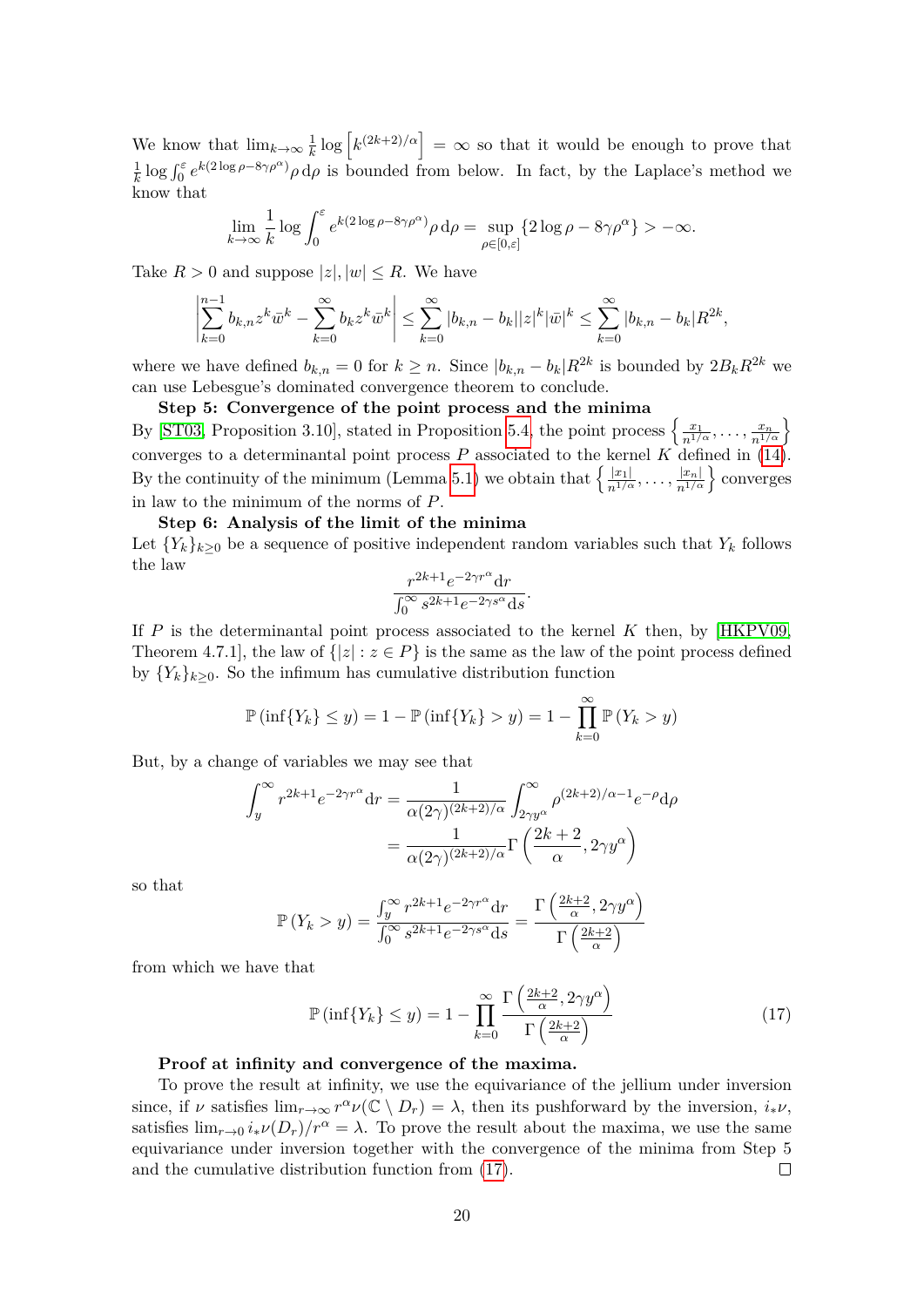We know that $\lim_{k\to\infty} \frac{1}{k} \log \left[k^{(2k+2)/\alpha}\right] = \infty$ so that it would be enough to prove that $\frac{1}{k} \log \int_0^\varepsilon e^{k(2\log\rho - 8\gamma\rho^\alpha)} \rho \, \mathrm{d}\rho$ is bounded from below. In fact, by the Laplace's method we know that

$$\lim_{k\to\infty} \frac{1}{k} \log \int_0^\varepsilon e^{k(2\log\rho - 8\gamma\rho^\alpha)} \rho \, \mathrm{d}\rho = \sup_{\rho\in[0,\varepsilon]} \{2\log\rho - 8\gamma\rho^\alpha\} > -\infty.$$

Take $R > 0$ and suppose $|z|, |w| \leq R$. We have

$$\left| \sum_{k=0}^{n-1} b_{k,n} z^k \bar{w}^k - \sum_{k=0}^{\infty} b_k z^k \bar{w}^k \right| \leq \sum_{k=0}^{\infty} |b_{k,n} - b_k| |z|^k |\bar{w}|^k \leq \sum_{k=0}^{\infty} |b_{k,n} - b_k| R^{2k},$$

where we have defined $b_{k,n} = 0$ for $k \geq n$. Since $|b_{k,n} - b_k| R^{2k}$ is bounded by $2B_k R^{2k}$ we can use Lebesgue's dominated convergence theorem to conclude.

**Step 5: Convergence of the point process and the minima**
By [ST03, Proposition 3.10], stated in Proposition 5.4, the point process $\left\{ \frac{x_1}{n^{1/\alpha}}, \ldots, \frac{x_n}{n^{1/\alpha}} \right\}$ converges to a determinantal point process $P$ associated to the kernel $K$ defined in (14). By the continuity of the minimum (Lemma 5.1) we obtain that $\left\{ \frac{|x_1|}{n^{1/\alpha}}, \ldots, \frac{|x_n|}{n^{1/\alpha}} \right\}$ converges in law to the minimum of the norms of $P$.

**Step 6: Analysis of the limit of the minima**
Let $\{Y_k\}_{k\geq 0}$ be a sequence of positive independent random variables such that $Y_k$ follows the law

$$\frac{r^{2k+1} e^{-2\gamma r^\alpha} \mathrm{d}r}{\int_0^\infty s^{2k+1} e^{-2\gamma s^\alpha} \mathrm{d}s}.$$

If $P$ is the determinantal point process associated to the kernel $K$ then, by [HKPV09, Theorem 4.7.1], the law of $\{|z| : z \in P\}$ is the same as the law of the point process defined by $\{Y_k\}_{k\geq 0}$. So the infimum has cumulative distribution function

$$\mathbb{P}(\inf\{Y_k\} \leq y) = 1 - \mathbb{P}(\inf\{Y_k\} > y) = 1 - \prod_{k=0}^{\infty} \mathbb{P}(Y_k > y)$$

But, by a change of variables we may see that

$$\begin{aligned}
\int_y^\infty r^{2k+1} e^{-2\gamma r^\alpha} \mathrm{d}r &= \frac{1}{\alpha (2\gamma)^{(2k+2)/\alpha}} \int_{2\gamma y^\alpha}^\infty \rho^{(2k+2)/\alpha - 1} e^{-\rho} \mathrm{d}\rho \\
&= \frac{1}{\alpha (2\gamma)^{(2k+2)/\alpha}} \Gamma\left( \frac{2k+2}{\alpha}, 2\gamma y^\alpha \right)
\end{aligned}$$

so that

$$\mathbb{P}(Y_k > y) = \frac{\int_y^\infty r^{2k+1} e^{-2\gamma r^\alpha} \mathrm{d}r}{\int_0^\infty s^{2k+1} e^{-2\gamma s^\alpha} \mathrm{d}s} = \frac{\Gamma\left(\frac{2k+2}{\alpha}, 2\gamma y^\alpha\right)}{\Gamma\left(\frac{2k+2}{\alpha}\right)}$$

from which we have that

$$\mathbb{P}(\inf\{Y_k\} \leq y) = 1 - \prod_{k=0}^{\infty} \frac{\Gamma\left(\frac{2k+2}{\alpha}, 2\gamma y^\alpha\right)}{\Gamma\left(\frac{2k+2}{\alpha}\right)} \tag{17}$$

**Proof at infinity and convergence of the maxima.**
To prove the result at infinity, we use the equivariance of the jellium under inversion since, if $\nu$ satisfies $\lim_{r\to\infty} r^\alpha \nu(\mathbb{C} \setminus D_r) = \lambda$, then its pushforward by the inversion, $i_*\nu$, satisfies $\lim_{r\to 0} i_*\nu(D_r)/r^\alpha = \lambda$. To prove the result about the maxima, we use the same equivariance under inversion together with the convergence of the minima from Step 5 and the cumulative distribution function from (17). □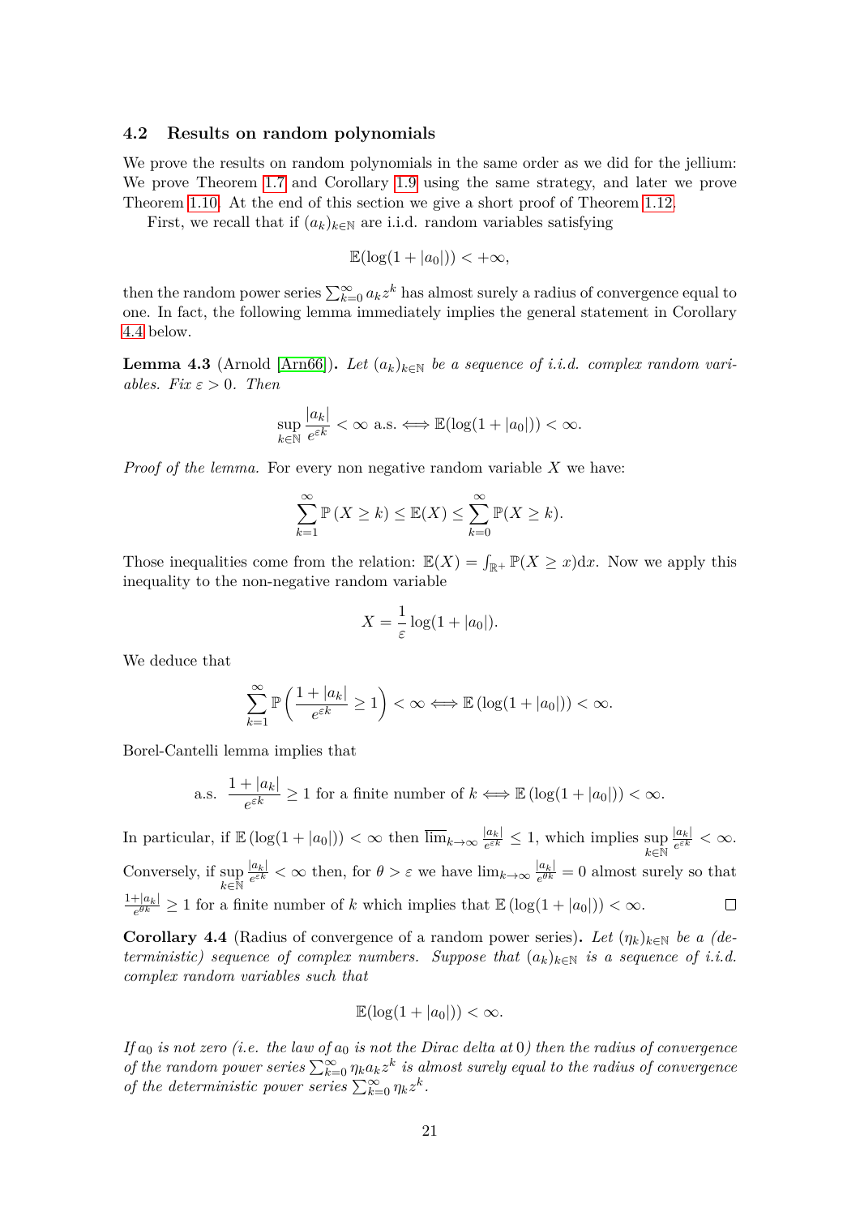### 4.2 Results on random polynomials

We prove the results on random polynomials in the same order as we did for the jellium: We prove Theorem 1.7 and Corollary 1.9 using the same strategy, and later we prove Theorem 1.10. At the end of this section we give a short proof of Theorem 1.12.

First, we recall that if $(a_k)_{k\in\mathbb{N}}$ are i.i.d. random variables satisfying

$$\mathbb{E}(\log(1+|a_0|)) < +\infty,$$

then the random power series $\sum_{k=0}^{\infty} a_k z^k$ has almost surely a radius of convergence equal to one. In fact, the following lemma immediately implies the general statement in Corollary 4.4 below.

**Lemma 4.3** (Arnold [Arn66]). *Let $(a_k)_{k\in\mathbb{N}}$ be a sequence of i.i.d. complex random variables. Fix $\varepsilon > 0$. Then*

$$\sup_{k\in\mathbb{N}} \frac{|a_k|}{e^{\varepsilon k}} < \infty \text{ a.s.} \Longleftrightarrow \mathbb{E}(\log(1+|a_0|)) < \infty.$$

*Proof of the lemma.* For every non negative random variable $X$ we have:

$$\sum_{k=1}^{\infty} \mathbb{P}\left(X \geq k\right) \leq \mathbb{E}(X) \leq \sum_{k=0}^{\infty} \mathbb{P}(X \geq k).$$

Those inequalities come from the relation: $\mathbb{E}(X) = \int_{\mathbb{R}^+} \mathbb{P}(X \geq x)\mathrm{d}x$. Now we apply this inequality to the non-negative random variable

$$X = \frac{1}{\varepsilon}\log(1+|a_0|).$$

We deduce that

$$\sum_{k=1}^{\infty} \mathbb{P}\left(\frac{1+|a_k|}{e^{\varepsilon k}} \geq 1\right) < \infty \Longleftrightarrow \mathbb{E}\left(\log(1+|a_0|)\right) < \infty.$$

Borel-Cantelli lemma implies that

$$\text{a.s. } \frac{1+|a_k|}{e^{\varepsilon k}} \geq 1 \text{ for a finite number of } k \Longleftrightarrow \mathbb{E}\left(\log(1+|a_0|)\right) < \infty.$$

In particular, if $\mathbb{E}\left(\log(1+|a_0|)\right) < \infty$ then $\overline{\lim}_{k\to\infty} \frac{|a_k|}{e^{\varepsilon k}} \leq 1$, which implies $\sup_{k\in\mathbb{N}} \frac{|a_k|}{e^{\varepsilon k}} < \infty$. Conversely, if $\sup_{k\in\mathbb{N}} \frac{|a_k|}{e^{\varepsilon k}} < \infty$ then, for $\theta > \varepsilon$ we have $\lim_{k\to\infty} \frac{|a_k|}{e^{\theta k}} = 0$ almost surely so that $\frac{1+|a_k|}{e^{\theta k}} \geq 1$ for a finite number of $k$ which implies that $\mathbb{E}\left(\log(1+|a_0|)\right) < \infty$. ∎

**Corollary 4.4** (Radius of convergence of a random power series). *Let $(\eta_k)_{k\in\mathbb{N}}$ be a (deterministic) sequence of complex numbers. Suppose that $(a_k)_{k\in\mathbb{N}}$ is a sequence of i.i.d. complex random variables such that*

$$\mathbb{E}(\log(1+|a_0|)) < \infty.$$

*If $a_0$ is not zero (i.e. the law of $a_0$ is not the Dirac delta at 0) then the radius of convergence of the random power series $\sum_{k=0}^{\infty} \eta_k a_k z^k$ is almost surely equal to the radius of convergence of the deterministic power series $\sum_{k=0}^{\infty} \eta_k z^k$.*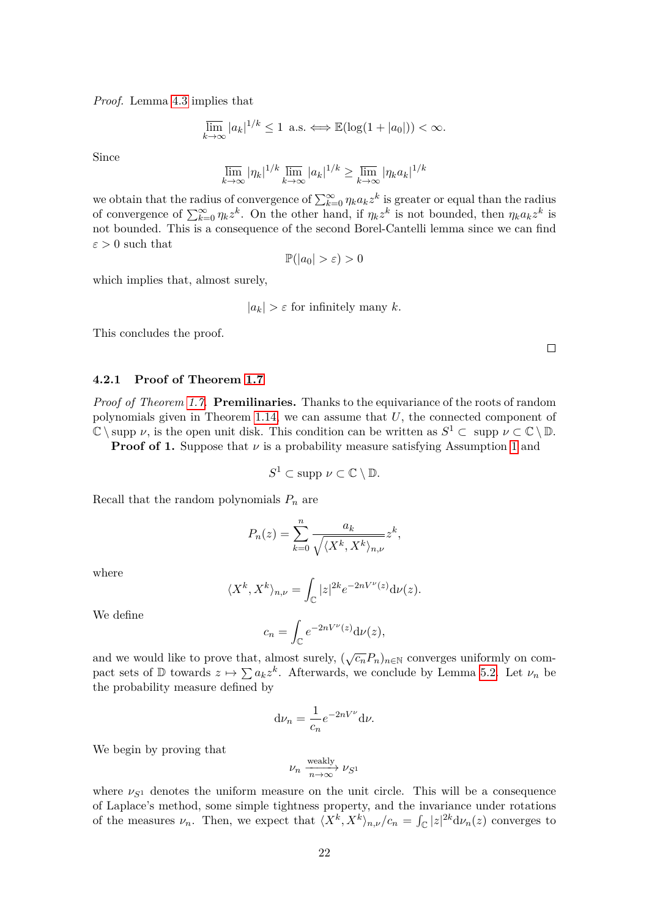*Proof.* Lemma 4.3 implies that

$$\overline{\lim_{k\to\infty}} |a_k|^{1/k} \leq 1 \text{ a.s.} \iff \mathbb{E}(\log(1+|a_0|)) < \infty.$$

Since

$$\overline{\lim_{k\to\infty}} |\eta_k|^{1/k} \overline{\lim_{k\to\infty}} |a_k|^{1/k} \geq \overline{\lim_{k\to\infty}} |\eta_k a_k|^{1/k}$$

we obtain that the radius of convergence of $\sum_{k=0}^{\infty} \eta_k a_k z^k$ is greater or equal than the radius of convergence of $\sum_{k=0}^{\infty} \eta_k z^k$. On the other hand, if $\eta_k z^k$ is not bounded, then $\eta_k a_k z^k$ is not bounded. This is a consequence of the second Borel-Cantelli lemma since we can find $\varepsilon > 0$ such that

$$\mathbb{P}(|a_0| > \varepsilon) > 0$$

which implies that, almost surely,

$$|a_k| > \varepsilon \text{ for infinitely many } k.$$

This concludes the proof. □

### 4.2.1 Proof of Theorem 1.7

*Proof of Theorem 1.7.* **Premilinaries.** Thanks to the equivariance of the roots of random polynomials given in Theorem 1.14, we can assume that $U$, the connected component of $\mathbb{C} \setminus \operatorname{supp} \nu$, is the open unit disk. This condition can be written as $S^1 \subset \operatorname{supp} \nu \subset \mathbb{C} \setminus \mathbb{D}$.

**Proof of 1.** Suppose that $\nu$ is a probability measure satisfying Assumption 1 and

$$S^1 \subset \operatorname{supp} \nu \subset \mathbb{C} \setminus \mathbb{D}.$$

Recall that the random polynomials $P_n$ are

$$P_n(z) = \sum_{k=0}^{n} \frac{a_k}{\sqrt{\langle X^k, X^k \rangle_{n,\nu}}} z^k,$$

where

$$\langle X^k, X^k \rangle_{n,\nu} = \int_{\mathbb{C}} |z|^{2k} e^{-2nV^{\nu}(z)} \mathrm{d}\nu(z).$$

We define

$$c_n = \int_{\mathbb{C}} e^{-2nV^{\nu}(z)} \mathrm{d}\nu(z),$$

and we would like to prove that, almost surely, $(\sqrt{c_n} P_n)_{n\in\mathbb{N}}$ converges uniformly on compact sets of $\mathbb{D}$ towards $z \mapsto \sum a_k z^k$. Afterwards, we conclude by Lemma 5.2. Let $\nu_n$ be the probability measure defined by

$$\mathrm{d}\nu_n = \frac{1}{c_n} e^{-2nV^{\nu}} \mathrm{d}\nu.$$

We begin by proving that

$$\nu_n \xrightarrow[n\to\infty]{\text{weakly}} \nu_{S^1}$$

where $\nu_{S^1}$ denotes the uniform measure on the unit circle. This will be a consequence of Laplace's method, some simple tightness property, and the invariance under rotations of the measures $\nu_n$. Then, we expect that $\langle X^k, X^k \rangle_{n,\nu}/c_n = \int_{\mathbb{C}} |z|^{2k} \mathrm{d}\nu_n(z)$ converges to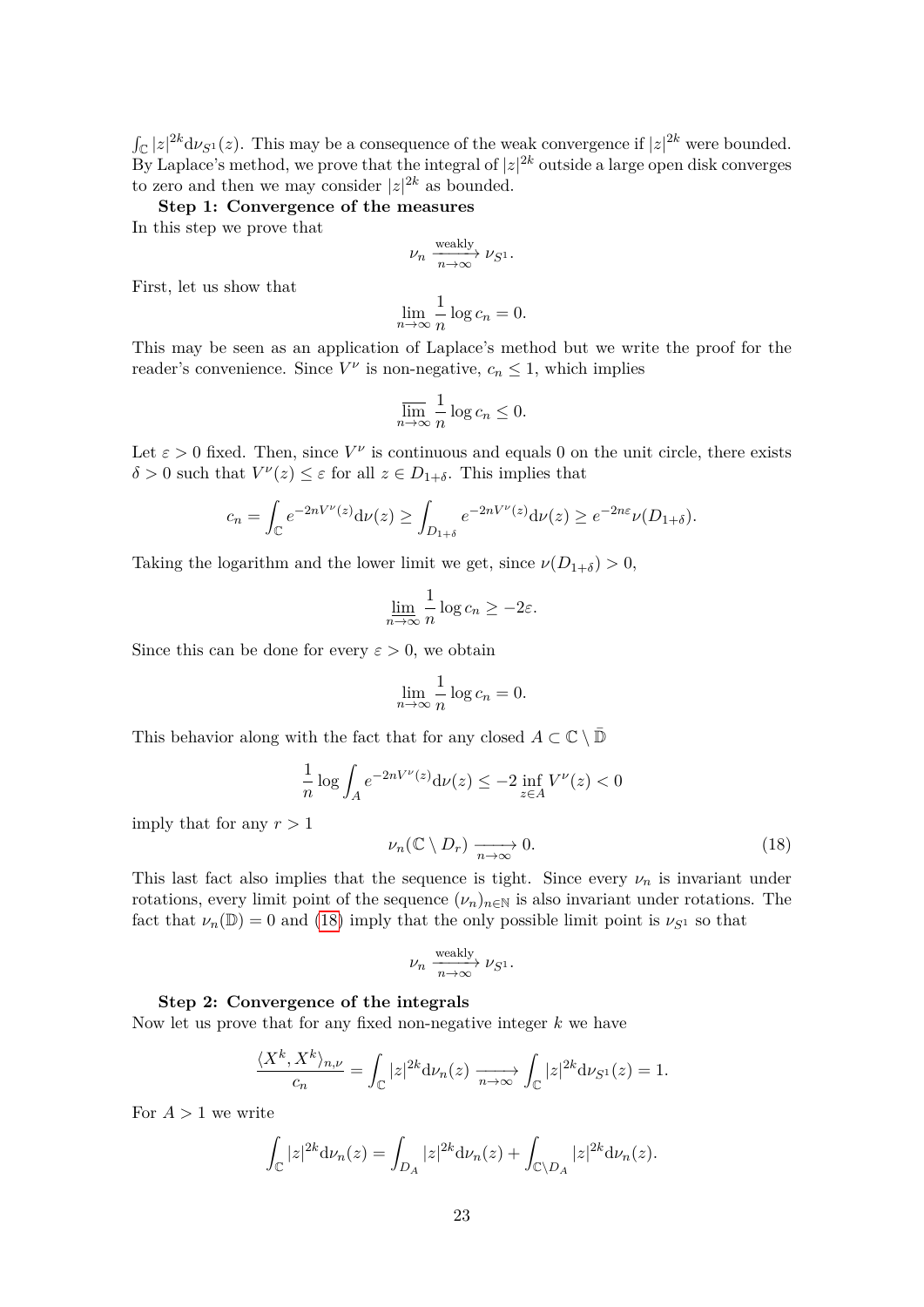$\int_{\mathbb{C}} |z|^{2k} \mathrm{d}\nu_{S^1}(z)$. This may be a consequence of the weak convergence if $|z|^{2k}$ were bounded. By Laplace's method, we prove that the integral of $|z|^{2k}$ outside a large open disk converges to zero and then we may consider $|z|^{2k}$ as bounded.

**Step 1: Convergence of the measures**

In this step we prove that

$$\nu_n \xrightarrow[n\to\infty]{\text{weakly}} \nu_{S^1}.$$

First, let us show that

$$\lim_{n\to\infty} \frac{1}{n} \log c_n = 0.$$

This may be seen as an application of Laplace's method but we write the proof for the reader's convenience. Since $V^\nu$ is non-negative, $c_n \leq 1$, which implies

$$\varlimsup_{n\to\infty} \frac{1}{n} \log c_n \leq 0.$$

Let $\varepsilon > 0$ fixed. Then, since $V^\nu$ is continuous and equals 0 on the unit circle, there exists $\delta > 0$ such that $V^\nu(z) \leq \varepsilon$ for all $z \in D_{1+\delta}$. This implies that

$$c_n = \int_{\mathbb{C}} e^{-2nV^\nu(z)} \mathrm{d}\nu(z) \geq \int_{D_{1+\delta}} e^{-2nV^\nu(z)} \mathrm{d}\nu(z) \geq e^{-2n\varepsilon} \nu(D_{1+\delta}).$$

Taking the logarithm and the lower limit we get, since $\nu(D_{1+\delta}) > 0$,

$$\varliminf_{n\to\infty} \frac{1}{n} \log c_n \geq -2\varepsilon.$$

Since this can be done for every $\varepsilon > 0$, we obtain

$$\lim_{n\to\infty} \frac{1}{n} \log c_n = 0.$$

This behavior along with the fact that for any closed $A \subset \mathbb{C} \setminus \bar{\mathbb{D}}$

$$\frac{1}{n} \log \int_A e^{-2nV^\nu(z)} \mathrm{d}\nu(z) \leq -2 \inf_{z\in A} V^\nu(z) < 0$$

imply that for any $r > 1$

$$\nu_n(\mathbb{C} \setminus D_r) \xrightarrow[n\to\infty]{} 0. \tag{18}$$

This last fact also implies that the sequence is tight. Since every $\nu_n$ is invariant under rotations, every limit point of the sequence $(\nu_n)_{n\in\mathbb{N}}$ is also invariant under rotations. The fact that $\nu_n(\mathbb{D}) = 0$ and (18) imply that the only possible limit point is $\nu_{S^1}$ so that

$$\nu_n \xrightarrow[n\to\infty]{\text{weakly}} \nu_{S^1}.$$

**Step 2: Convergence of the integrals**

Now let us prove that for any fixed non-negative integer $k$ we have

$$\frac{\langle X^k, X^k\rangle_{n,\nu}}{c_n} = \int_{\mathbb{C}} |z|^{2k} \mathrm{d}\nu_n(z) \xrightarrow[n\to\infty]{} \int_{\mathbb{C}} |z|^{2k} \mathrm{d}\nu_{S^1}(z) = 1.$$

For $A > 1$ we write

$$\int_{\mathbb{C}} |z|^{2k} \mathrm{d}\nu_n(z) = \int_{D_A} |z|^{2k} \mathrm{d}\nu_n(z) + \int_{\mathbb{C}\setminus D_A} |z|^{2k} \mathrm{d}\nu_n(z).$$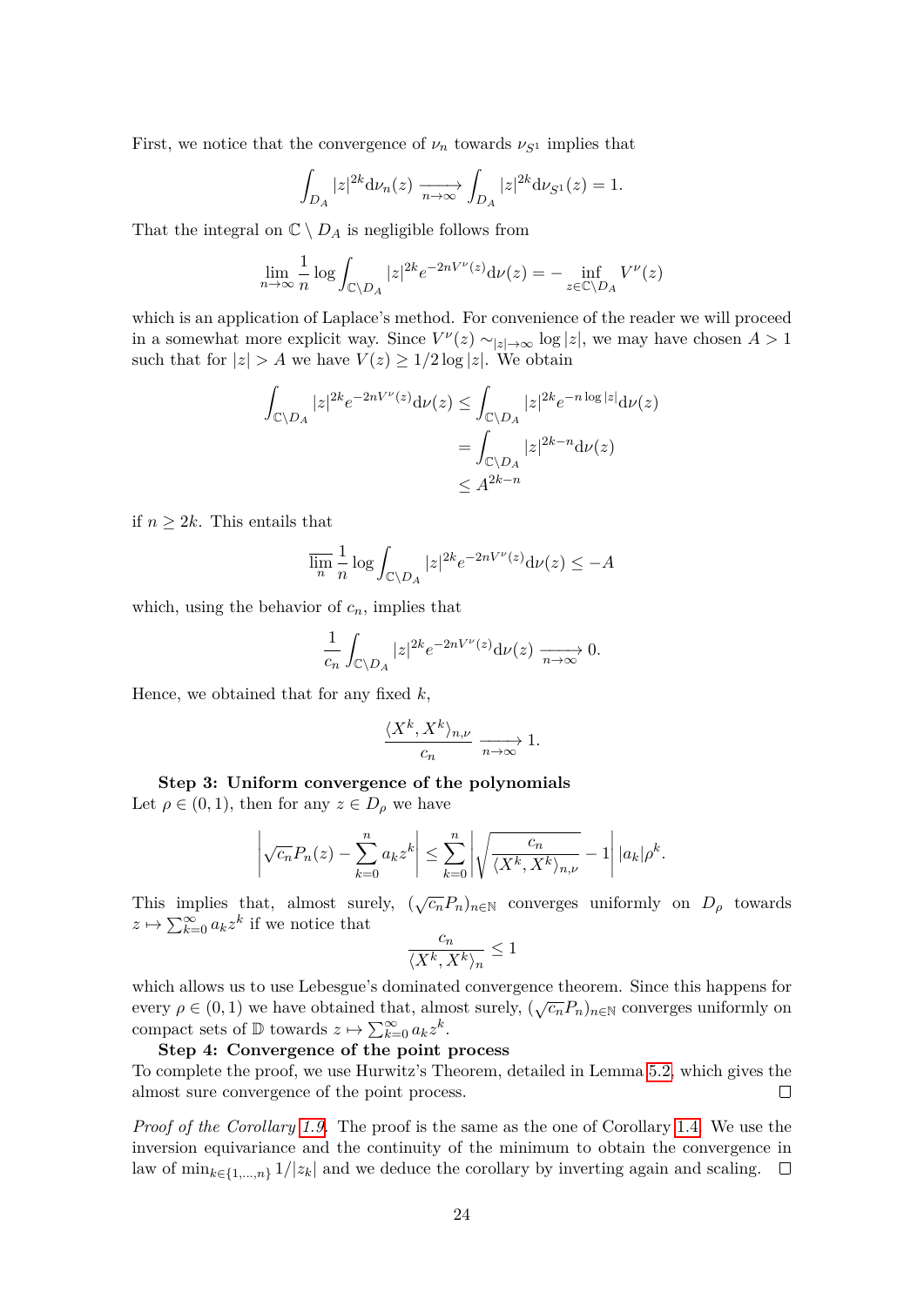First, we notice that the convergence of $\nu_n$ towards $\nu_{S^1}$ implies that

$$\int_{D_A} |z|^{2k} \mathrm{d}\nu_n(z) \xrightarrow[n\to\infty]{} \int_{D_A} |z|^{2k} \mathrm{d}\nu_{S^1}(z) = 1.$$

That the integral on $\mathbb{C} \setminus D_A$ is negligible follows from

$$\lim_{n\to\infty} \frac{1}{n} \log \int_{\mathbb{C}\setminus D_A} |z|^{2k} e^{-2nV^\nu(z)} \mathrm{d}\nu(z) = -\inf_{z\in\mathbb{C}\setminus D_A} V^\nu(z)$$

which is an application of Laplace's method. For convenience of the reader we will proceed in a somewhat more explicit way. Since $V^\nu(z) \sim_{|z|\to\infty} \log|z|$, we may have chosen $A > 1$ such that for $|z| > A$ we have $V(z) \geq 1/2 \log|z|$. We obtain

$$\begin{aligned}
\int_{\mathbb{C}\setminus D_A} |z|^{2k} e^{-2nV^\nu(z)} \mathrm{d}\nu(z) &\leq \int_{\mathbb{C}\setminus D_A} |z|^{2k} e^{-n\log|z|} \mathrm{d}\nu(z) \\
&= \int_{\mathbb{C}\setminus D_A} |z|^{2k-n} \mathrm{d}\nu(z) \\
&\leq A^{2k-n}
\end{aligned}$$

if $n \geq 2k$. This entails that

$$\varlimsup_{n} \frac{1}{n} \log \int_{\mathbb{C}\setminus D_A} |z|^{2k} e^{-2nV^\nu(z)} \mathrm{d}\nu(z) \leq -A$$

which, using the behavior of $c_n$, implies that

$$\frac{1}{c_n} \int_{\mathbb{C}\setminus D_A} |z|^{2k} e^{-2nV^\nu(z)} \mathrm{d}\nu(z) \xrightarrow[n\to\infty]{} 0.$$

Hence, we obtained that for any fixed $k$,

$$\frac{\langle X^k, X^k\rangle_{n,\nu}}{c_n} \xrightarrow[n\to\infty]{} 1.$$

**Step 3: Uniform convergence of the polynomials**
Let $\rho \in (0,1)$, then for any $z \in D_\rho$ we have

$$\left| \sqrt{c_n} P_n(z) - \sum_{k=0}^{n} a_k z^k \right| \leq \sum_{k=0}^{n} \left| \sqrt{\frac{c_n}{\langle X^k, X^k\rangle_{n,\nu}}} - 1 \right| |a_k| \rho^k.$$

This implies that, almost surely, $(\sqrt{c_n} P_n)_{n\in\mathbb{N}}$ converges uniformly on $D_\rho$ towards $z \mapsto \sum_{k=0}^{\infty} a_k z^k$ if we notice that

$$\frac{c_n}{\langle X^k, X^k\rangle_n} \leq 1$$

which allows us to use Lebesgue's dominated convergence theorem. Since this happens for every $\rho \in (0,1)$ we have obtained that, almost surely, $(\sqrt{c_n} P_n)_{n\in\mathbb{N}}$ converges uniformly on compact sets of $\mathbb{D}$ towards $z \mapsto \sum_{k=0}^{\infty} a_k z^k$.

**Step 4: Convergence of the point process**
To complete the proof, we use Hurwitz's Theorem, detailed in Lemma 5.2, which gives the almost sure convergence of the point process. □

*Proof of the Corollary 1.9.* The proof is the same as the one of Corollary 1.4. We use the inversion equivariance and the continuity of the minimum to obtain the convergence in law of $\min_{k\in\{1,\ldots,n\}} 1/|z_k|$ and we deduce the corollary by inverting again and scaling. □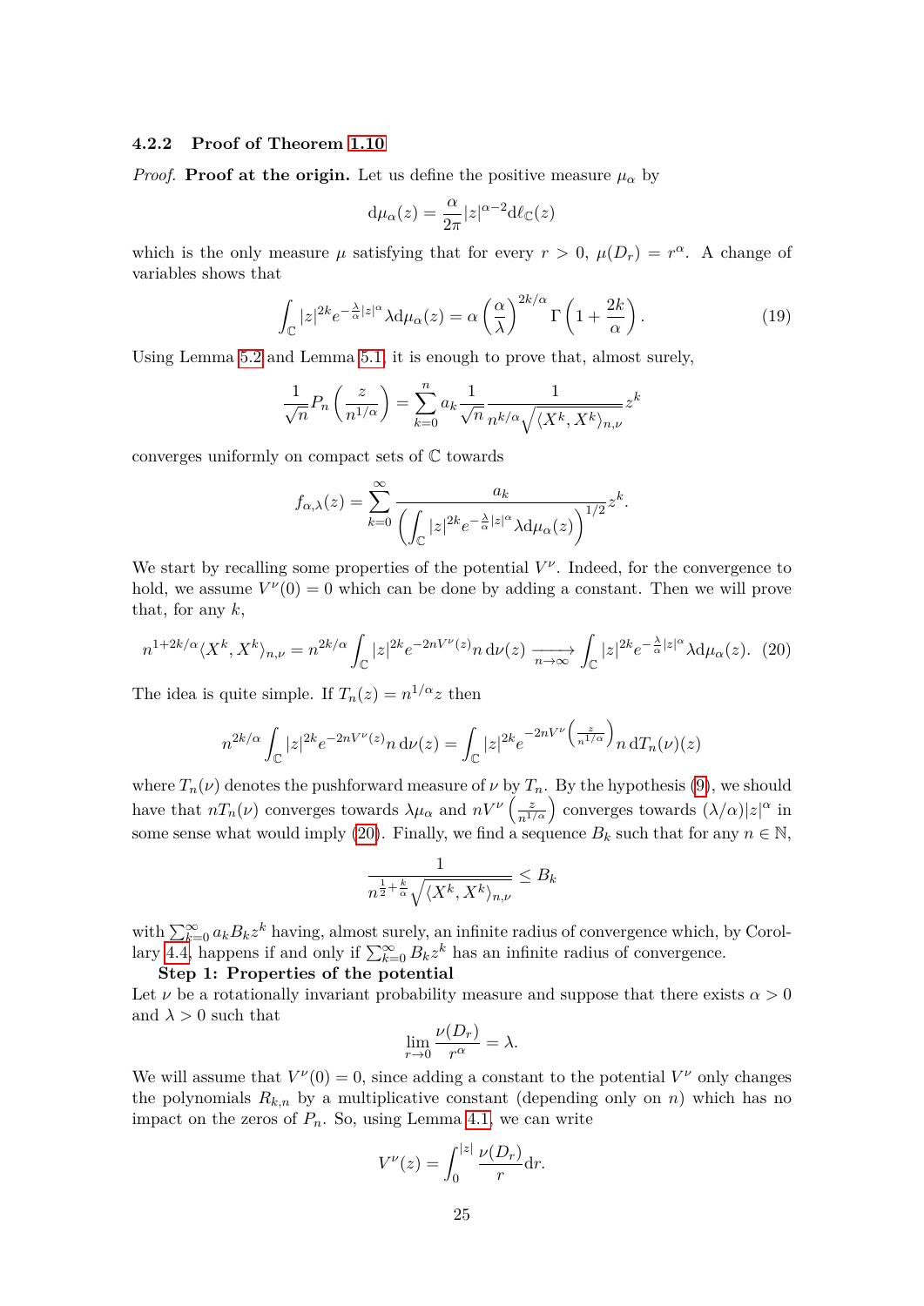### 4.2.2 Proof of Theorem 1.10

*Proof.* **Proof at the origin.** Let us define the positive measure $\mu_\alpha$ by

$$\mathrm{d}\mu_\alpha(z) = \frac{\alpha}{2\pi}|z|^{\alpha-2}\mathrm{d}\ell_{\mathbb{C}}(z)$$

which is the only measure $\mu$ satisfying that for every $r > 0$, $\mu(D_r) = r^\alpha$. A change of variables shows that

$$\int_{\mathbb{C}} |z|^{2k}e^{-\frac{\lambda}{\alpha}|z|^\alpha}\lambda \mathrm{d}\mu_\alpha(z) = \alpha\left(\frac{\alpha}{\lambda}\right)^{2k/\alpha}\Gamma\left(1+\frac{2k}{\alpha}\right). \tag{19}$$

Using Lemma 5.2 and Lemma 5.1, it is enough to prove that, almost surely,

$$\frac{1}{\sqrt{n}}P_n\left(\frac{z}{n^{1/\alpha}}\right) = \sum_{k=0}^{n} a_k \frac{1}{\sqrt{n}}\frac{1}{n^{k/\alpha}\sqrt{\langle X^k, X^k\rangle_{n,\nu}}}z^k$$

converges uniformly on compact sets of $\mathbb{C}$ towards

$$f_{\alpha,\lambda}(z) = \sum_{k=0}^{\infty}\frac{a_k}{\left(\int_{\mathbb{C}}|z|^{2k}e^{-\frac{\lambda}{\alpha}|z|^\alpha}\lambda\mathrm{d}\mu_\alpha(z)\right)^{1/2}}z^k.$$

We start by recalling some properties of the potential $V^\nu$. Indeed, for the convergence to hold, we assume $V^\nu(0) = 0$ which can be done by adding a constant. Then we will prove that, for any $k$,

$$n^{1+2k/\alpha}\langle X^k, X^k\rangle_{n,\nu} = n^{2k/\alpha}\int_{\mathbb{C}}|z|^{2k}e^{-2nV^\nu(z)}n\,\mathrm{d}\nu(z) \xrightarrow[n\to\infty]{} \int_{\mathbb{C}}|z|^{2k}e^{-\frac{\lambda}{\alpha}|z|^\alpha}\lambda\mathrm{d}\mu_\alpha(z). \tag{20}$$

The idea is quite simple. If $T_n(z) = n^{1/\alpha}z$ then

$$n^{2k/\alpha}\int_{\mathbb{C}}|z|^{2k}e^{-2nV^\nu(z)}n\,\mathrm{d}\nu(z) = \int_{\mathbb{C}}|z|^{2k}e^{-2nV^\nu\left(\frac{z}{n^{1/\alpha}}\right)}n\,\mathrm{d}T_n(\nu)(z)$$

where $T_n(\nu)$ denotes the pushforward measure of $\nu$ by $T_n$. By the hypothesis (9), we should have that $nT_n(\nu)$ converges towards $\lambda\mu_\alpha$ and $nV^\nu\left(\frac{z}{n^{1/\alpha}}\right)$ converges towards $(\lambda/\alpha)|z|^\alpha$ in some sense what would imply (20). Finally, we find a sequence $B_k$ such that for any $n \in \mathbb{N}$,

$$\frac{1}{n^{\frac{1}{2}+\frac{k}{\alpha}}\sqrt{\langle X^k, X^k\rangle_{n,\nu}}} \leq B_k$$

with $\sum_{k=0}^\infty a_k B_k z^k$ having, almost surely, an infinite radius of convergence which, by Corollary 4.4, happens if and only if $\sum_{k=0}^\infty B_k z^k$ has an infinite radius of convergence.

**Step 1: Properties of the potential**

Let $\nu$ be a rotationally invariant probability measure and suppose that there exists $\alpha > 0$ and $\lambda > 0$ such that

$$\lim_{r\to 0}\frac{\nu(D_r)}{r^\alpha} = \lambda.$$

We will assume that $V^\nu(0) = 0$, since adding a constant to the potential $V^\nu$ only changes the polynomials $R_{k,n}$ by a multiplicative constant (depending only on $n$) which has no impact on the zeros of $P_n$. So, using Lemma 4.1, we can write

$$V^\nu(z) = \int_0^{|z|}\frac{\nu(D_r)}{r}\mathrm{d}r.$$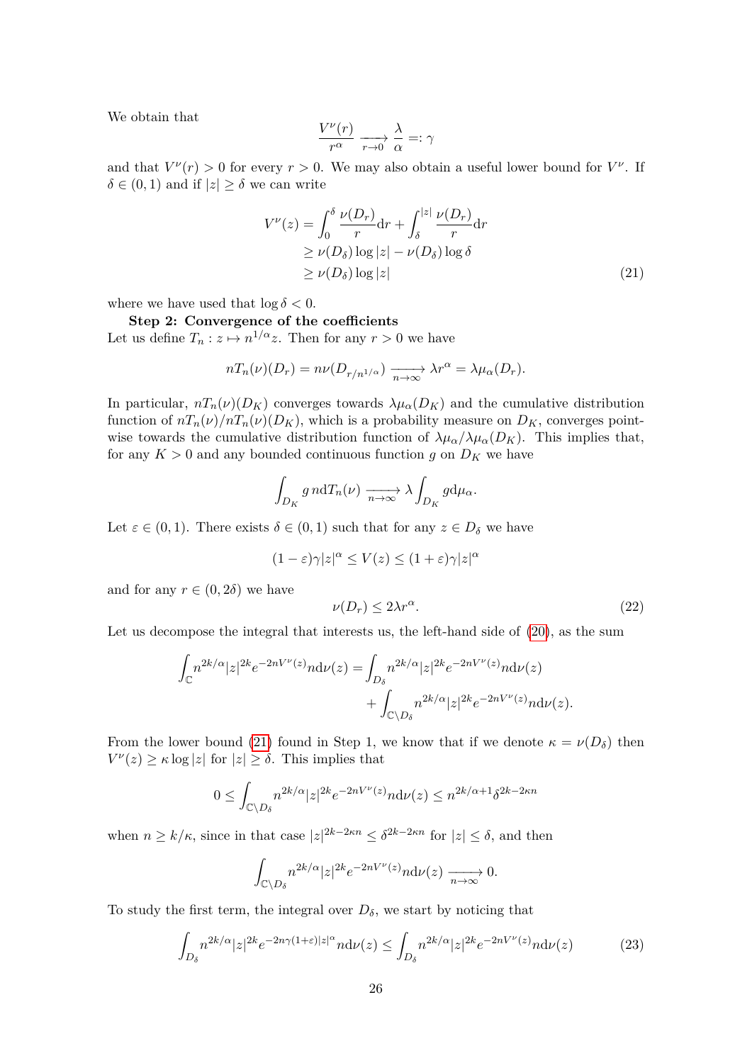We obtain that

$$\frac{V^\nu(r)}{r^\alpha} \xrightarrow[r\to 0]{} \frac{\lambda}{\alpha} =: \gamma$$

and that $V^\nu(r) > 0$ for every $r > 0$. We may also obtain a useful lower bound for $V^\nu$. If $\delta \in (0,1)$ and if $|z| \geq \delta$ we can write

$$\begin{aligned} V^\nu(z) &= \int_0^\delta \frac{\nu(D_r)}{r}\mathrm{d}r + \int_\delta^{|z|} \frac{\nu(D_r)}{r}\mathrm{d}r \\ &\geq \nu(D_\delta)\log|z| - \nu(D_\delta)\log\delta \\ &\geq \nu(D_\delta)\log|z| \end{aligned} \tag{21}$$

where we have used that $\log\delta < 0$.

**Step 2: Convergence of the coefficients**

Let us define $T_n : z \mapsto n^{1/\alpha}z$. Then for any $r > 0$ we have

$$nT_n(\nu)(D_r) = n\nu(D_{r/n^{1/\alpha}}) \xrightarrow[n\to\infty]{} \lambda r^\alpha = \lambda\mu_\alpha(D_r).$$

In particular, $nT_n(\nu)(D_K)$ converges towards $\lambda\mu_\alpha(D_K)$ and the cumulative distribution function of $nT_n(\nu)/nT_n(\nu)(D_K)$, which is a probability measure on $D_K$, converges pointwise towards the cumulative distribution function of $\lambda\mu_\alpha/\lambda\mu_\alpha(D_K)$. This implies that, for any $K > 0$ and any bounded continuous function $g$ on $D_K$ we have

$$\int_{D_K} g\, n\mathrm{d}T_n(\nu) \xrightarrow[n\to\infty]{} \lambda\int_{D_K} g\mathrm{d}\mu_\alpha.$$

Let $\varepsilon \in (0,1)$. There exists $\delta \in (0,1)$ such that for any $z \in D_\delta$ we have

$$(1-\varepsilon)\gamma|z|^\alpha \leq V(z) \leq (1+\varepsilon)\gamma|z|^\alpha$$

and for any $r \in (0, 2\delta)$ we have

$$\nu(D_r) \leq 2\lambda r^\alpha. \tag{22}$$

Let us decompose the integral that interests us, the left-hand side of (20), as the sum

$$\begin{aligned} \int_{\mathbb{C}} n^{2k/\alpha}|z|^{2k}e^{-2nV^\nu(z)}n\mathrm{d}\nu(z) = &\int_{D_\delta} n^{2k/\alpha}|z|^{2k}e^{-2nV^\nu(z)}n\mathrm{d}\nu(z) \\ &+ \int_{\mathbb{C}\setminus D_\delta} n^{2k/\alpha}|z|^{2k}e^{-2nV^\nu(z)}n\mathrm{d}\nu(z). \end{aligned}$$

From the lower bound (21) found in Step 1, we know that if we denote $\kappa = \nu(D_\delta)$ then $V^\nu(z) \geq \kappa\log|z|$ for $|z| \geq \delta$. This implies that

$$0 \leq \int_{\mathbb{C}\setminus D_\delta} n^{2k/\alpha}|z|^{2k}e^{-2nV^\nu(z)}n\mathrm{d}\nu(z) \leq n^{2k/\alpha+1}\delta^{2k-2\kappa n}$$

when $n \geq k/\kappa$, since in that case $|z|^{2k-2\kappa n} \leq \delta^{2k-2\kappa n}$ for $|z| \leq \delta$, and then

$$\int_{\mathbb{C}\setminus D_\delta} n^{2k/\alpha}|z|^{2k}e^{-2nV^\nu(z)}n\mathrm{d}\nu(z) \xrightarrow[n\to\infty]{} 0.$$

To study the first term, the integral over $D_\delta$, we start by noticing that

$$\int_{D_\delta} n^{2k/\alpha}|z|^{2k}e^{-2n\gamma(1+\varepsilon)|z|^\alpha}n\mathrm{d}\nu(z) \leq \int_{D_\delta} n^{2k/\alpha}|z|^{2k}e^{-2nV^\nu(z)}n\mathrm{d}\nu(z) \tag{23}$$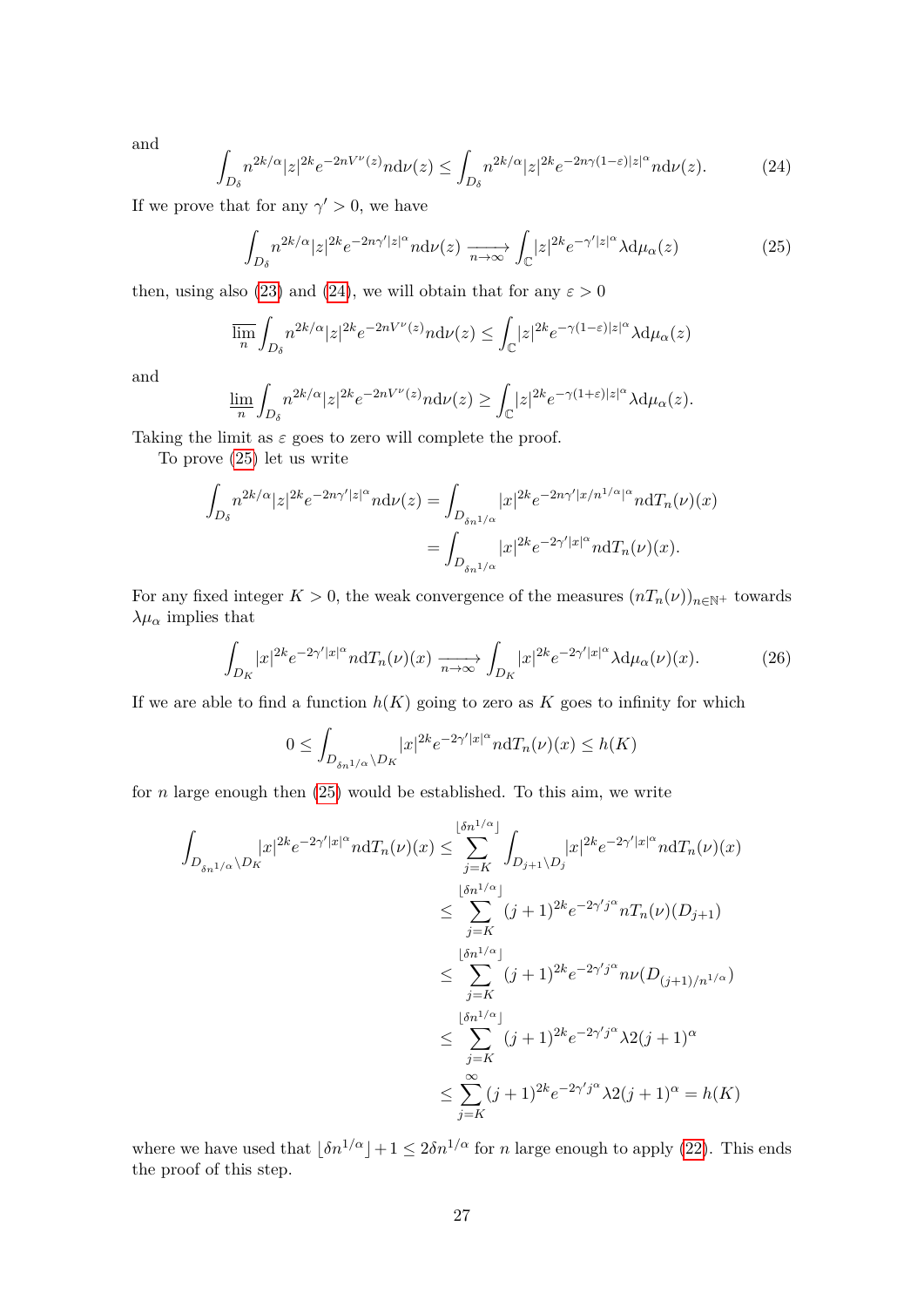and

$$\int_{D_\delta} n^{2k/\alpha}|z|^{2k}e^{-2nV^\nu(z)}n\mathrm{d}\nu(z) \leq \int_{D_\delta} n^{2k/\alpha}|z|^{2k}e^{-2n\gamma(1-\varepsilon)|z|^\alpha}n\mathrm{d}\nu(z). \tag{24}$$

If we prove that for any $\gamma' > 0$, we have

$$\int_{D_\delta} n^{2k/\alpha}|z|^{2k}e^{-2n\gamma'|z|^\alpha}n\mathrm{d}\nu(z) \xrightarrow[n\to\infty]{} \int_{\mathbb{C}}|z|^{2k}e^{-\gamma'|z|^\alpha}\lambda\mathrm{d}\mu_\alpha(z) \tag{25}$$

then, using also (23) and (24), we will obtain that for any $\varepsilon > 0$

$$\overline{\lim_n}\int_{D_\delta} n^{2k/\alpha}|z|^{2k}e^{-2nV^\nu(z)}n\mathrm{d}\nu(z) \leq \int_{\mathbb{C}}|z|^{2k}e^{-\gamma(1-\varepsilon)|z|^\alpha}\lambda\mathrm{d}\mu_\alpha(z)$$

and

$$\underline{\lim_n}\int_{D_\delta} n^{2k/\alpha}|z|^{2k}e^{-2nV^\nu(z)}n\mathrm{d}\nu(z) \geq \int_{\mathbb{C}}|z|^{2k}e^{-\gamma(1+\varepsilon)|z|^\alpha}\lambda\mathrm{d}\mu_\alpha(z).$$

Taking the limit as $\varepsilon$ goes to zero will complete the proof.

To prove (25) let us write

$$\begin{aligned}
\int_{D_\delta} n^{2k/\alpha}|z|^{2k}e^{-2n\gamma'|z|^\alpha}n\mathrm{d}\nu(z) &= \int_{D_{\delta n^{1/\alpha}}}|x|^{2k}e^{-2n\gamma'|x/n^{1/\alpha}|^\alpha}n\mathrm{d}T_n(\nu)(x) \\
&= \int_{D_{\delta n^{1/\alpha}}}|x|^{2k}e^{-2\gamma'|x|^\alpha}n\mathrm{d}T_n(\nu)(x).
\end{aligned}$$

For any fixed integer $K > 0$, the weak convergence of the measures $(nT_n(\nu))_{n\in\mathbb{N}^+}$ towards $\lambda\mu_\alpha$ implies that

$$\int_{D_K}|x|^{2k}e^{-2\gamma'|x|^\alpha}n\mathrm{d}T_n(\nu)(x) \xrightarrow[n\to\infty]{} \int_{D_K}|x|^{2k}e^{-2\gamma'|x|^\alpha}\lambda\mathrm{d}\mu_\alpha(\nu)(x). \tag{26}$$

If we are able to find a function $h(K)$ going to zero as $K$ goes to infinity for which

$$0 \leq \int_{D_{\delta n^{1/\alpha}}\setminus D_K}|x|^{2k}e^{-2\gamma'|x|^\alpha}n\mathrm{d}T_n(\nu)(x) \leq h(K)$$

for $n$ large enough then (25) would be established. To this aim, we write

$$\begin{aligned}
\int_{D_{\delta n^{1/\alpha}}\setminus D_K}|x|^{2k}e^{-2\gamma'|x|^\alpha}n\mathrm{d}T_n(\nu)(x) &\leq \sum_{j=K}^{\lfloor\delta n^{1/\alpha}\rfloor}\int_{D_{j+1}\setminus D_j}|x|^{2k}e^{-2\gamma'|x|^\alpha}n\mathrm{d}T_n(\nu)(x) \\
&\leq \sum_{j=K}^{\lfloor\delta n^{1/\alpha}\rfloor}(j+1)^{2k}e^{-2\gamma' j^\alpha}nT_n(\nu)(D_{j+1}) \\
&\leq \sum_{j=K}^{\lfloor\delta n^{1/\alpha}\rfloor}(j+1)^{2k}e^{-2\gamma' j^\alpha}n\nu(D_{(j+1)/n^{1/\alpha}}) \\
&\leq \sum_{j=K}^{\lfloor\delta n^{1/\alpha}\rfloor}(j+1)^{2k}e^{-2\gamma' j^\alpha}\lambda 2(j+1)^\alpha \\
&\leq \sum_{j=K}^{\infty}(j+1)^{2k}e^{-2\gamma' j^\alpha}\lambda 2(j+1)^\alpha = h(K)
\end{aligned}$$

where we have used that $\lfloor\delta n^{1/\alpha}\rfloor + 1 \leq 2\delta n^{1/\alpha}$ for $n$ large enough to apply (22). This ends the proof of this step.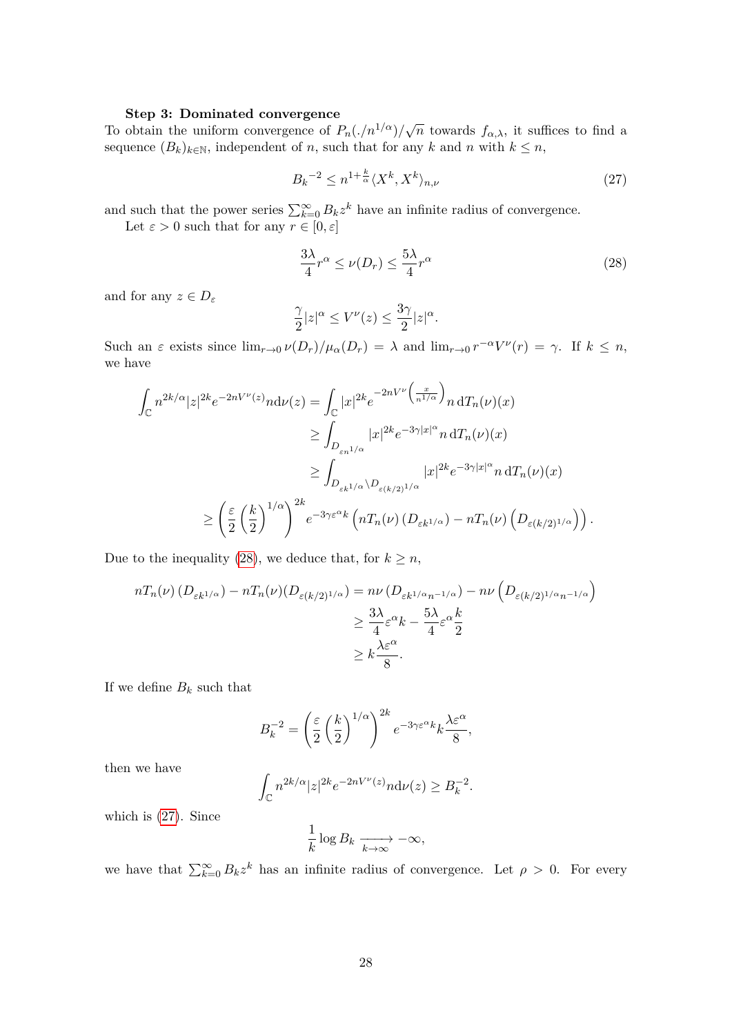**Step 3: Dominated convergence**

To obtain the uniform convergence of $P_n(./n^{1/\alpha})/\sqrt{n}$ towards $f_{\alpha,\lambda}$, it suffices to find a sequence $(B_k)_{k\in\mathbb{N}}$, independent of $n$, such that for any $k$ and $n$ with $k \leq n$,

$$B_k{}^{-2} \leq n^{1+\frac{k}{\alpha}} \langle X^k, X^k \rangle_{n,\nu} \tag{27}$$

and such that the power series $\sum_{k=0}^{\infty} B_k z^k$ have an infinite radius of convergence.

Let $\varepsilon > 0$ such that for any $r \in [0, \varepsilon]$

$$\frac{3\lambda}{4} r^\alpha \leq \nu(D_r) \leq \frac{5\lambda}{4} r^\alpha \tag{28}$$

and for any $z \in D_\varepsilon$

$$\frac{\gamma}{2}|z|^\alpha \leq V^\nu(z) \leq \frac{3\gamma}{2}|z|^\alpha.$$

Such an $\varepsilon$ exists since $\lim_{r\to 0} \nu(D_r)/\mu_\alpha(D_r) = \lambda$ and $\lim_{r\to 0} r^{-\alpha} V^\nu(r) = \gamma$. If $k \leq n$, we have

$$\begin{aligned}
\int_{\mathbb{C}} n^{2k/\alpha}|z|^{2k} e^{-2nV^\nu(z)} n \mathrm{d}\nu(z) &= \int_{\mathbb{C}} |x|^{2k} e^{-2nV^\nu\left(\frac{x}{n^{1/\alpha}}\right)} n \,\mathrm{d}T_n(\nu)(x) \\
&\geq \int_{D_{\varepsilon n^{1/\alpha}}} |x|^{2k} e^{-3\gamma|x|^\alpha} n \,\mathrm{d}T_n(\nu)(x) \\
&\geq \int_{D_{\varepsilon k^{1/\alpha}} \setminus D_{\varepsilon (k/2)^{1/\alpha}}} |x|^{2k} e^{-3\gamma|x|^\alpha} n \,\mathrm{d}T_n(\nu)(x) \\
\geq \left(\frac{\varepsilon}{2}\left(\frac{k}{2}\right)^{1/\alpha}\right)^{2k} & e^{-3\gamma\varepsilon^\alpha k} \left(nT_n(\nu)\left(D_{\varepsilon k^{1/\alpha}}\right) - nT_n(\nu)\left(D_{\varepsilon (k/2)^{1/\alpha}}\right)\right).
\end{aligned}$$

Due to the inequality (28), we deduce that, for $k \geq n$,

$$\begin{aligned}
nT_n(\nu)\left(D_{\varepsilon k^{1/\alpha}}\right) - nT_n(\nu)(D_{\varepsilon (k/2)^{1/\alpha}}) &= n\nu\left(D_{\varepsilon k^{1/\alpha} n^{-1/\alpha}}\right) - n\nu\left(D_{\varepsilon (k/2)^{1/\alpha} n^{-1/\alpha}}\right) \\
&\geq \frac{3\lambda}{4}\varepsilon^\alpha k - \frac{5\lambda}{4}\varepsilon^\alpha \frac{k}{2} \\
&\geq k\frac{\lambda\varepsilon^\alpha}{8}.
\end{aligned}$$

If we define $B_k$ such that

$$B_k^{-2} = \left(\frac{\varepsilon}{2}\left(\frac{k}{2}\right)^{1/\alpha}\right)^{2k} e^{-3\gamma\varepsilon^\alpha k} k \frac{\lambda\varepsilon^\alpha}{8},$$

then we have

$$\int_{\mathbb{C}} n^{2k/\alpha}|z|^{2k} e^{-2nV^\nu(z)} n \mathrm{d}\nu(z) \geq B_k^{-2}.$$

which is (27). Since

$$\frac{1}{k}\log B_k \xrightarrow[k\to\infty]{} -\infty,$$

we have that $\sum_{k=0}^{\infty} B_k z^k$ has an infinite radius of convergence. Let $\rho > 0$. For every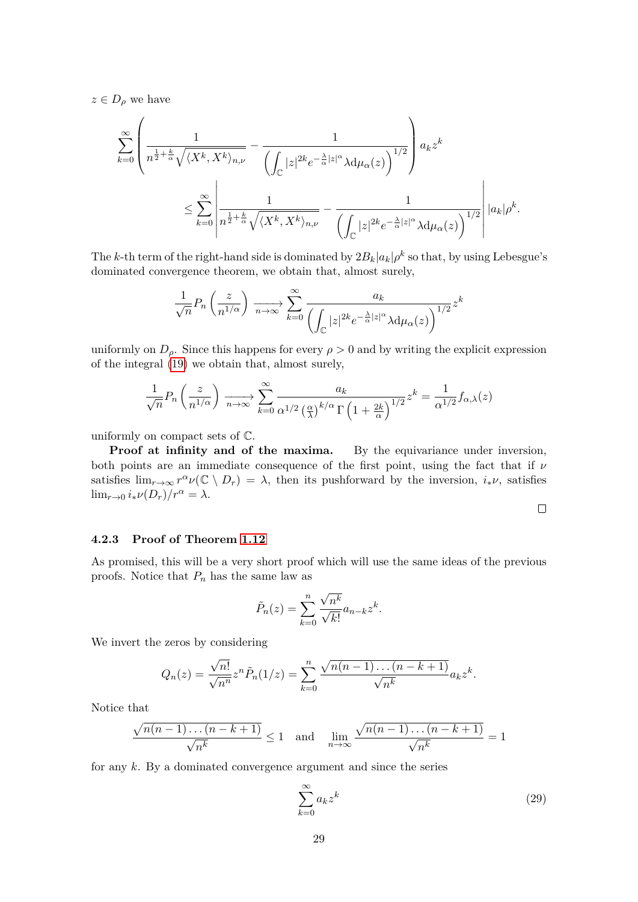$z \in D_\rho$ we have

$$\sum_{k=0}^{\infty}\left(\frac{1}{n^{\frac{1}{2}+\frac{k}{\alpha}}\sqrt{\langle X^k, X^k\rangle_{n,\nu}}} - \frac{1}{\left(\int_{\mathbb{C}} |z|^{2k} e^{-\frac{\lambda}{\alpha}|z|^\alpha} \lambda \mathrm{d}\mu_\alpha(z)\right)^{1/2}}\right) a_k z^k$$
$$\leq \sum_{k=0}^{\infty}\left|\frac{1}{n^{\frac{1}{2}+\frac{k}{\alpha}}\sqrt{\langle X^k, X^k\rangle_{n,\nu}}} - \frac{1}{\left(\int_{\mathbb{C}} |z|^{2k} e^{-\frac{\lambda}{\alpha}|z|^\alpha} \lambda \mathrm{d}\mu_\alpha(z)\right)^{1/2}}\right| |a_k| \rho^k.$$

The $k$-th term of the right-hand side is dominated by $2B_k|a_k|\rho^k$ so that, by using Lebesgue's dominated convergence theorem, we obtain that, almost surely,

$$\frac{1}{\sqrt{n}} P_n\left(\frac{z}{n^{1/\alpha}}\right) \xrightarrow[n\to\infty]{} \sum_{k=0}^{\infty} \frac{a_k}{\left(\int_{\mathbb{C}} |z|^{2k} e^{-\frac{\lambda}{\alpha}|z|^\alpha} \lambda \mathrm{d}\mu_\alpha(z)\right)^{1/2}} z^k$$

uniformly on $D_\rho$. Since this happens for every $\rho > 0$ and by writing the explicit expression of the integral (19) we obtain that, almost surely,

$$\frac{1}{\sqrt{n}} P_n\left(\frac{z}{n^{1/\alpha}}\right) \xrightarrow[n\to\infty]{} \sum_{k=0}^{\infty} \frac{a_k}{\alpha^{1/2}\left(\frac{\alpha}{\lambda}\right)^{k/\alpha}\Gamma\left(1+\frac{2k}{\alpha}\right)^{1/2}} z^k = \frac{1}{\alpha^{1/2}} f_{\alpha,\lambda}(z)$$

uniformly on compact sets of $\mathbb{C}$.

**Proof at infinity and of the maxima.** By the equivariance under inversion, both points are an immediate consequence of the first point, using the fact that if $\nu$ satisfies $\lim_{r\to\infty} r^\alpha \nu(\mathbb{C}\setminus D_r) = \lambda$, then its pushforward by the inversion, $i_*\nu$, satisfies $\lim_{r\to 0} i_*\nu(D_r)/r^\alpha = \lambda$.

□

### 4.2.3 Proof of Theorem 1.12

As promised, this will be a very short proof which will use the same ideas of the previous proofs. Notice that $P_n$ has the same law as

$$\tilde{P}_n(z) = \sum_{k=0}^{n} \frac{\sqrt{n^k}}{\sqrt{k!}} a_{n-k} z^k.$$

We invert the zeros by considering

$$Q_n(z) = \frac{\sqrt{n!}}{\sqrt{n^n}} z^n \tilde{P}_n(1/z) = \sum_{k=0}^{n} \frac{\sqrt{n(n-1)\dots(n-k+1)}}{\sqrt{n^k}} a_k z^k.$$

Notice that

$$\frac{\sqrt{n(n-1)\dots(n-k+1)}}{\sqrt{n^k}} \leq 1 \quad \text{and} \quad \lim_{n\to\infty} \frac{\sqrt{n(n-1)\dots(n-k+1)}}{\sqrt{n^k}} = 1$$

for any $k$. By a dominated convergence argument and since the series

$$\sum_{k=0}^{\infty} a_k z^k \tag{29}$$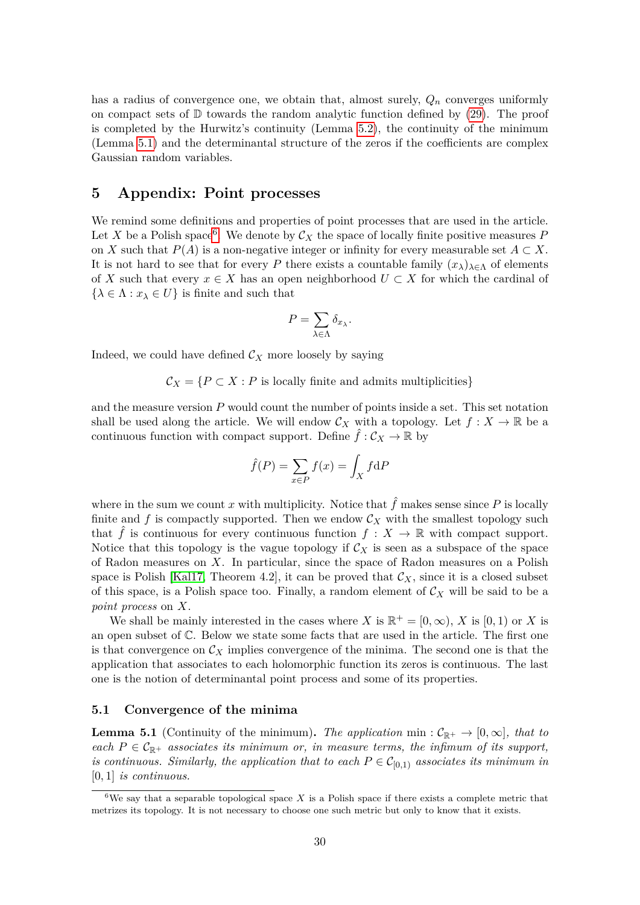has a radius of convergence one, we obtain that, almost surely, $Q_n$ converges uniformly on compact sets of $\mathbb{D}$ towards the random analytic function defined by (29). The proof is completed by the Hurwitz's continuity (Lemma 5.2), the continuity of the minimum (Lemma 5.1) and the determinantal structure of the zeros if the coefficients are complex Gaussian random variables.

# 5 Appendix: Point processes

We remind some definitions and properties of point processes that are used in the article. Let $X$ be a Polish space[6]. We denote by $\mathcal{C}_X$ the space of locally finite positive measures $P$ on $X$ such that $P(A)$ is a non-negative integer or infinity for every measurable set $A \subset X$. It is not hard to see that for every $P$ there exists a countable family $(x_\lambda)_{\lambda \in \Lambda}$ of elements of $X$ such that every $x \in X$ has an open neighborhood $U \subset X$ for which the cardinal of $\{\lambda \in \Lambda : x_\lambda \in U\}$ is finite and such that

$$P = \sum_{\lambda \in \Lambda} \delta_{x_\lambda}.$$

Indeed, we could have defined $\mathcal{C}_X$ more loosely by saying

$$\mathcal{C}_X = \{P \subset X : P \text{ is locally finite and admits multiplicities}\}$$

and the measure version $P$ would count the number of points inside a set. This set notation shall be used along the article. We will endow $\mathcal{C}_X$ with a topology. Let $f : X \to \mathbb{R}$ be a continuous function with compact support. Define $\hat{f} : \mathcal{C}_X \to \mathbb{R}$ by

$$\hat{f}(P) = \sum_{x \in P} f(x) = \int_X f \mathrm{d}P$$

where in the sum we count $x$ with multiplicity. Notice that $\hat{f}$ makes sense since $P$ is locally finite and $f$ is compactly supported. Then we endow $\mathcal{C}_X$ with the smallest topology such that $\hat{f}$ is continuous for every continuous function $f : X \to \mathbb{R}$ with compact support. Notice that this topology is the vague topology if $\mathcal{C}_X$ is seen as a subspace of the space of Radon measures on $X$. In particular, since the space of Radon measures on a Polish space is Polish [Kal17, Theorem 4.2], it can be proved that $\mathcal{C}_X$, since it is a closed subset of this space, is a Polish space too. Finally, a random element of $\mathcal{C}_X$ will be said to be a *point process* on $X$.

We shall be mainly interested in the cases where $X$ is $\mathbb{R}^+ = [0, \infty)$, $X$ is $[0, 1)$ or $X$ is an open subset of $\mathbb{C}$. Below we state some facts that are used in the article. The first one is that convergence on $\mathcal{C}_X$ implies convergence of the minima. The second one is that the application that associates to each holomorphic function its zeros is continuous. The last one is the notion of determinantal point process and some of its properties.

## 5.1 Convergence of the minima

**Lemma 5.1** (Continuity of the minimum)**.** *The application* $\min : \mathcal{C}_{\mathbb{R}^+} \to [0, \infty]$*, that to each* $P \in \mathcal{C}_{\mathbb{R}^+}$ *associates its minimum or, in measure terms, the infimum of its support, is continuous. Similarly, the application that to each* $P \in \mathcal{C}_{[0,1)}$ *associates its minimum in* $[0, 1]$ *is continuous.*

---

[6] We say that a separable topological space $X$ is a Polish space if there exists a complete metric that metrizes its topology. It is not necessary to choose one such metric but only to know that it exists.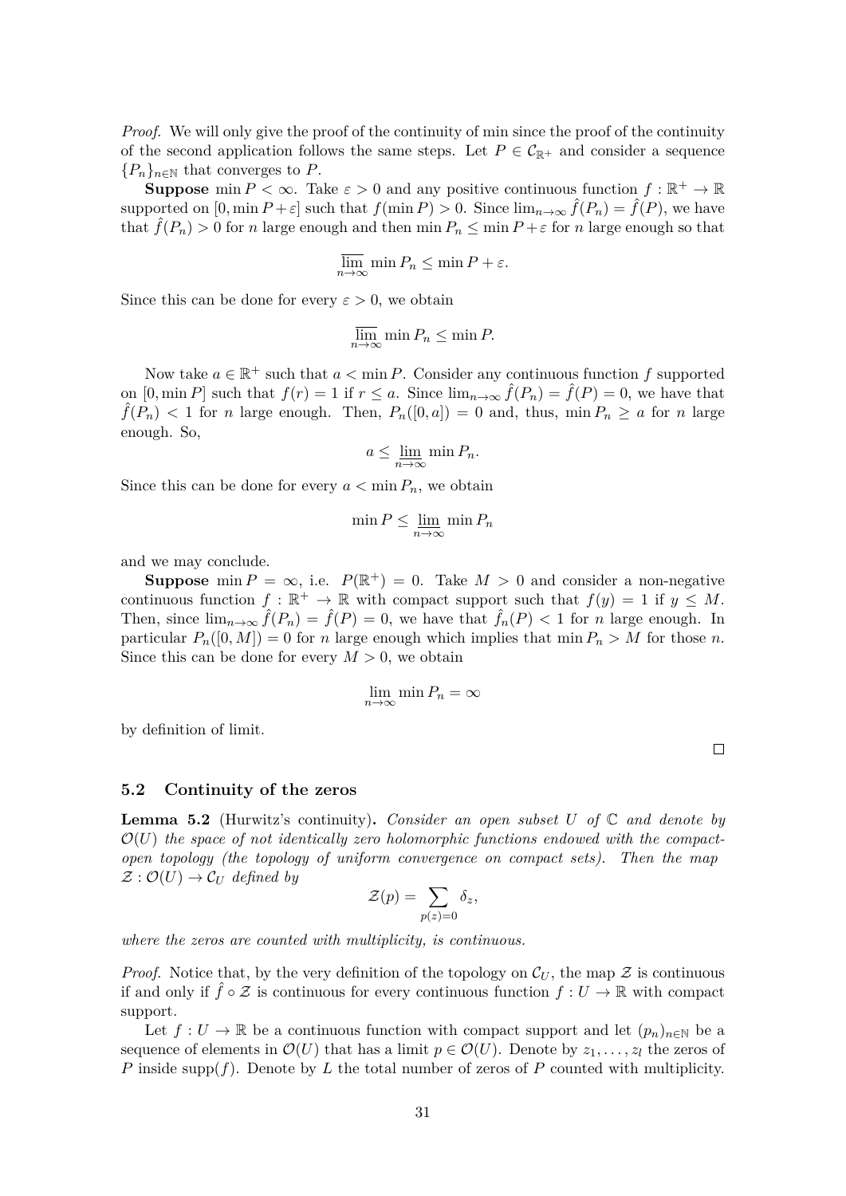*Proof.* We will only give the proof of the continuity of min since the proof of the continuity of the second application follows the same steps. Let $P \in \mathcal{C}_{\mathbb{R}^+}$ and consider a sequence $\{P_n\}_{n\in\mathbb{N}}$ that converges to $P$.

**Suppose** $\min P < \infty$. Take $\varepsilon > 0$ and any positive continuous function $f : \mathbb{R}^+ \to \mathbb{R}$ supported on $[0, \min P + \varepsilon]$ such that $f(\min P) > 0$. Since $\lim_{n\to\infty} \hat{f}(P_n) = \hat{f}(P)$, we have that $\hat{f}(P_n) > 0$ for $n$ large enough and then $\min P_n \leq \min P + \varepsilon$ for $n$ large enough so that

$$\overline{\lim_{n\to\infty}} \min P_n \leq \min P + \varepsilon.$$

Since this can be done for every $\varepsilon > 0$, we obtain

$$\overline{\lim_{n\to\infty}} \min P_n \leq \min P.$$

Now take $a \in \mathbb{R}^+$ such that $a < \min P$. Consider any continuous function $f$ supported on $[0, \min P]$ such that $f(r) = 1$ if $r \leq a$. Since $\lim_{n\to\infty} \hat{f}(P_n) = \hat{f}(P) = 0$, we have that $\hat{f}(P_n) < 1$ for $n$ large enough. Then, $P_n([0, a]) = 0$ and, thus, $\min P_n \geq a$ for $n$ large enough. So,

$$a \leq \underline{\lim_{n\to\infty}} \min P_n.$$

Since this can be done for every $a < \min P_n$, we obtain

$$\min P \leq \underline{\lim_{n\to\infty}} \min P_n$$

and we may conclude.

**Suppose** $\min P = \infty$, i.e. $P(\mathbb{R}^+) = 0$. Take $M > 0$ and consider a non-negative continuous function $f : \mathbb{R}^+ \to \mathbb{R}$ with compact support such that $f(y) = 1$ if $y \leq M$. Then, since $\lim_{n\to\infty} \hat{f}(P_n) = \hat{f}(P) = 0$, we have that $\hat{f}_n(P) < 1$ for $n$ large enough. In particular $P_n([0, M]) = 0$ for $n$ large enough which implies that $\min P_n > M$ for those $n$. Since this can be done for every $M > 0$, we obtain

$$\lim_{n\to\infty} \min P_n = \infty$$

by definition of limit. □

### 5.2 Continuity of the zeros

**Lemma 5.2** (Hurwitz's continuity)**.** *Consider an open subset $U$ of $\mathbb{C}$ and denote by $\mathcal{O}(U)$ the space of not identically zero holomorphic functions endowed with the compact-open topology (the topology of uniform convergence on compact sets). Then the map $\mathcal{Z} : \mathcal{O}(U) \to \mathcal{C}_U$ defined by*

$$\mathcal{Z}(p) = \sum_{p(z)=0} \delta_z,$$

*where the zeros are counted with multiplicity, is continuous.*

*Proof.* Notice that, by the very definition of the topology on $\mathcal{C}_U$, the map $\mathcal{Z}$ is continuous if and only if $\hat{f} \circ \mathcal{Z}$ is continuous for every continuous function $f : U \to \mathbb{R}$ with compact support.

Let $f : U \to \mathbb{R}$ be a continuous function with compact support and let $(p_n)_{n\in\mathbb{N}}$ be a sequence of elements in $\mathcal{O}(U)$ that has a limit $p \in \mathcal{O}(U)$. Denote by $z_1, \ldots, z_l$ the zeros of $P$ inside $\mathrm{supp}(f)$. Denote by $L$ the total number of zeros of $P$ counted with multiplicity.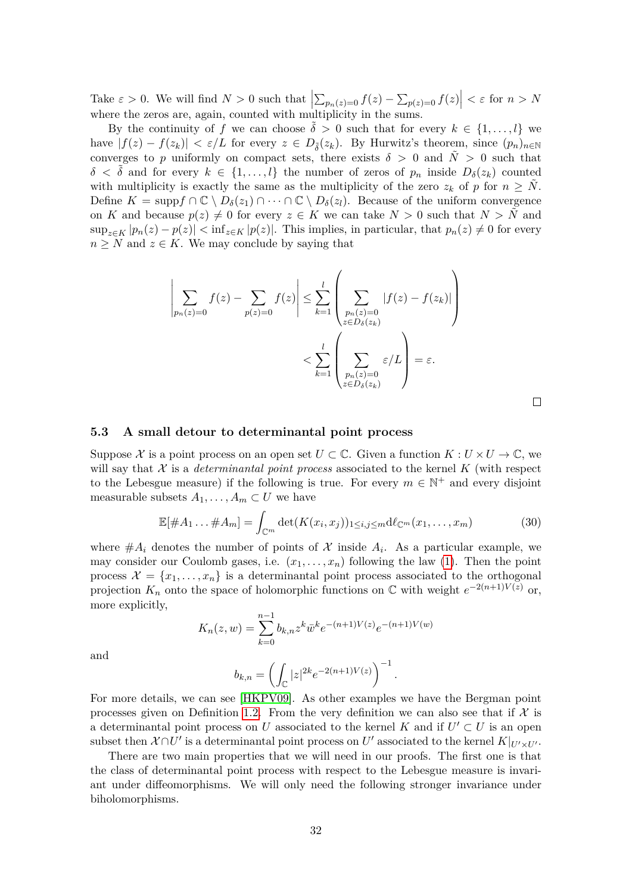Take $\varepsilon > 0$. We will find $N > 0$ such that $\left|\sum_{p_n(z)=0} f(z) - \sum_{p(z)=0} f(z)\right| < \varepsilon$ for $n > N$ where the zeros are, again, counted with multiplicity in the sums.

By the continuity of $f$ we can choose $\tilde{\delta} > 0$ such that for every $k \in \{1, \dots, l\}$ we have $|f(z) - f(z_k)| < \varepsilon/L$ for every $z \in D_{\tilde{\delta}}(z_k)$. By Hurwitz's theorem, since $(p_n)_{n\in\mathbb{N}}$ converges to $p$ uniformly on compact sets, there exists $\delta > 0$ and $\tilde{N} > 0$ such that $\delta < \tilde{\delta}$ and for every $k \in \{1, \dots, l\}$ the number of zeros of $p_n$ inside $D_\delta(z_k)$ counted with multiplicity is exactly the same as the multiplicity of the zero $z_k$ of $p$ for $n \geq \tilde{N}$. Define $K = \mathrm{supp} f \cap \mathbb{C} \setminus D_\delta(z_1) \cap \dots \cap \mathbb{C} \setminus D_\delta(z_l)$. Because of the uniform convergence on $K$ and because $p(z) \neq 0$ for every $z \in K$ we can take $N > 0$ such that $N > \tilde{N}$ and $\sup_{z\in K} |p_n(z) - p(z)| < \inf_{z\in K} |p(z)|$. This implies, in particular, that $p_n(z) \neq 0$ for every $n \geq N$ and $z \in K$. We may conclude by saying that

$$
\begin{aligned}
\left|\sum_{p_n(z)=0} f(z) - \sum_{p(z)=0} f(z)\right| &\leq \sum_{k=1}^{l} \left( \sum_{\substack{p_n(z)=0 \\ z\in D_\delta(z_k)}} |f(z) - f(z_k)| \right) \\
&< \sum_{k=1}^{l} \left( \sum_{\substack{p_n(z)=0 \\ z\in D_\delta(z_k)}} \varepsilon/L \right) = \varepsilon.
\end{aligned}
$$

□

### 5.3 A small detour to determinantal point process

Suppose $\mathcal{X}$ is a point process on an open set $U \subset \mathbb{C}$. Given a function $K : U \times U \to \mathbb{C}$, we will say that $\mathcal{X}$ is a *determinantal point process* associated to the kernel $K$ (with respect to the Lebesgue measure) if the following is true. For every $m \in \mathbb{N}^+$ and every disjoint measurable subsets $A_1, \dots, A_m \subset U$ we have

$$
\mathbb{E}[\#A_1 \dots \#A_m] = \int_{\mathbb{C}^m} \det(K(x_i, x_j))_{1\leq i,j\leq m} \mathrm{d}\ell_{\mathbb{C}^m}(x_1, \dots, x_m) \tag{30}
$$

where $\#A_i$ denotes the number of points of $\mathcal{X}$ inside $A_i$. As a particular example, we may consider our Coulomb gases, i.e. $(x_1, \dots, x_n)$ following the law (1). Then the point process $\mathcal{X} = \{x_1, \dots, x_n\}$ is a determinantal point process associated to the orthogonal projection $K_n$ onto the space of holomorphic functions on $\mathbb{C}$ with weight $e^{-2(n+1)V(z)}$ or, more explicitly,

$$
K_n(z, w) = \sum_{k=0}^{n-1} b_{k,n} z^k \bar{w}^k e^{-(n+1)V(z)} e^{-(n+1)V(w)}
$$

and

$$
b_{k,n} = \left( \int_{\mathbb{C}} |z|^{2k} e^{-2(n+1)V(z)} \right)^{-1}.
$$

For more details, we can see [HKPV09]. As other examples we have the Bergman point processes given on Definition 1.2. From the very definition we can also see that if $\mathcal{X}$ is a determinantal point process on $U$ associated to the kernel $K$ and if $U' \subset U$ is an open subset then $\mathcal{X} \cap U'$ is a determinantal point process on $U'$ associated to the kernel $K|_{U'\times U'}$.

There are two main properties that we will need in our proofs. The first one is that the class of determinantal point process with respect to the Lebesgue measure is invariant under diffeomorphisms. We will only need the following stronger invariance under biholomorphisms.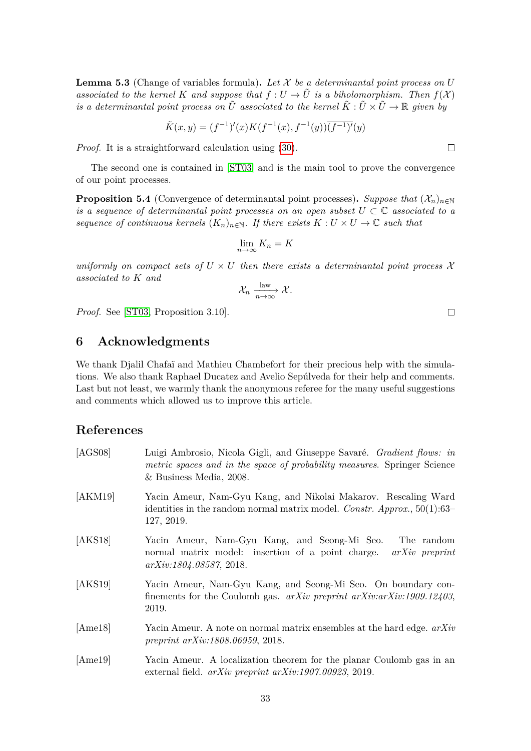**Lemma 5.3** (Change of variables formula)**.** *Let $\mathcal{X}$ be a determinantal point process on $U$ associated to the kernel $K$ and suppose that $f : U \to \tilde{U}$ is a biholomorphism. Then $f(\mathcal{X})$ is a determinantal point process on $\tilde{U}$ associated to the kernel $\tilde{K} : \tilde{U} \times \tilde{U} \to \mathbb{R}$ given by*

$$\tilde{K}(x, y) = (f^{-1})'(x) K(f^{-1}(x), f^{-1}(y)) \overline{(f^{-1})'}(y)$$

*Proof.* It is a straightforward calculation using (30). □

The second one is contained in [ST03] and is the main tool to prove the convergence of our point processes.

**Proposition 5.4** (Convergence of determinantal point processes)**.** *Suppose that $(\mathcal{X}_n)_{n\in\mathbb{N}}$ is a sequence of determinantal point processes on an open subset $U \subset \mathbb{C}$ associated to a sequence of continuous kernels $(K_n)_{n\in\mathbb{N}}$. If there exists $K : U \times U \to \mathbb{C}$ such that*

$$\lim_{n\to\infty} K_n = K$$

*uniformly on compact sets of $U \times U$ then there exists a determinantal point process $\mathcal{X}$ associated to $K$ and*

$$\mathcal{X}_n \xrightarrow[n\to\infty]{\text{law}} \mathcal{X}.$$

*Proof.* See [ST03, Proposition 3.10]. □

## 6 Acknowledgments

We thank Djalil Chafaï and Mathieu Chambefort for their precious help with the simulations. We also thank Raphael Ducatez and Avelio Sepúlveda for their help and comments. Last but not least, we warmly thank the anonymous referee for the many useful suggestions and comments which allowed us to improve this article.

## References

[AGS08] Luigi Ambrosio, Nicola Gigli, and Giuseppe Savaré. *Gradient flows: in metric spaces and in the space of probability measures*. Springer Science & Business Media, 2008.

[AKM19] Yacin Ameur, Nam-Gyu Kang, and Nikolai Makarov. Rescaling Ward identities in the random normal matrix model. *Constr. Approx.*, 50(1):63–127, 2019.

[AKS18] Yacin Ameur, Nam-Gyu Kang, and Seong-Mi Seo. The random normal matrix model: insertion of a point charge. *arXiv preprint arXiv:1804.08587*, 2018.

[AKS19] Yacin Ameur, Nam-Gyu Kang, and Seong-Mi Seo. On boundary confinements for the Coulomb gas. *arXiv preprint arXiv:arXiv:1909.12403*, 2019.

[Ame18] Yacin Ameur. A note on normal matrix ensembles at the hard edge. *arXiv preprint arXiv:1808.06959*, 2018.

[Ame19] Yacin Ameur. A localization theorem for the planar Coulomb gas in an external field. *arXiv preprint arXiv:1907.00923*, 2019.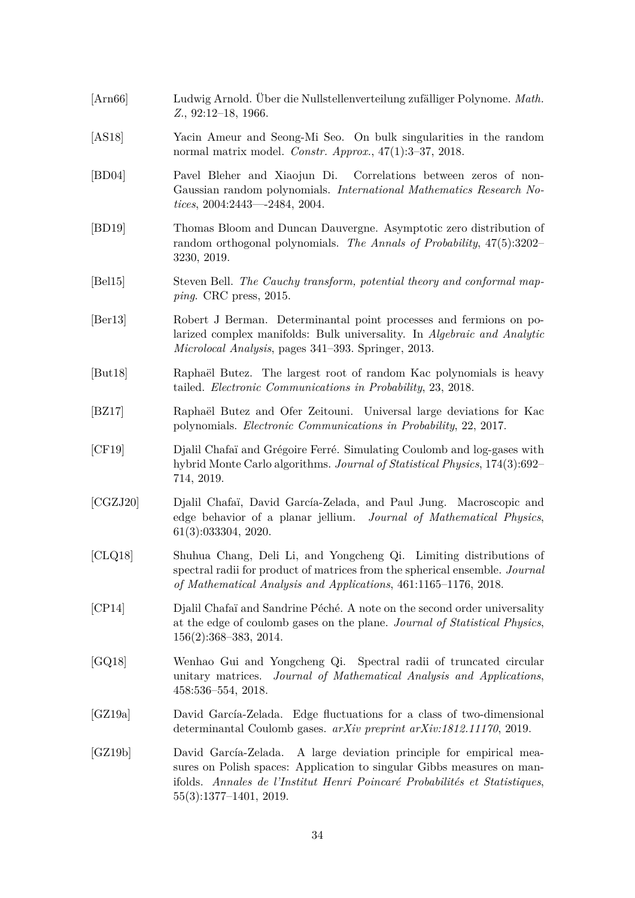[Arn66] Ludwig Arnold. Über die Nullstellenverteilung zufälliger Polynome. *Math. Z.*, 92:12–18, 1966.

[AS18] Yacin Ameur and Seong-Mi Seo. On bulk singularities in the random normal matrix model. *Constr. Approx.*, 47(1):3–37, 2018.

[BD04] Pavel Bleher and Xiaojun Di. Correlations between zeros of non-Gaussian random polynomials. *International Mathematics Research Notices*, 2004:2443—-2484, 2004.

[BD19] Thomas Bloom and Duncan Dauvergne. Asymptotic zero distribution of random orthogonal polynomials. *The Annals of Probability*, 47(5):3202–3230, 2019.

[Bel15] Steven Bell. *The Cauchy transform, potential theory and conformal mapping*. CRC press, 2015.

[Ber13] Robert J Berman. Determinantal point processes and fermions on polarized complex manifolds: Bulk universality. In *Algebraic and Analytic Microlocal Analysis*, pages 341–393. Springer, 2013.

[But18] Raphaël Butez. The largest root of random Kac polynomials is heavy tailed. *Electronic Communications in Probability*, 23, 2018.

[BZ17] Raphaël Butez and Ofer Zeitouni. Universal large deviations for Kac polynomials. *Electronic Communications in Probability*, 22, 2017.

[CF19] Djalil Chafaï and Grégoire Ferré. Simulating Coulomb and log-gases with hybrid Monte Carlo algorithms. *Journal of Statistical Physics*, 174(3):692–714, 2019.

[CGZJ20] Djalil Chafaï, David García-Zelada, and Paul Jung. Macroscopic and edge behavior of a planar jellium. *Journal of Mathematical Physics*, 61(3):033304, 2020.

[CLQ18] Shuhua Chang, Deli Li, and Yongcheng Qi. Limiting distributions of spectral radii for product of matrices from the spherical ensemble. *Journal of Mathematical Analysis and Applications*, 461:1165–1176, 2018.

[CP14] Djalil Chafaï and Sandrine Péché. A note on the second order universality at the edge of coulomb gases on the plane. *Journal of Statistical Physics*, 156(2):368–383, 2014.

[GQ18] Wenhao Gui and Yongcheng Qi. Spectral radii of truncated circular unitary matrices. *Journal of Mathematical Analysis and Applications*, 458:536–554, 2018.

[GZ19a] David García-Zelada. Edge fluctuations for a class of two-dimensional determinantal Coulomb gases. *arXiv preprint arXiv:1812.11170*, 2019.

[GZ19b] David García-Zelada. A large deviation principle for empirical measures on Polish spaces: Application to singular Gibbs measures on manifolds. *Annales de l'Institut Henri Poincaré Probabilités et Statistiques*, 55(3):1377–1401, 2019.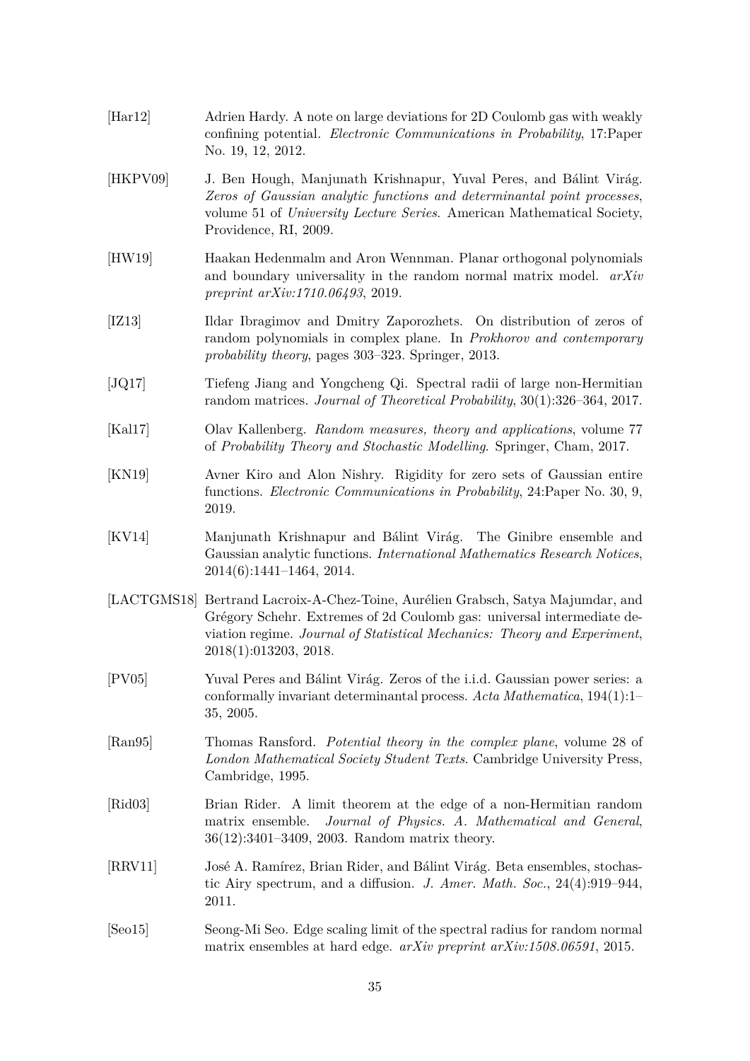[Har12] Adrien Hardy. A note on large deviations for 2D Coulomb gas with weakly confining potential. *Electronic Communications in Probability*, 17:Paper No. 19, 12, 2012.

[HKPV09] J. Ben Hough, Manjunath Krishnapur, Yuval Peres, and Bálint Virág. *Zeros of Gaussian analytic functions and determinantal point processes*, volume 51 of *University Lecture Series*. American Mathematical Society, Providence, RI, 2009.

[HW19] Haakan Hedenmalm and Aron Wennman. Planar orthogonal polynomials and boundary universality in the random normal matrix model. *arXiv preprint arXiv:1710.06493*, 2019.

[IZ13] Ildar Ibragimov and Dmitry Zaporozhets. On distribution of zeros of random polynomials in complex plane. In *Prokhorov and contemporary probability theory*, pages 303–323. Springer, 2013.

[JQ17] Tiefeng Jiang and Yongcheng Qi. Spectral radii of large non-Hermitian random matrices. *Journal of Theoretical Probability*, 30(1):326–364, 2017.

[Kal17] Olav Kallenberg. *Random measures, theory and applications*, volume 77 of *Probability Theory and Stochastic Modelling*. Springer, Cham, 2017.

[KN19] Avner Kiro and Alon Nishry. Rigidity for zero sets of Gaussian entire functions. *Electronic Communications in Probability*, 24:Paper No. 30, 9, 2019.

[KV14] Manjunath Krishnapur and Bálint Virág. The Ginibre ensemble and Gaussian analytic functions. *International Mathematics Research Notices*, 2014(6):1441–1464, 2014.

[LACTGMS18] Bertrand Lacroix-A-Chez-Toine, Aurélien Grabsch, Satya Majumdar, and Grégory Schehr. Extremes of 2d Coulomb gas: universal intermediate deviation regime. *Journal of Statistical Mechanics: Theory and Experiment*, 2018(1):013203, 2018.

[PV05] Yuval Peres and Bálint Virág. Zeros of the i.i.d. Gaussian power series: a conformally invariant determinantal process. *Acta Mathematica*, 194(1):1–35, 2005.

[Ran95] Thomas Ransford. *Potential theory in the complex plane*, volume 28 of *London Mathematical Society Student Texts*. Cambridge University Press, Cambridge, 1995.

[Rid03] Brian Rider. A limit theorem at the edge of a non-Hermitian random matrix ensemble. *Journal of Physics. A. Mathematical and General*, 36(12):3401–3409, 2003. Random matrix theory.

[RRV11] José A. Ramírez, Brian Rider, and Bálint Virág. Beta ensembles, stochastic Airy spectrum, and a diffusion. *J. Amer. Math. Soc.*, 24(4):919–944, 2011.

[Seo15] Seong-Mi Seo. Edge scaling limit of the spectral radius for random normal matrix ensembles at hard edge. *arXiv preprint arXiv:1508.06591*, 2015.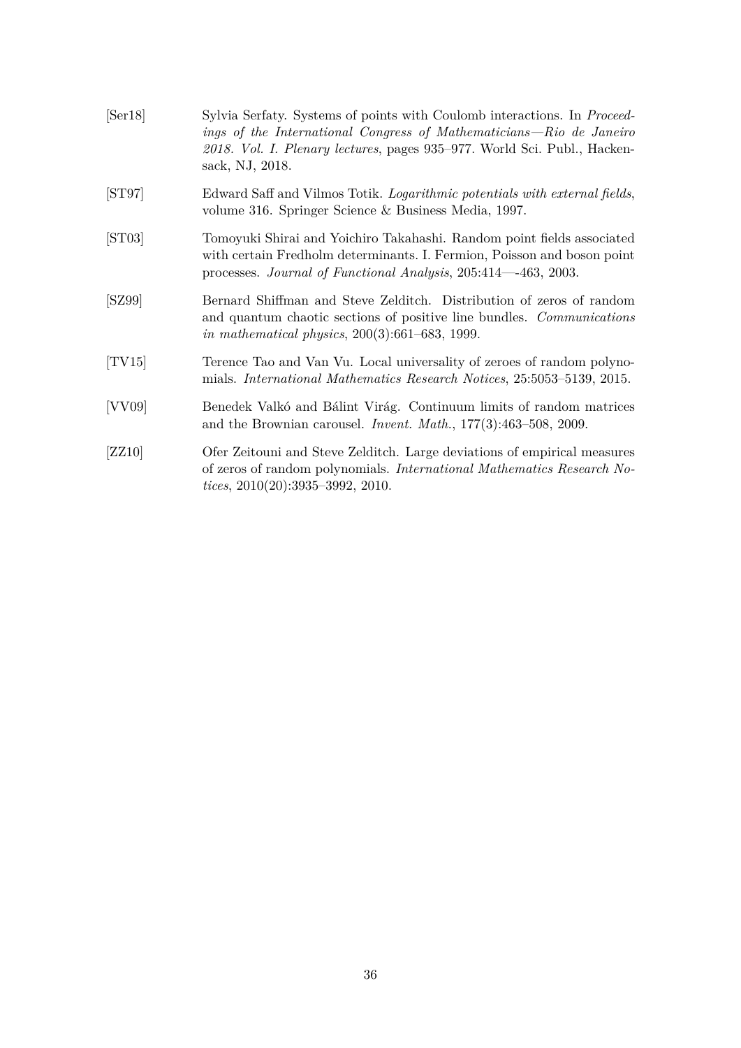- [Ser18] Sylvia Serfaty. Systems of points with Coulomb interactions. In *Proceedings of the International Congress of Mathematicians—Rio de Janeiro 2018. Vol. I. Plenary lectures*, pages 935–977. World Sci. Publ., Hackensack, NJ, 2018.
- [ST97] Edward Saff and Vilmos Totik. *Logarithmic potentials with external fields*, volume 316. Springer Science & Business Media, 1997.
- [ST03] Tomoyuki Shirai and Yoichiro Takahashi. Random point fields associated with certain Fredholm determinants. I. Fermion, Poisson and boson point processes. *Journal of Functional Analysis*, 205:414—-463, 2003.
- [SZ99] Bernard Shiffman and Steve Zelditch. Distribution of zeros of random and quantum chaotic sections of positive line bundles. *Communications in mathematical physics*, 200(3):661–683, 1999.
- [TV15] Terence Tao and Van Vu. Local universality of zeroes of random polynomials. *International Mathematics Research Notices*, 25:5053–5139, 2015.
- [VV09] Benedek Valkó and Bálint Virág. Continuum limits of random matrices and the Brownian carousel. *Invent. Math.*, 177(3):463–508, 2009.
- [ZZ10] Ofer Zeitouni and Steve Zelditch. Large deviations of empirical measures of zeros of random polynomials. *International Mathematics Research Notices*, 2010(20):3935–3992, 2010.